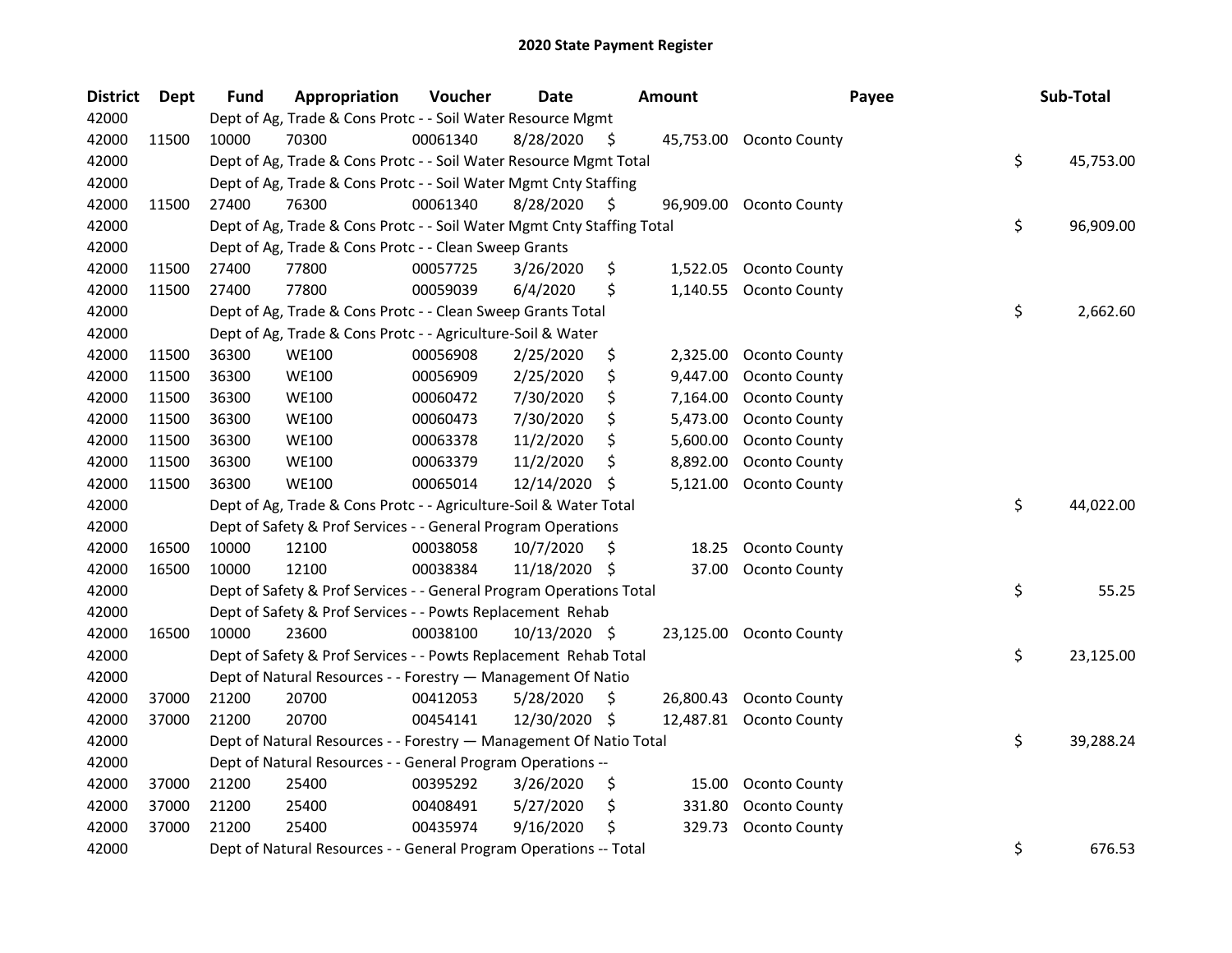# 2020 State Payment Register

| District | Dept | Fund | Appropriation | Voucher | Date | Amount | Payee | Sub-Total |
|---|---|---|---|---|---|---|---|---|
| 42000 | | Dept of Ag, Trade & Cons Protc - - Soil Water Resource Mgmt | | | | | | |
| 42000 | 11500 | 10000 | 70300 | 00061340 | 8/28/2020 | $ 45,753.00 | Oconto County | |
| 42000 | | Dept of Ag, Trade & Cons Protc - - Soil Water Resource Mgmt Total | | | | | | $ 45,753.00 |
| 42000 | | Dept of Ag, Trade & Cons Protc - - Soil Water Mgmt Cnty Staffing | | | | | | |
| 42000 | 11500 | 27400 | 76300 | 00061340 | 8/28/2020 | $ 96,909.00 | Oconto County | |
| 42000 | | Dept of Ag, Trade & Cons Protc - - Soil Water Mgmt Cnty Staffing Total | | | | | | $ 96,909.00 |
| 42000 | | Dept of Ag, Trade & Cons Protc - - Clean Sweep Grants | | | | | | |
| 42000 | 11500 | 27400 | 77800 | 00057725 | 3/26/2020 | $ 1,522.05 | Oconto County | |
| 42000 | 11500 | 27400 | 77800 | 00059039 | 6/4/2020 | $ 1,140.55 | Oconto County | |
| 42000 | | Dept of Ag, Trade & Cons Protc - - Clean Sweep Grants Total | | | | | | $ 2,662.60 |
| 42000 | | Dept of Ag, Trade & Cons Protc - - Agriculture-Soil & Water | | | | | | |
| 42000 | 11500 | 36300 | WE100 | 00056908 | 2/25/2020 | $ 2,325.00 | Oconto County | |
| 42000 | 11500 | 36300 | WE100 | 00056909 | 2/25/2020 | $ 9,447.00 | Oconto County | |
| 42000 | 11500 | 36300 | WE100 | 00060472 | 7/30/2020 | $ 7,164.00 | Oconto County | |
| 42000 | 11500 | 36300 | WE100 | 00060473 | 7/30/2020 | $ 5,473.00 | Oconto County | |
| 42000 | 11500 | 36300 | WE100 | 00063378 | 11/2/2020 | $ 5,600.00 | Oconto County | |
| 42000 | 11500 | 36300 | WE100 | 00063379 | 11/2/2020 | $ 8,892.00 | Oconto County | |
| 42000 | 11500 | 36300 | WE100 | 00065014 | 12/14/2020 | $ 5,121.00 | Oconto County | |
| 42000 | | Dept of Ag, Trade & Cons Protc - - Agriculture-Soil & Water Total | | | | | | $ 44,022.00 |
| 42000 | | Dept of Safety & Prof Services - - General Program Operations | | | | | | |
| 42000 | 16500 | 10000 | 12100 | 00038058 | 10/7/2020 | $ 18.25 | Oconto County | |
| 42000 | 16500 | 10000 | 12100 | 00038384 | 11/18/2020 | $ 37.00 | Oconto County | |
| 42000 | | Dept of Safety & Prof Services - - General Program Operations Total | | | | | | $ 55.25 |
| 42000 | | Dept of Safety & Prof Services - - Powts Replacement Rehab | | | | | | |
| 42000 | 16500 | 10000 | 23600 | 00038100 | 10/13/2020 | $ 23,125.00 | Oconto County | |
| 42000 | | Dept of Safety & Prof Services - - Powts Replacement Rehab Total | | | | | | $ 23,125.00 |
| 42000 | | Dept of Natural Resources - - Forestry — Management Of Natio | | | | | | |
| 42000 | 37000 | 21200 | 20700 | 00412053 | 5/28/2020 | $ 26,800.43 | Oconto County | |
| 42000 | 37000 | 21200 | 20700 | 00454141 | 12/30/2020 | $ 12,487.81 | Oconto County | |
| 42000 | | Dept of Natural Resources - - Forestry — Management Of Natio Total | | | | | | $ 39,288.24 |
| 42000 | | Dept of Natural Resources - - General Program Operations -- | | | | | | |
| 42000 | 37000 | 21200 | 25400 | 00395292 | 3/26/2020 | $ 15.00 | Oconto County | |
| 42000 | 37000 | 21200 | 25400 | 00408491 | 5/27/2020 | $ 331.80 | Oconto County | |
| 42000 | 37000 | 21200 | 25400 | 00435974 | 9/16/2020 | $ 329.73 | Oconto County | |
| 42000 | | Dept of Natural Resources - - General Program Operations -- Total | | | | | | $ 676.53 |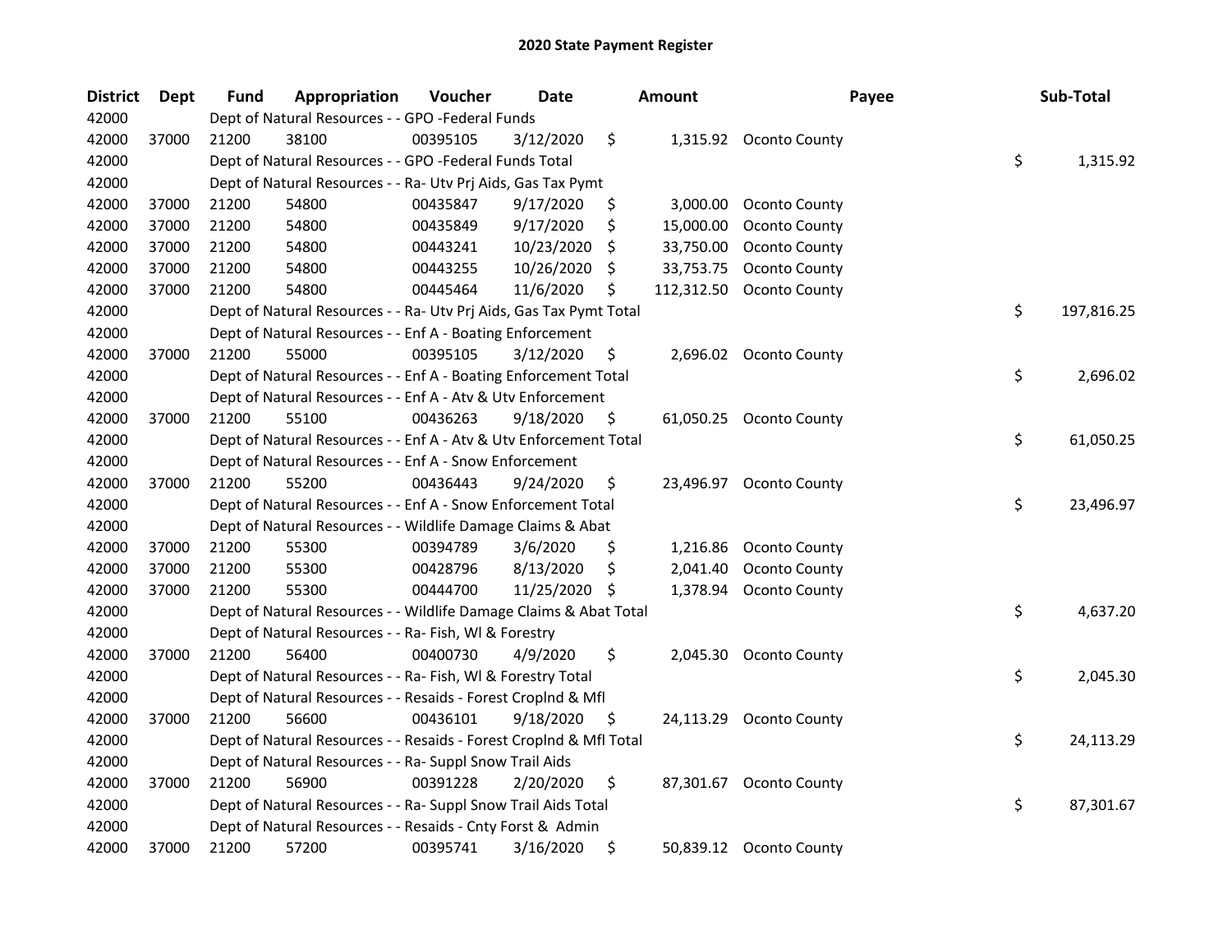# 2020 State Payment Register

| District | Dept | Fund | Appropriation | Voucher | Date | Amount | Payee | Sub-Total |
|---|---|---|---|---|---|---|---|---|
| 42000 | | Dept of Natural Resources - - GPO -Federal Funds | | | | | | |
| 42000 | 37000 | 21200 | 38100 | 00395105 | 3/12/2020 | $ 1,315.92 | Oconto County | |
| 42000 | | Dept of Natural Resources - - GPO -Federal Funds Total | | | | | | $ 1,315.92 |
| 42000 | | Dept of Natural Resources - - Ra- Utv Prj Aids, Gas Tax Pymt | | | | | | |
| 42000 | 37000 | 21200 | 54800 | 00435847 | 9/17/2020 | $ 3,000.00 | Oconto County | |
| 42000 | 37000 | 21200 | 54800 | 00435849 | 9/17/2020 | $ 15,000.00 | Oconto County | |
| 42000 | 37000 | 21200 | 54800 | 00443241 | 10/23/2020 | $ 33,750.00 | Oconto County | |
| 42000 | 37000 | 21200 | 54800 | 00443255 | 10/26/2020 | $ 33,753.75 | Oconto County | |
| 42000 | 37000 | 21200 | 54800 | 00445464 | 11/6/2020 | $ 112,312.50 | Oconto County | |
| 42000 | | Dept of Natural Resources - - Ra- Utv Prj Aids, Gas Tax Pymt Total | | | | | | $ 197,816.25 |
| 42000 | | Dept of Natural Resources - - Enf A - Boating Enforcement | | | | | | |
| 42000 | 37000 | 21200 | 55000 | 00395105 | 3/12/2020 | $ 2,696.02 | Oconto County | |
| 42000 | | Dept of Natural Resources - - Enf A - Boating Enforcement Total | | | | | | $ 2,696.02 |
| 42000 | | Dept of Natural Resources - - Enf A - Atv & Utv Enforcement | | | | | | |
| 42000 | 37000 | 21200 | 55100 | 00436263 | 9/18/2020 | $ 61,050.25 | Oconto County | |
| 42000 | | Dept of Natural Resources - - Enf A - Atv & Utv Enforcement Total | | | | | | $ 61,050.25 |
| 42000 | | Dept of Natural Resources - - Enf A - Snow Enforcement | | | | | | |
| 42000 | 37000 | 21200 | 55200 | 00436443 | 9/24/2020 | $ 23,496.97 | Oconto County | |
| 42000 | | Dept of Natural Resources - - Enf A - Snow Enforcement Total | | | | | | $ 23,496.97 |
| 42000 | | Dept of Natural Resources - - Wildlife Damage Claims & Abat | | | | | | |
| 42000 | 37000 | 21200 | 55300 | 00394789 | 3/6/2020 | $ 1,216.86 | Oconto County | |
| 42000 | 37000 | 21200 | 55300 | 00428796 | 8/13/2020 | $ 2,041.40 | Oconto County | |
| 42000 | 37000 | 21200 | 55300 | 00444700 | 11/25/2020 | $ 1,378.94 | Oconto County | |
| 42000 | | Dept of Natural Resources - - Wildlife Damage Claims & Abat Total | | | | | | $ 4,637.20 |
| 42000 | | Dept of Natural Resources - - Ra- Fish, Wl & Forestry | | | | | | |
| 42000 | 37000 | 21200 | 56400 | 00400730 | 4/9/2020 | $ 2,045.30 | Oconto County | |
| 42000 | | Dept of Natural Resources - - Ra- Fish, Wl & Forestry Total | | | | | | $ 2,045.30 |
| 42000 | | Dept of Natural Resources - - Resaids - Forest Croplnd & Mfl | | | | | | |
| 42000 | 37000 | 21200 | 56600 | 00436101 | 9/18/2020 | $ 24,113.29 | Oconto County | |
| 42000 | | Dept of Natural Resources - - Resaids - Forest Croplnd & Mfl Total | | | | | | $ 24,113.29 |
| 42000 | | Dept of Natural Resources - - Ra- Suppl Snow Trail Aids | | | | | | |
| 42000 | 37000 | 21200 | 56900 | 00391228 | 2/20/2020 | $ 87,301.67 | Oconto County | |
| 42000 | | Dept of Natural Resources - - Ra- Suppl Snow Trail Aids Total | | | | | | $ 87,301.67 |
| 42000 | | Dept of Natural Resources - - Resaids - Cnty Forst & Admin | | | | | | |
| 42000 | 37000 | 21200 | 57200 | 00395741 | 3/16/2020 | $ 50,839.12 | Oconto County | |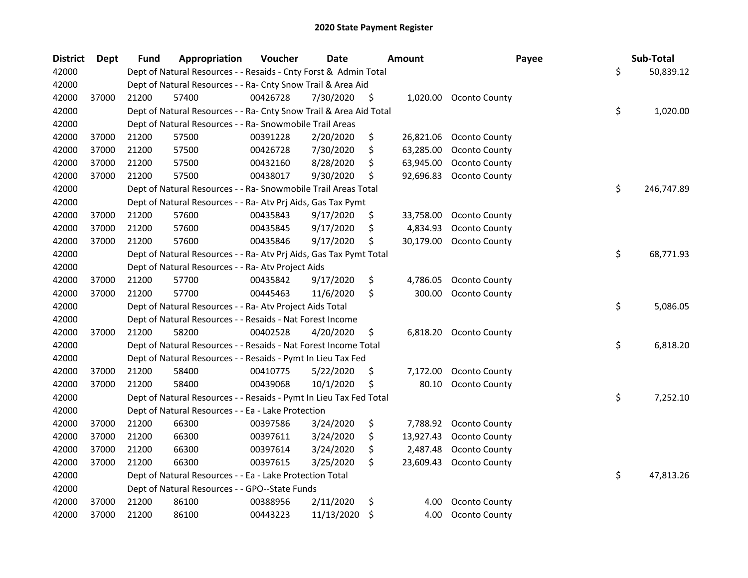## 2020 State Payment Register

| District | Dept | Fund | Appropriation | Voucher | Date | Amount | Payee | Sub-Total |
|---|---|---|---|---|---|---|---|---|
| 42000 | | Dept of Natural Resources - - Resaids - Cnty Forst & Admin Total | | | | | | $ 50,839.12 |
| 42000 | | Dept of Natural Resources - - Ra- Cnty Snow Trail & Area Aid | | | | | | |
| 42000 | 37000 | 21200 | 57400 | 00426728 | 7/30/2020 | $ 1,020.00 | Oconto County | |
| 42000 | | Dept of Natural Resources - - Ra- Cnty Snow Trail & Area Aid Total | | | | | | $ 1,020.00 |
| 42000 | | Dept of Natural Resources - - Ra- Snowmobile Trail Areas | | | | | | |
| 42000 | 37000 | 21200 | 57500 | 00391228 | 2/20/2020 | $ 26,821.06 | Oconto County | |
| 42000 | 37000 | 21200 | 57500 | 00426728 | 7/30/2020 | $ 63,285.00 | Oconto County | |
| 42000 | 37000 | 21200 | 57500 | 00432160 | 8/28/2020 | $ 63,945.00 | Oconto County | |
| 42000 | 37000 | 21200 | 57500 | 00438017 | 9/30/2020 | $ 92,696.83 | Oconto County | |
| 42000 | | Dept of Natural Resources - - Ra- Snowmobile Trail Areas Total | | | | | | $ 246,747.89 |
| 42000 | | Dept of Natural Resources - - Ra- Atv Prj Aids, Gas Tax Pymt | | | | | | |
| 42000 | 37000 | 21200 | 57600 | 00435843 | 9/17/2020 | $ 33,758.00 | Oconto County | |
| 42000 | 37000 | 21200 | 57600 | 00435845 | 9/17/2020 | $ 4,834.93 | Oconto County | |
| 42000 | 37000 | 21200 | 57600 | 00435846 | 9/17/2020 | $ 30,179.00 | Oconto County | |
| 42000 | | Dept of Natural Resources - - Ra- Atv Prj Aids, Gas Tax Pymt Total | | | | | | $ 68,771.93 |
| 42000 | | Dept of Natural Resources - - Ra- Atv Project Aids | | | | | | |
| 42000 | 37000 | 21200 | 57700 | 00435842 | 9/17/2020 | $ 4,786.05 | Oconto County | |
| 42000 | 37000 | 21200 | 57700 | 00445463 | 11/6/2020 | $ 300.00 | Oconto County | |
| 42000 | | Dept of Natural Resources - - Ra- Atv Project Aids Total | | | | | | $ 5,086.05 |
| 42000 | | Dept of Natural Resources - - Resaids - Nat Forest Income | | | | | | |
| 42000 | 37000 | 21200 | 58200 | 00402528 | 4/20/2020 | $ 6,818.20 | Oconto County | |
| 42000 | | Dept of Natural Resources - - Resaids - Nat Forest Income Total | | | | | | $ 6,818.20 |
| 42000 | | Dept of Natural Resources - - Resaids - Pymt In Lieu Tax Fed | | | | | | |
| 42000 | 37000 | 21200 | 58400 | 00410775 | 5/22/2020 | $ 7,172.00 | Oconto County | |
| 42000 | 37000 | 21200 | 58400 | 00439068 | 10/1/2020 | $ 80.10 | Oconto County | |
| 42000 | | Dept of Natural Resources - - Resaids - Pymt In Lieu Tax Fed Total | | | | | | $ 7,252.10 |
| 42000 | | Dept of Natural Resources - - Ea - Lake Protection | | | | | | |
| 42000 | 37000 | 21200 | 66300 | 00397586 | 3/24/2020 | $ 7,788.92 | Oconto County | |
| 42000 | 37000 | 21200 | 66300 | 00397611 | 3/24/2020 | $ 13,927.43 | Oconto County | |
| 42000 | 37000 | 21200 | 66300 | 00397614 | 3/24/2020 | $ 2,487.48 | Oconto County | |
| 42000 | 37000 | 21200 | 66300 | 00397615 | 3/25/2020 | $ 23,609.43 | Oconto County | |
| 42000 | | Dept of Natural Resources - - Ea - Lake Protection Total | | | | | | $ 47,813.26 |
| 42000 | | Dept of Natural Resources - - GPO--State Funds | | | | | | |
| 42000 | 37000 | 21200 | 86100 | 00388956 | 2/11/2020 | $ 4.00 | Oconto County | |
| 42000 | 37000 | 21200 | 86100 | 00443223 | 11/13/2020 | $ 4.00 | Oconto County | |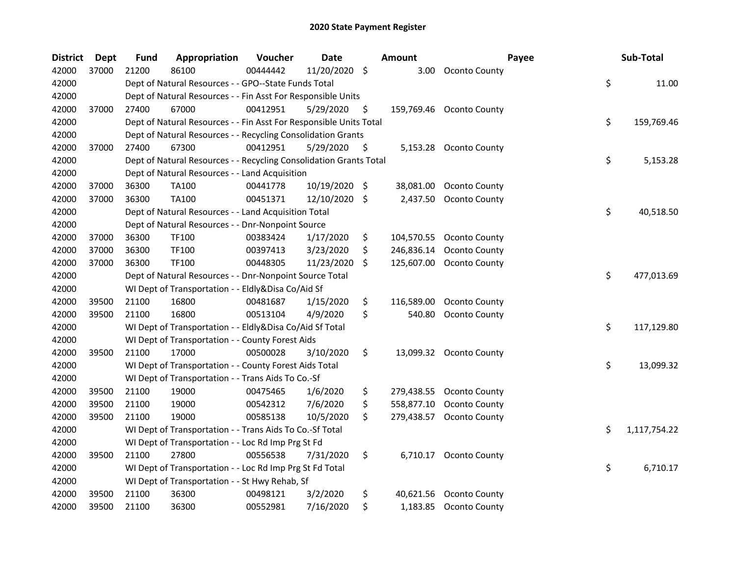# 2020 State Payment Register

| District | Dept | Fund | Appropriation | Voucher | Date | Amount | Payee | Sub-Total |
|---|---|---|---|---|---|---|---|---|
| 42000 | 37000 | 21200 | 86100 | 00444442 | 11/20/2020 | $ 3.00 | Oconto County | |
| 42000 | | Dept of Natural Resources - - GPO--State Funds Total | | | | | | $ 11.00 |
| 42000 | | Dept of Natural Resources - - Fin Asst For Responsible Units | | | | | | |
| 42000 | 37000 | 27400 | 67000 | 00412951 | 5/29/2020 | $ 159,769.46 | Oconto County | |
| 42000 | | Dept of Natural Resources - - Fin Asst For Responsible Units Total | | | | | | $ 159,769.46 |
| 42000 | | Dept of Natural Resources - - Recycling Consolidation Grants | | | | | | |
| 42000 | 37000 | 27400 | 67300 | 00412951 | 5/29/2020 | $ 5,153.28 | Oconto County | |
| 42000 | | Dept of Natural Resources - - Recycling Consolidation Grants Total | | | | | | $ 5,153.28 |
| 42000 | | Dept of Natural Resources - - Land Acquisition | | | | | | |
| 42000 | 37000 | 36300 | TA100 | 00441778 | 10/19/2020 | $ 38,081.00 | Oconto County | |
| 42000 | 37000 | 36300 | TA100 | 00451371 | 12/10/2020 | $ 2,437.50 | Oconto County | |
| 42000 | | Dept of Natural Resources - - Land Acquisition Total | | | | | | $ 40,518.50 |
| 42000 | | Dept of Natural Resources - - Dnr-Nonpoint Source | | | | | | |
| 42000 | 37000 | 36300 | TF100 | 00383424 | 1/17/2020 | $ 104,570.55 | Oconto County | |
| 42000 | 37000 | 36300 | TF100 | 00397413 | 3/23/2020 | $ 246,836.14 | Oconto County | |
| 42000 | 37000 | 36300 | TF100 | 00448305 | 11/23/2020 | $ 125,607.00 | Oconto County | |
| 42000 | | Dept of Natural Resources - - Dnr-Nonpoint Source Total | | | | | | $ 477,013.69 |
| 42000 | | WI Dept of Transportation - - Eldly&Disa Co/Aid Sf | | | | | | |
| 42000 | 39500 | 21100 | 16800 | 00481687 | 1/15/2020 | $ 116,589.00 | Oconto County | |
| 42000 | 39500 | 21100 | 16800 | 00513104 | 4/9/2020 | $ 540.80 | Oconto County | |
| 42000 | | WI Dept of Transportation - - Eldly&Disa Co/Aid Sf Total | | | | | | $ 117,129.80 |
| 42000 | | WI Dept of Transportation - - County Forest Aids | | | | | | |
| 42000 | 39500 | 21100 | 17000 | 00500028 | 3/10/2020 | $ 13,099.32 | Oconto County | |
| 42000 | | WI Dept of Transportation - - County Forest Aids Total | | | | | | $ 13,099.32 |
| 42000 | | WI Dept of Transportation - - Trans Aids To Co.-Sf | | | | | | |
| 42000 | 39500 | 21100 | 19000 | 00475465 | 1/6/2020 | $ 279,438.55 | Oconto County | |
| 42000 | 39500 | 21100 | 19000 | 00542312 | 7/6/2020 | $ 558,877.10 | Oconto County | |
| 42000 | 39500 | 21100 | 19000 | 00585138 | 10/5/2020 | $ 279,438.57 | Oconto County | |
| 42000 | | WI Dept of Transportation - - Trans Aids To Co.-Sf Total | | | | | | $ 1,117,754.22 |
| 42000 | | WI Dept of Transportation - - Loc Rd Imp Prg St Fd | | | | | | |
| 42000 | 39500 | 21100 | 27800 | 00556538 | 7/31/2020 | $ 6,710.17 | Oconto County | |
| 42000 | | WI Dept of Transportation - - Loc Rd Imp Prg St Fd Total | | | | | | $ 6,710.17 |
| 42000 | | WI Dept of Transportation - - St Hwy Rehab, Sf | | | | | | |
| 42000 | 39500 | 21100 | 36300 | 00498121 | 3/2/2020 | $ 40,621.56 | Oconto County | |
| 42000 | 39500 | 21100 | 36300 | 00552981 | 7/16/2020 | $ 1,183.85 | Oconto County | |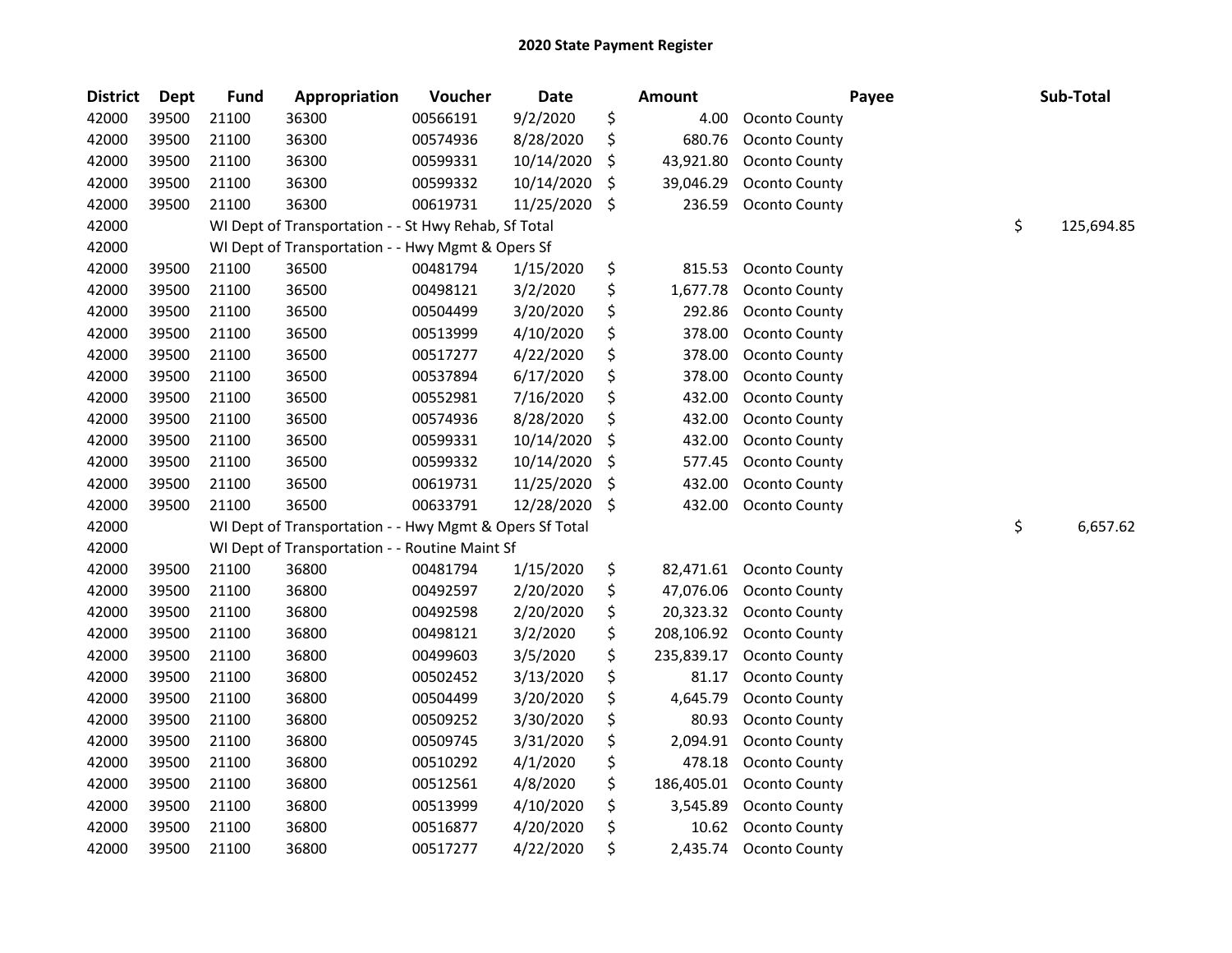# 2020 State Payment Register

| District | Dept | Fund | Appropriation | Voucher | Date | Amount | Payee | Sub-Total |
|---|---|---|---|---|---|---|---|---|
| 42000 | 39500 | 21100 | 36300 | 00566191 | 9/2/2020 | $ 4.00 | Oconto County | |
| 42000 | 39500 | 21100 | 36300 | 00574936 | 8/28/2020 | $ 680.76 | Oconto County | |
| 42000 | 39500 | 21100 | 36300 | 00599331 | 10/14/2020 | $ 43,921.80 | Oconto County | |
| 42000 | 39500 | 21100 | 36300 | 00599332 | 10/14/2020 | $ 39,046.29 | Oconto County | |
| 42000 | 39500 | 21100 | 36300 | 00619731 | 11/25/2020 | $ 236.59 | Oconto County | |
| 42000 | | WI Dept of Transportation - - St Hwy Rehab, Sf Total | | | | | | $ 125,694.85 |
| 42000 | | WI Dept of Transportation - - Hwy Mgmt & Opers Sf | | | | | | |
| 42000 | 39500 | 21100 | 36500 | 00481794 | 1/15/2020 | $ 815.53 | Oconto County | |
| 42000 | 39500 | 21100 | 36500 | 00498121 | 3/2/2020 | $ 1,677.78 | Oconto County | |
| 42000 | 39500 | 21100 | 36500 | 00504499 | 3/20/2020 | $ 292.86 | Oconto County | |
| 42000 | 39500 | 21100 | 36500 | 00513999 | 4/10/2020 | $ 378.00 | Oconto County | |
| 42000 | 39500 | 21100 | 36500 | 00517277 | 4/22/2020 | $ 378.00 | Oconto County | |
| 42000 | 39500 | 21100 | 36500 | 00537894 | 6/17/2020 | $ 378.00 | Oconto County | |
| 42000 | 39500 | 21100 | 36500 | 00552981 | 7/16/2020 | $ 432.00 | Oconto County | |
| 42000 | 39500 | 21100 | 36500 | 00574936 | 8/28/2020 | $ 432.00 | Oconto County | |
| 42000 | 39500 | 21100 | 36500 | 00599331 | 10/14/2020 | $ 432.00 | Oconto County | |
| 42000 | 39500 | 21100 | 36500 | 00599332 | 10/14/2020 | $ 577.45 | Oconto County | |
| 42000 | 39500 | 21100 | 36500 | 00619731 | 11/25/2020 | $ 432.00 | Oconto County | |
| 42000 | 39500 | 21100 | 36500 | 00633791 | 12/28/2020 | $ 432.00 | Oconto County | |
| 42000 | | WI Dept of Transportation - - Hwy Mgmt & Opers Sf Total | | | | | | $ 6,657.62 |
| 42000 | | WI Dept of Transportation - - Routine Maint Sf | | | | | | |
| 42000 | 39500 | 21100 | 36800 | 00481794 | 1/15/2020 | $ 82,471.61 | Oconto County | |
| 42000 | 39500 | 21100 | 36800 | 00492597 | 2/20/2020 | $ 47,076.06 | Oconto County | |
| 42000 | 39500 | 21100 | 36800 | 00492598 | 2/20/2020 | $ 20,323.32 | Oconto County | |
| 42000 | 39500 | 21100 | 36800 | 00498121 | 3/2/2020 | $ 208,106.92 | Oconto County | |
| 42000 | 39500 | 21100 | 36800 | 00499603 | 3/5/2020 | $ 235,839.17 | Oconto County | |
| 42000 | 39500 | 21100 | 36800 | 00502452 | 3/13/2020 | $ 81.17 | Oconto County | |
| 42000 | 39500 | 21100 | 36800 | 00504499 | 3/20/2020 | $ 4,645.79 | Oconto County | |
| 42000 | 39500 | 21100 | 36800 | 00509252 | 3/30/2020 | $ 80.93 | Oconto County | |
| 42000 | 39500 | 21100 | 36800 | 00509745 | 3/31/2020 | $ 2,094.91 | Oconto County | |
| 42000 | 39500 | 21100 | 36800 | 00510292 | 4/1/2020 | $ 478.18 | Oconto County | |
| 42000 | 39500 | 21100 | 36800 | 00512561 | 4/8/2020 | $ 186,405.01 | Oconto County | |
| 42000 | 39500 | 21100 | 36800 | 00513999 | 4/10/2020 | $ 3,545.89 | Oconto County | |
| 42000 | 39500 | 21100 | 36800 | 00516877 | 4/20/2020 | $ 10.62 | Oconto County | |
| 42000 | 39500 | 21100 | 36800 | 00517277 | 4/22/2020 | $ 2,435.74 | Oconto County | |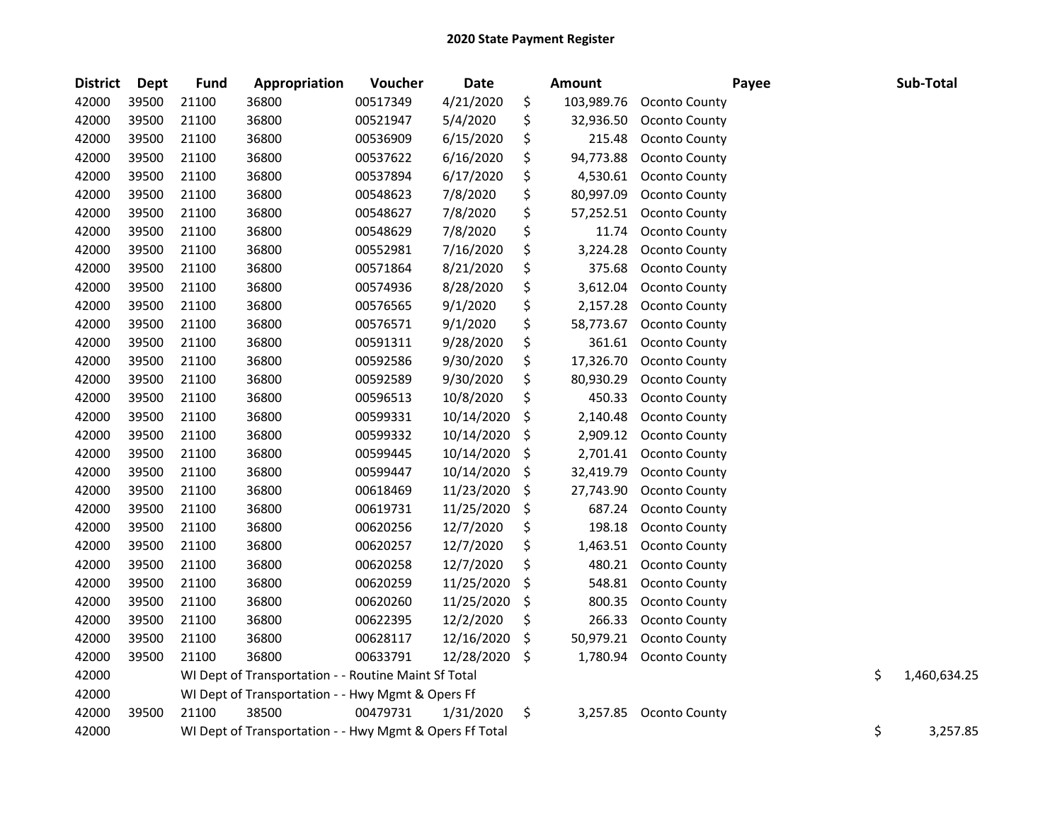## 2020 State Payment Register

| District | Dept | Fund | Appropriation | Voucher | Date | Amount | Payee | Sub-Total |
|---|---|---|---|---|---|---|---|---|
| 42000 | 39500 | 21100 | 36800 | 00517349 | 4/21/2020 | $ 103,989.76 | Oconto County | |
| 42000 | 39500 | 21100 | 36800 | 00521947 | 5/4/2020 | $ 32,936.50 | Oconto County | |
| 42000 | 39500 | 21100 | 36800 | 00536909 | 6/15/2020 | $ 215.48 | Oconto County | |
| 42000 | 39500 | 21100 | 36800 | 00537622 | 6/16/2020 | $ 94,773.88 | Oconto County | |
| 42000 | 39500 | 21100 | 36800 | 00537894 | 6/17/2020 | $ 4,530.61 | Oconto County | |
| 42000 | 39500 | 21100 | 36800 | 00548623 | 7/8/2020 | $ 80,997.09 | Oconto County | |
| 42000 | 39500 | 21100 | 36800 | 00548627 | 7/8/2020 | $ 57,252.51 | Oconto County | |
| 42000 | 39500 | 21100 | 36800 | 00548629 | 7/8/2020 | $ 11.74 | Oconto County | |
| 42000 | 39500 | 21100 | 36800 | 00552981 | 7/16/2020 | $ 3,224.28 | Oconto County | |
| 42000 | 39500 | 21100 | 36800 | 00571864 | 8/21/2020 | $ 375.68 | Oconto County | |
| 42000 | 39500 | 21100 | 36800 | 00574936 | 8/28/2020 | $ 3,612.04 | Oconto County | |
| 42000 | 39500 | 21100 | 36800 | 00576565 | 9/1/2020 | $ 2,157.28 | Oconto County | |
| 42000 | 39500 | 21100 | 36800 | 00576571 | 9/1/2020 | $ 58,773.67 | Oconto County | |
| 42000 | 39500 | 21100 | 36800 | 00591311 | 9/28/2020 | $ 361.61 | Oconto County | |
| 42000 | 39500 | 21100 | 36800 | 00592586 | 9/30/2020 | $ 17,326.70 | Oconto County | |
| 42000 | 39500 | 21100 | 36800 | 00592589 | 9/30/2020 | $ 80,930.29 | Oconto County | |
| 42000 | 39500 | 21100 | 36800 | 00596513 | 10/8/2020 | $ 450.33 | Oconto County | |
| 42000 | 39500 | 21100 | 36800 | 00599331 | 10/14/2020 | $ 2,140.48 | Oconto County | |
| 42000 | 39500 | 21100 | 36800 | 00599332 | 10/14/2020 | $ 2,909.12 | Oconto County | |
| 42000 | 39500 | 21100 | 36800 | 00599445 | 10/14/2020 | $ 2,701.41 | Oconto County | |
| 42000 | 39500 | 21100 | 36800 | 00599447 | 10/14/2020 | $ 32,419.79 | Oconto County | |
| 42000 | 39500 | 21100 | 36800 | 00618469 | 11/23/2020 | $ 27,743.90 | Oconto County | |
| 42000 | 39500 | 21100 | 36800 | 00619731 | 11/25/2020 | $ 687.24 | Oconto County | |
| 42000 | 39500 | 21100 | 36800 | 00620256 | 12/7/2020 | $ 198.18 | Oconto County | |
| 42000 | 39500 | 21100 | 36800 | 00620257 | 12/7/2020 | $ 1,463.51 | Oconto County | |
| 42000 | 39500 | 21100 | 36800 | 00620258 | 12/7/2020 | $ 480.21 | Oconto County | |
| 42000 | 39500 | 21100 | 36800 | 00620259 | 11/25/2020 | $ 548.81 | Oconto County | |
| 42000 | 39500 | 21100 | 36800 | 00620260 | 11/25/2020 | $ 800.35 | Oconto County | |
| 42000 | 39500 | 21100 | 36800 | 00622395 | 12/2/2020 | $ 266.33 | Oconto County | |
| 42000 | 39500 | 21100 | 36800 | 00628117 | 12/16/2020 | $ 50,979.21 | Oconto County | |
| 42000 | 39500 | 21100 | 36800 | 00633791 | 12/28/2020 | $ 1,780.94 | Oconto County | |
| 42000 | | WI Dept of Transportation - - Routine Maint Sf Total | | | | | | $ 1,460,634.25 |
| 42000 | | WI Dept of Transportation - - Hwy Mgmt & Opers Ff | | | | | | |
| 42000 | 39500 | 21100 | 38500 | 00479731 | 1/31/2020 | $ 3,257.85 | Oconto County | |
| 42000 | | WI Dept of Transportation - - Hwy Mgmt & Opers Ff Total | | | | | | $ 3,257.85 |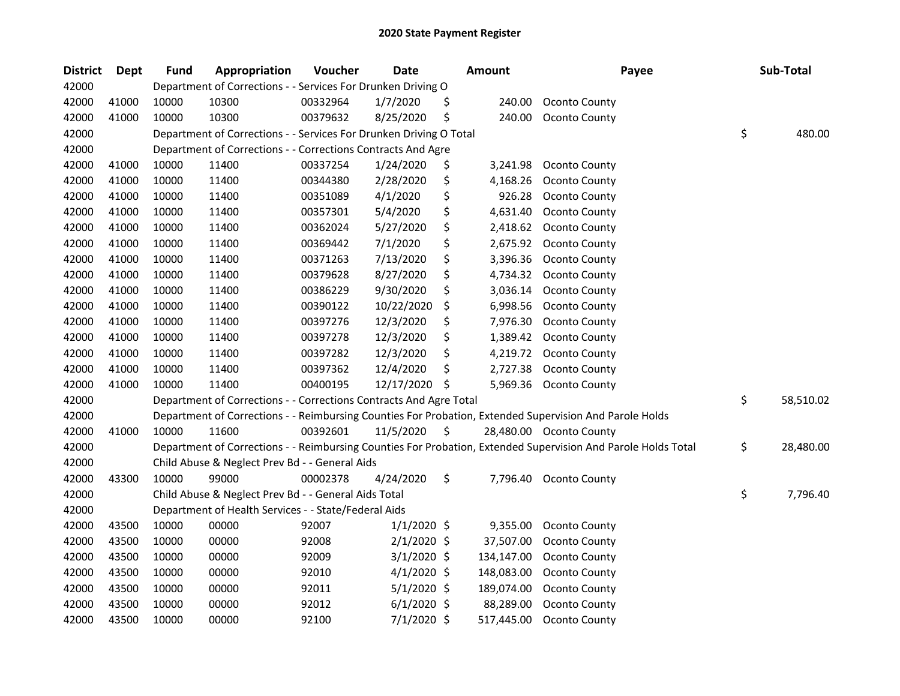# 2020 State Payment Register

| District | Dept | Fund | Appropriation | Voucher | Date | Amount | Payee | Sub-Total |
|---|---|---|---|---|---|---|---|---|
| 42000 | | Department of Corrections - - Services For Drunken Driving O | | | | | | |
| 42000 | 41000 | 10000 | 10300 | 00332964 | 1/7/2020 | $ 240.00 | Oconto County | |
| 42000 | 41000 | 10000 | 10300 | 00379632 | 8/25/2020 | $ 240.00 | Oconto County | |
| 42000 | | Department of Corrections - - Services For Drunken Driving O Total | | | | | | $ 480.00 |
| 42000 | | Department of Corrections - - Corrections Contracts And Agre | | | | | | |
| 42000 | 41000 | 10000 | 11400 | 00337254 | 1/24/2020 | $ 3,241.98 | Oconto County | |
| 42000 | 41000 | 10000 | 11400 | 00344380 | 2/28/2020 | $ 4,168.26 | Oconto County | |
| 42000 | 41000 | 10000 | 11400 | 00351089 | 4/1/2020 | $ 926.28 | Oconto County | |
| 42000 | 41000 | 10000 | 11400 | 00357301 | 5/4/2020 | $ 4,631.40 | Oconto County | |
| 42000 | 41000 | 10000 | 11400 | 00362024 | 5/27/2020 | $ 2,418.62 | Oconto County | |
| 42000 | 41000 | 10000 | 11400 | 00369442 | 7/1/2020 | $ 2,675.92 | Oconto County | |
| 42000 | 41000 | 10000 | 11400 | 00371263 | 7/13/2020 | $ 3,396.36 | Oconto County | |
| 42000 | 41000 | 10000 | 11400 | 00379628 | 8/27/2020 | $ 4,734.32 | Oconto County | |
| 42000 | 41000 | 10000 | 11400 | 00386229 | 9/30/2020 | $ 3,036.14 | Oconto County | |
| 42000 | 41000 | 10000 | 11400 | 00390122 | 10/22/2020 | $ 6,998.56 | Oconto County | |
| 42000 | 41000 | 10000 | 11400 | 00397276 | 12/3/2020 | $ 7,976.30 | Oconto County | |
| 42000 | 41000 | 10000 | 11400 | 00397278 | 12/3/2020 | $ 1,389.42 | Oconto County | |
| 42000 | 41000 | 10000 | 11400 | 00397282 | 12/3/2020 | $ 4,219.72 | Oconto County | |
| 42000 | 41000 | 10000 | 11400 | 00397362 | 12/4/2020 | $ 2,727.38 | Oconto County | |
| 42000 | 41000 | 10000 | 11400 | 00400195 | 12/17/2020 | $ 5,969.36 | Oconto County | |
| 42000 | | Department of Corrections - - Corrections Contracts And Agre Total | | | | | | $ 58,510.02 |
| 42000 | | Department of Corrections - - Reimbursing Counties For Probation, Extended Supervision And Parole Holds | | | | | | |
| 42000 | 41000 | 10000 | 11600 | 00392601 | 11/5/2020 | $ 28,480.00 | Oconto County | |
| 42000 | | Department of Corrections - - Reimbursing Counties For Probation, Extended Supervision And Parole Holds Total | | | | | | $ 28,480.00 |
| 42000 | | Child Abuse & Neglect Prev Bd - - General Aids | | | | | | |
| 42000 | 43300 | 10000 | 99000 | 00002378 | 4/24/2020 | $ 7,796.40 | Oconto County | |
| 42000 | | Child Abuse & Neglect Prev Bd - - General Aids Total | | | | | | $ 7,796.40 |
| 42000 | | Department of Health Services - - State/Federal Aids | | | | | | |
| 42000 | 43500 | 10000 | 00000 | 92007 | 1/1/2020 | $ 9,355.00 | Oconto County | |
| 42000 | 43500 | 10000 | 00000 | 92008 | 2/1/2020 | $ 37,507.00 | Oconto County | |
| 42000 | 43500 | 10000 | 00000 | 92009 | 3/1/2020 | $ 134,147.00 | Oconto County | |
| 42000 | 43500 | 10000 | 00000 | 92010 | 4/1/2020 | $ 148,083.00 | Oconto County | |
| 42000 | 43500 | 10000 | 00000 | 92011 | 5/1/2020 | $ 189,074.00 | Oconto County | |
| 42000 | 43500 | 10000 | 00000 | 92012 | 6/1/2020 | $ 88,289.00 | Oconto County | |
| 42000 | 43500 | 10000 | 00000 | 92100 | 7/1/2020 | $ 517,445.00 | Oconto County | |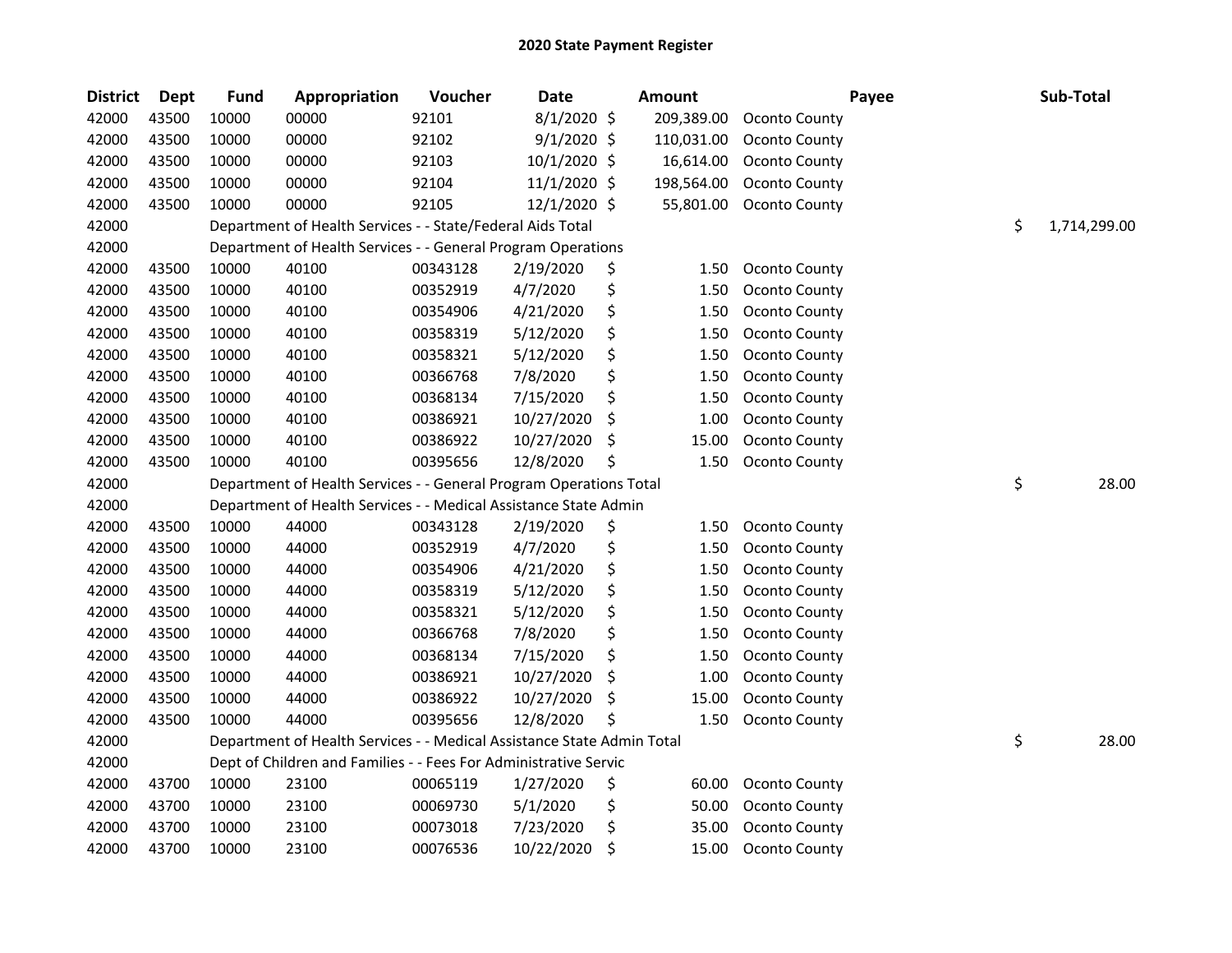# 2020 State Payment Register

| District | Dept | Fund | Appropriation | Voucher | Date | Amount | Payee | Sub-Total |
|---|---|---|---|---|---|---|---|---|
| 42000 | 43500 | 10000 | 00000 | 92101 | 8/1/2020 | $ 209,389.00 | Oconto County | |
| 42000 | 43500 | 10000 | 00000 | 92102 | 9/1/2020 | $ 110,031.00 | Oconto County | |
| 42000 | 43500 | 10000 | 00000 | 92103 | 10/1/2020 | $ 16,614.00 | Oconto County | |
| 42000 | 43500 | 10000 | 00000 | 92104 | 11/1/2020 | $ 198,564.00 | Oconto County | |
| 42000 | 43500 | 10000 | 00000 | 92105 | 12/1/2020 | $ 55,801.00 | Oconto County | |
| 42000 | | Department of Health Services - - State/Federal Aids Total | | | | | | $ 1,714,299.00 |
| 42000 | | Department of Health Services - - General Program Operations | | | | | | |
| 42000 | 43500 | 10000 | 40100 | 00343128 | 2/19/2020 | $ 1.50 | Oconto County | |
| 42000 | 43500 | 10000 | 40100 | 00352919 | 4/7/2020 | $ 1.50 | Oconto County | |
| 42000 | 43500 | 10000 | 40100 | 00354906 | 4/21/2020 | $ 1.50 | Oconto County | |
| 42000 | 43500 | 10000 | 40100 | 00358319 | 5/12/2020 | $ 1.50 | Oconto County | |
| 42000 | 43500 | 10000 | 40100 | 00358321 | 5/12/2020 | $ 1.50 | Oconto County | |
| 42000 | 43500 | 10000 | 40100 | 00366768 | 7/8/2020 | $ 1.50 | Oconto County | |
| 42000 | 43500 | 10000 | 40100 | 00368134 | 7/15/2020 | $ 1.50 | Oconto County | |
| 42000 | 43500 | 10000 | 40100 | 00386921 | 10/27/2020 | $ 1.00 | Oconto County | |
| 42000 | 43500 | 10000 | 40100 | 00386922 | 10/27/2020 | $ 15.00 | Oconto County | |
| 42000 | 43500 | 10000 | 40100 | 00395656 | 12/8/2020 | $ 1.50 | Oconto County | |
| 42000 | | Department of Health Services - - General Program Operations Total | | | | | | $ 28.00 |
| 42000 | | Department of Health Services - - Medical Assistance State Admin | | | | | | |
| 42000 | 43500 | 10000 | 44000 | 00343128 | 2/19/2020 | $ 1.50 | Oconto County | |
| 42000 | 43500 | 10000 | 44000 | 00352919 | 4/7/2020 | $ 1.50 | Oconto County | |
| 42000 | 43500 | 10000 | 44000 | 00354906 | 4/21/2020 | $ 1.50 | Oconto County | |
| 42000 | 43500 | 10000 | 44000 | 00358319 | 5/12/2020 | $ 1.50 | Oconto County | |
| 42000 | 43500 | 10000 | 44000 | 00358321 | 5/12/2020 | $ 1.50 | Oconto County | |
| 42000 | 43500 | 10000 | 44000 | 00366768 | 7/8/2020 | $ 1.50 | Oconto County | |
| 42000 | 43500 | 10000 | 44000 | 00368134 | 7/15/2020 | $ 1.50 | Oconto County | |
| 42000 | 43500 | 10000 | 44000 | 00386921 | 10/27/2020 | $ 1.00 | Oconto County | |
| 42000 | 43500 | 10000 | 44000 | 00386922 | 10/27/2020 | $ 15.00 | Oconto County | |
| 42000 | 43500 | 10000 | 44000 | 00395656 | 12/8/2020 | $ 1.50 | Oconto County | |
| 42000 | | Department of Health Services - - Medical Assistance State Admin Total | | | | | | $ 28.00 |
| 42000 | | Dept of Children and Families - - Fees For Administrative Servic | | | | | | |
| 42000 | 43700 | 10000 | 23100 | 00065119 | 1/27/2020 | $ 60.00 | Oconto County | |
| 42000 | 43700 | 10000 | 23100 | 00069730 | 5/1/2020 | $ 50.00 | Oconto County | |
| 42000 | 43700 | 10000 | 23100 | 00073018 | 7/23/2020 | $ 35.00 | Oconto County | |
| 42000 | 43700 | 10000 | 23100 | 00076536 | 10/22/2020 | $ 15.00 | Oconto County | |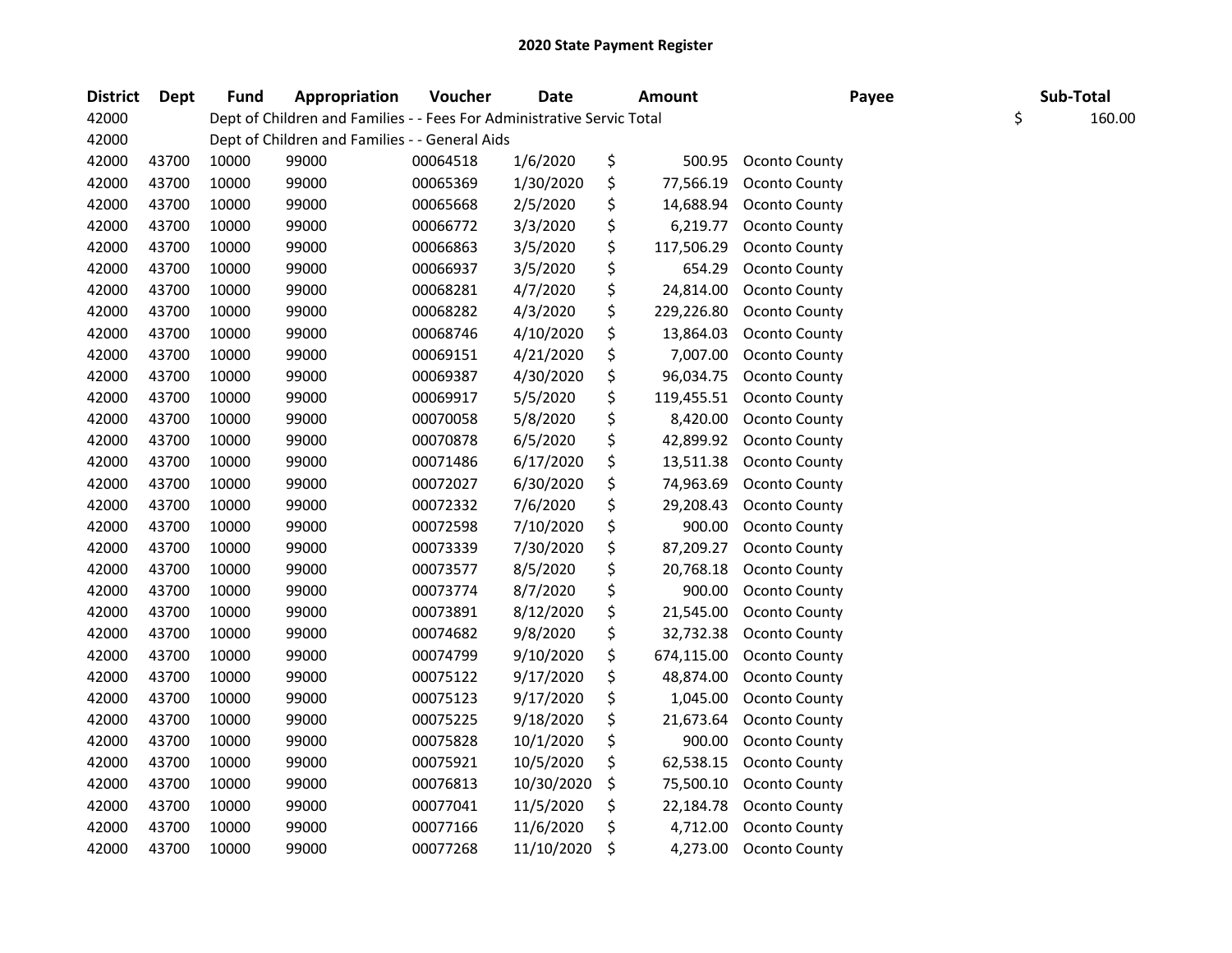# 2020 State Payment Register

| District | Dept | Fund | Appropriation | Voucher | Date | Amount | Payee | Sub-Total |
|---|---|---|---|---|---|---|---|---|
| 42000 | | Dept of Children and Families - - Fees For Administrative Servic Total | | | | | | $ 160.00 |
| 42000 | | Dept of Children and Families - - General Aids | | | | | | |
| 42000 | 43700 | 10000 | 99000 | 00064518 | 1/6/2020 | $ 500.95 | Oconto County | |
| 42000 | 43700 | 10000 | 99000 | 00065369 | 1/30/2020 | $ 77,566.19 | Oconto County | |
| 42000 | 43700 | 10000 | 99000 | 00065668 | 2/5/2020 | $ 14,688.94 | Oconto County | |
| 42000 | 43700 | 10000 | 99000 | 00066772 | 3/3/2020 | $ 6,219.77 | Oconto County | |
| 42000 | 43700 | 10000 | 99000 | 00066863 | 3/5/2020 | $ 117,506.29 | Oconto County | |
| 42000 | 43700 | 10000 | 99000 | 00066937 | 3/5/2020 | $ 654.29 | Oconto County | |
| 42000 | 43700 | 10000 | 99000 | 00068281 | 4/7/2020 | $ 24,814.00 | Oconto County | |
| 42000 | 43700 | 10000 | 99000 | 00068282 | 4/3/2020 | $ 229,226.80 | Oconto County | |
| 42000 | 43700 | 10000 | 99000 | 00068746 | 4/10/2020 | $ 13,864.03 | Oconto County | |
| 42000 | 43700 | 10000 | 99000 | 00069151 | 4/21/2020 | $ 7,007.00 | Oconto County | |
| 42000 | 43700 | 10000 | 99000 | 00069387 | 4/30/2020 | $ 96,034.75 | Oconto County | |
| 42000 | 43700 | 10000 | 99000 | 00069917 | 5/5/2020 | $ 119,455.51 | Oconto County | |
| 42000 | 43700 | 10000 | 99000 | 00070058 | 5/8/2020 | $ 8,420.00 | Oconto County | |
| 42000 | 43700 | 10000 | 99000 | 00070878 | 6/5/2020 | $ 42,899.92 | Oconto County | |
| 42000 | 43700 | 10000 | 99000 | 00071486 | 6/17/2020 | $ 13,511.38 | Oconto County | |
| 42000 | 43700 | 10000 | 99000 | 00072027 | 6/30/2020 | $ 74,963.69 | Oconto County | |
| 42000 | 43700 | 10000 | 99000 | 00072332 | 7/6/2020 | $ 29,208.43 | Oconto County | |
| 42000 | 43700 | 10000 | 99000 | 00072598 | 7/10/2020 | $ 900.00 | Oconto County | |
| 42000 | 43700 | 10000 | 99000 | 00073339 | 7/30/2020 | $ 87,209.27 | Oconto County | |
| 42000 | 43700 | 10000 | 99000 | 00073577 | 8/5/2020 | $ 20,768.18 | Oconto County | |
| 42000 | 43700 | 10000 | 99000 | 00073774 | 8/7/2020 | $ 900.00 | Oconto County | |
| 42000 | 43700 | 10000 | 99000 | 00073891 | 8/12/2020 | $ 21,545.00 | Oconto County | |
| 42000 | 43700 | 10000 | 99000 | 00074682 | 9/8/2020 | $ 32,732.38 | Oconto County | |
| 42000 | 43700 | 10000 | 99000 | 00074799 | 9/10/2020 | $ 674,115.00 | Oconto County | |
| 42000 | 43700 | 10000 | 99000 | 00075122 | 9/17/2020 | $ 48,874.00 | Oconto County | |
| 42000 | 43700 | 10000 | 99000 | 00075123 | 9/17/2020 | $ 1,045.00 | Oconto County | |
| 42000 | 43700 | 10000 | 99000 | 00075225 | 9/18/2020 | $ 21,673.64 | Oconto County | |
| 42000 | 43700 | 10000 | 99000 | 00075828 | 10/1/2020 | $ 900.00 | Oconto County | |
| 42000 | 43700 | 10000 | 99000 | 00075921 | 10/5/2020 | $ 62,538.15 | Oconto County | |
| 42000 | 43700 | 10000 | 99000 | 00076813 | 10/30/2020 | $ 75,500.10 | Oconto County | |
| 42000 | 43700 | 10000 | 99000 | 00077041 | 11/5/2020 | $ 22,184.78 | Oconto County | |
| 42000 | 43700 | 10000 | 99000 | 00077166 | 11/6/2020 | $ 4,712.00 | Oconto County | |
| 42000 | 43700 | 10000 | 99000 | 00077268 | 11/10/2020 | $ 4,273.00 | Oconto County | |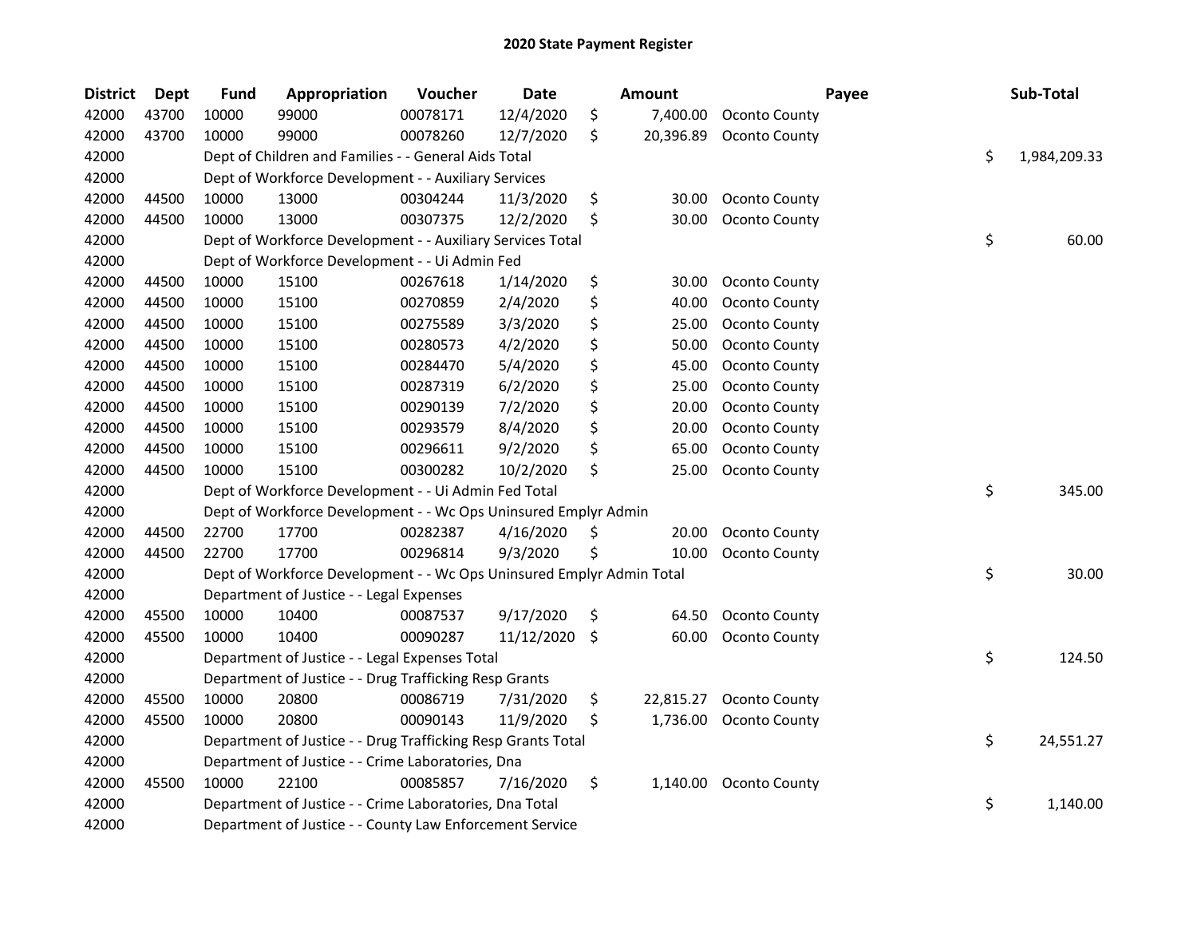## 2020 State Payment Register

| District | Dept | Fund | Appropriation | Voucher | Date | Amount | Payee | Sub-Total |
|---|---|---|---|---|---|---|---|---|
| 42000 | 43700 | 10000 | 99000 | 00078171 | 12/4/2020 | $ 7,400.00 | Oconto County | |
| 42000 | 43700 | 10000 | 99000 | 00078260 | 12/7/2020 | $ 20,396.89 | Oconto County | |
| 42000 | | Dept of Children and Families - - General Aids Total | | | | | | $ 1,984,209.33 |
| 42000 | | Dept of Workforce Development - - Auxiliary Services | | | | | | |
| 42000 | 44500 | 10000 | 13000 | 00304244 | 11/3/2020 | $ 30.00 | Oconto County | |
| 42000 | 44500 | 10000 | 13000 | 00307375 | 12/2/2020 | $ 30.00 | Oconto County | |
| 42000 | | Dept of Workforce Development - - Auxiliary Services Total | | | | | | $ 60.00 |
| 42000 | | Dept of Workforce Development - - Ui Admin Fed | | | | | | |
| 42000 | 44500 | 10000 | 15100 | 00267618 | 1/14/2020 | $ 30.00 | Oconto County | |
| 42000 | 44500 | 10000 | 15100 | 00270859 | 2/4/2020 | $ 40.00 | Oconto County | |
| 42000 | 44500 | 10000 | 15100 | 00275589 | 3/3/2020 | $ 25.00 | Oconto County | |
| 42000 | 44500 | 10000 | 15100 | 00280573 | 4/2/2020 | $ 50.00 | Oconto County | |
| 42000 | 44500 | 10000 | 15100 | 00284470 | 5/4/2020 | $ 45.00 | Oconto County | |
| 42000 | 44500 | 10000 | 15100 | 00287319 | 6/2/2020 | $ 25.00 | Oconto County | |
| 42000 | 44500 | 10000 | 15100 | 00290139 | 7/2/2020 | $ 20.00 | Oconto County | |
| 42000 | 44500 | 10000 | 15100 | 00293579 | 8/4/2020 | $ 20.00 | Oconto County | |
| 42000 | 44500 | 10000 | 15100 | 00296611 | 9/2/2020 | $ 65.00 | Oconto County | |
| 42000 | 44500 | 10000 | 15100 | 00300282 | 10/2/2020 | $ 25.00 | Oconto County | |
| 42000 | | Dept of Workforce Development - - Ui Admin Fed Total | | | | | | $ 345.00 |
| 42000 | | Dept of Workforce Development - - Wc Ops Uninsured Emplyr Admin | | | | | | |
| 42000 | 44500 | 22700 | 17700 | 00282387 | 4/16/2020 | $ 20.00 | Oconto County | |
| 42000 | 44500 | 22700 | 17700 | 00296814 | 9/3/2020 | $ 10.00 | Oconto County | |
| 42000 | | Dept of Workforce Development - - Wc Ops Uninsured Emplyr Admin Total | | | | | | $ 30.00 |
| 42000 | | Department of Justice - - Legal Expenses | | | | | | |
| 42000 | 45500 | 10000 | 10400 | 00087537 | 9/17/2020 | $ 64.50 | Oconto County | |
| 42000 | 45500 | 10000 | 10400 | 00090287 | 11/12/2020 | $ 60.00 | Oconto County | |
| 42000 | | Department of Justice - - Legal Expenses Total | | | | | | $ 124.50 |
| 42000 | | Department of Justice - - Drug Trafficking Resp Grants | | | | | | |
| 42000 | 45500 | 10000 | 20800 | 00086719 | 7/31/2020 | $ 22,815.27 | Oconto County | |
| 42000 | 45500 | 10000 | 20800 | 00090143 | 11/9/2020 | $ 1,736.00 | Oconto County | |
| 42000 | | Department of Justice - - Drug Trafficking Resp Grants Total | | | | | | $ 24,551.27 |
| 42000 | | Department of Justice - - Crime Laboratories, Dna | | | | | | |
| 42000 | 45500 | 10000 | 22100 | 00085857 | 7/16/2020 | $ 1,140.00 | Oconto County | |
| 42000 | | Department of Justice - - Crime Laboratories, Dna Total | | | | | | $ 1,140.00 |
| 42000 | | Department of Justice - - County Law Enforcement Service | | | | | | |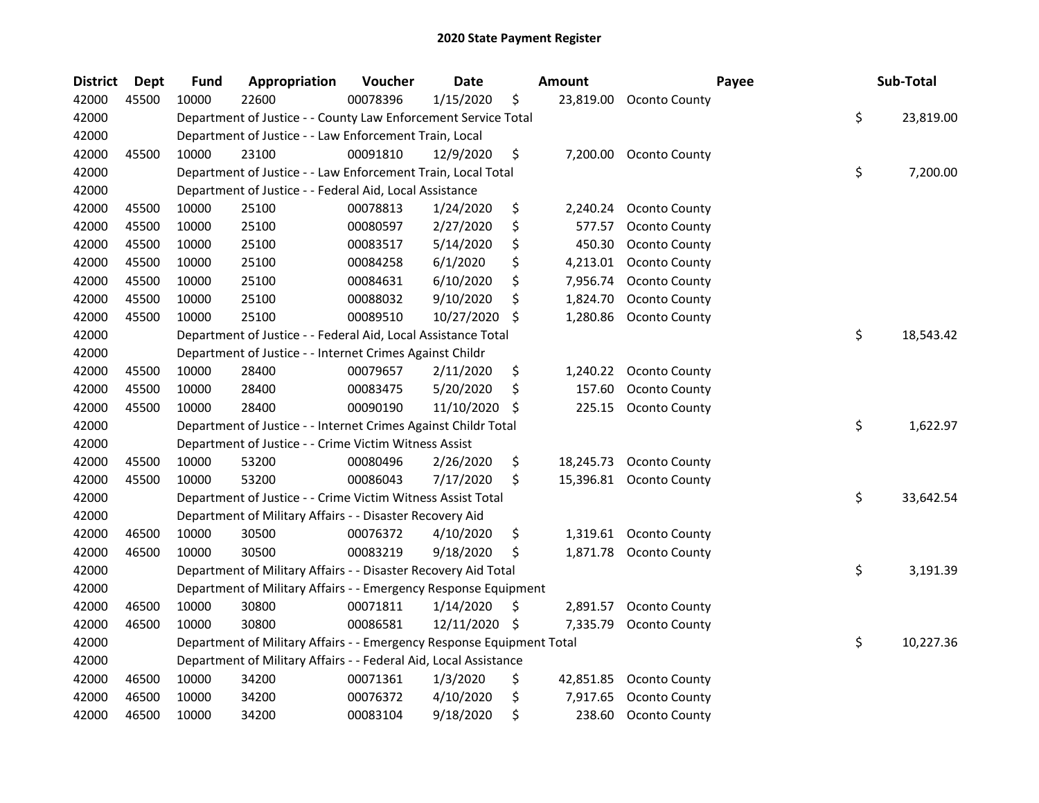# 2020 State Payment Register

| District | Dept | Fund | Appropriation | Voucher | Date | Amount | Payee | Sub-Total |
|---|---|---|---|---|---|---|---|---|
| 42000 | 45500 | 10000 | 22600 | 00078396 | 1/15/2020 | $ 23,819.00 | Oconto County | |
| 42000 | | Department of Justice - - County Law Enforcement Service Total | | | | | | $ 23,819.00 |
| 42000 | | Department of Justice - - Law Enforcement Train, Local | | | | | | |
| 42000 | 45500 | 10000 | 23100 | 00091810 | 12/9/2020 | $ 7,200.00 | Oconto County | |
| 42000 | | Department of Justice - - Law Enforcement Train, Local Total | | | | | | $ 7,200.00 |
| 42000 | | Department of Justice - - Federal Aid, Local Assistance | | | | | | |
| 42000 | 45500 | 10000 | 25100 | 00078813 | 1/24/2020 | $ 2,240.24 | Oconto County | |
| 42000 | 45500 | 10000 | 25100 | 00080597 | 2/27/2020 | $ 577.57 | Oconto County | |
| 42000 | 45500 | 10000 | 25100 | 00083517 | 5/14/2020 | $ 450.30 | Oconto County | |
| 42000 | 45500 | 10000 | 25100 | 00084258 | 6/1/2020 | $ 4,213.01 | Oconto County | |
| 42000 | 45500 | 10000 | 25100 | 00084631 | 6/10/2020 | $ 7,956.74 | Oconto County | |
| 42000 | 45500 | 10000 | 25100 | 00088032 | 9/10/2020 | $ 1,824.70 | Oconto County | |
| 42000 | 45500 | 10000 | 25100 | 00089510 | 10/27/2020 | $ 1,280.86 | Oconto County | |
| 42000 | | Department of Justice - - Federal Aid, Local Assistance Total | | | | | | $ 18,543.42 |
| 42000 | | Department of Justice - - Internet Crimes Against Childr | | | | | | |
| 42000 | 45500 | 10000 | 28400 | 00079657 | 2/11/2020 | $ 1,240.22 | Oconto County | |
| 42000 | 45500 | 10000 | 28400 | 00083475 | 5/20/2020 | $ 157.60 | Oconto County | |
| 42000 | 45500 | 10000 | 28400 | 00090190 | 11/10/2020 | $ 225.15 | Oconto County | |
| 42000 | | Department of Justice - - Internet Crimes Against Childr Total | | | | | | $ 1,622.97 |
| 42000 | | Department of Justice - - Crime Victim Witness Assist | | | | | | |
| 42000 | 45500 | 10000 | 53200 | 00080496 | 2/26/2020 | $ 18,245.73 | Oconto County | |
| 42000 | 45500 | 10000 | 53200 | 00086043 | 7/17/2020 | $ 15,396.81 | Oconto County | |
| 42000 | | Department of Justice - - Crime Victim Witness Assist Total | | | | | | $ 33,642.54 |
| 42000 | | Department of Military Affairs - - Disaster Recovery Aid | | | | | | |
| 42000 | 46500 | 10000 | 30500 | 00076372 | 4/10/2020 | $ 1,319.61 | Oconto County | |
| 42000 | 46500 | 10000 | 30500 | 00083219 | 9/18/2020 | $ 1,871.78 | Oconto County | |
| 42000 | | Department of Military Affairs - - Disaster Recovery Aid Total | | | | | | $ 3,191.39 |
| 42000 | | Department of Military Affairs - - Emergency Response Equipment | | | | | | |
| 42000 | 46500 | 10000 | 30800 | 00071811 | 1/14/2020 | $ 2,891.57 | Oconto County | |
| 42000 | 46500 | 10000 | 30800 | 00086581 | 12/11/2020 | $ 7,335.79 | Oconto County | |
| 42000 | | Department of Military Affairs - - Emergency Response Equipment Total | | | | | | $ 10,227.36 |
| 42000 | | Department of Military Affairs - - Federal Aid, Local Assistance | | | | | | |
| 42000 | 46500 | 10000 | 34200 | 00071361 | 1/3/2020 | $ 42,851.85 | Oconto County | |
| 42000 | 46500 | 10000 | 34200 | 00076372 | 4/10/2020 | $ 7,917.65 | Oconto County | |
| 42000 | 46500 | 10000 | 34200 | 00083104 | 9/18/2020 | $ 238.60 | Oconto County | |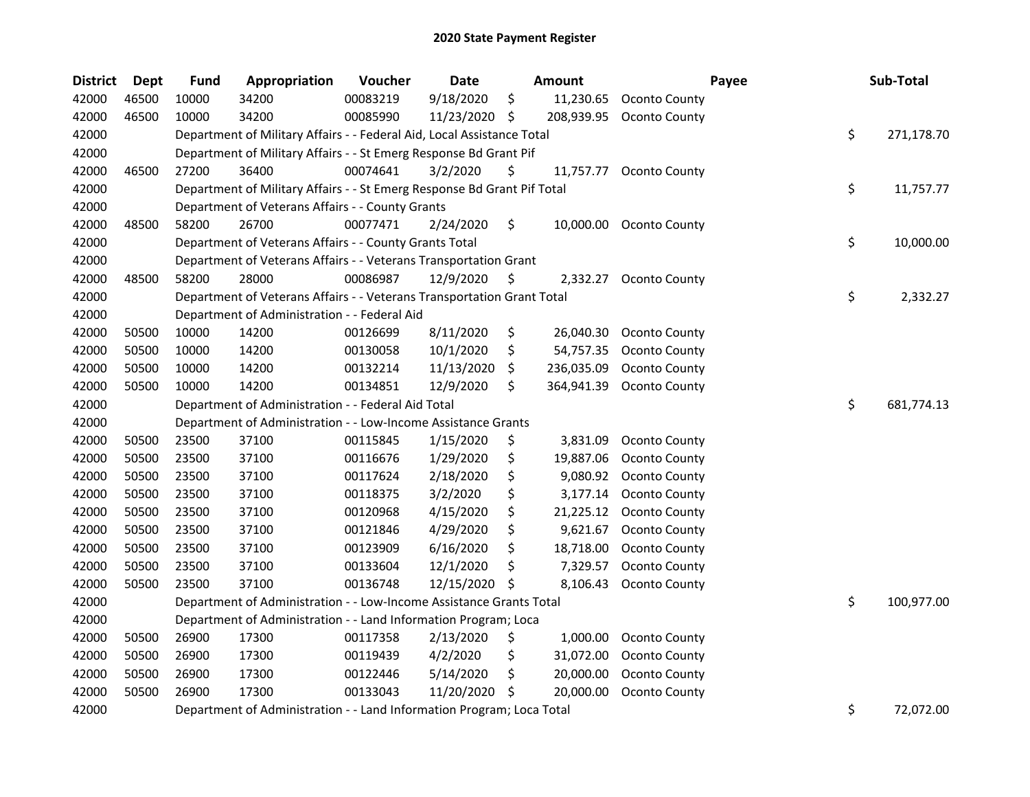# 2020 State Payment Register

| District | Dept | Fund | Appropriation | Voucher | Date | Amount | Payee | Sub-Total |
|---|---|---|---|---|---|---|---|---|
| 42000 | 46500 | 10000 | 34200 | 00083219 | 9/18/2020 | $ 11,230.65 | Oconto County | |
| 42000 | 46500 | 10000 | 34200 | 00085990 | 11/23/2020 | $ 208,939.95 | Oconto County | |
| 42000 | | Department of Military Affairs - - Federal Aid, Local Assistance Total | | | | | | $ 271,178.70 |
| 42000 | | Department of Military Affairs - - St Emerg Response Bd Grant Pif | | | | | | |
| 42000 | 46500 | 27200 | 36400 | 00074641 | 3/2/2020 | $ 11,757.77 | Oconto County | |
| 42000 | | Department of Military Affairs - - St Emerg Response Bd Grant Pif Total | | | | | | $ 11,757.77 |
| 42000 | | Department of Veterans Affairs - - County Grants | | | | | | |
| 42000 | 48500 | 58200 | 26700 | 00077471 | 2/24/2020 | $ 10,000.00 | Oconto County | |
| 42000 | | Department of Veterans Affairs - - County Grants Total | | | | | | $ 10,000.00 |
| 42000 | | Department of Veterans Affairs - - Veterans Transportation Grant | | | | | | |
| 42000 | 48500 | 58200 | 28000 | 00086987 | 12/9/2020 | $ 2,332.27 | Oconto County | |
| 42000 | | Department of Veterans Affairs - - Veterans Transportation Grant Total | | | | | | $ 2,332.27 |
| 42000 | | Department of Administration - - Federal Aid | | | | | | |
| 42000 | 50500 | 10000 | 14200 | 00126699 | 8/11/2020 | $ 26,040.30 | Oconto County | |
| 42000 | 50500 | 10000 | 14200 | 00130058 | 10/1/2020 | $ 54,757.35 | Oconto County | |
| 42000 | 50500 | 10000 | 14200 | 00132214 | 11/13/2020 | $ 236,035.09 | Oconto County | |
| 42000 | 50500 | 10000 | 14200 | 00134851 | 12/9/2020 | $ 364,941.39 | Oconto County | |
| 42000 | | Department of Administration - - Federal Aid Total | | | | | | $ 681,774.13 |
| 42000 | | Department of Administration - - Low-Income Assistance Grants | | | | | | |
| 42000 | 50500 | 23500 | 37100 | 00115845 | 1/15/2020 | $ 3,831.09 | Oconto County | |
| 42000 | 50500 | 23500 | 37100 | 00116676 | 1/29/2020 | $ 19,887.06 | Oconto County | |
| 42000 | 50500 | 23500 | 37100 | 00117624 | 2/18/2020 | $ 9,080.92 | Oconto County | |
| 42000 | 50500 | 23500 | 37100 | 00118375 | 3/2/2020 | $ 3,177.14 | Oconto County | |
| 42000 | 50500 | 23500 | 37100 | 00120968 | 4/15/2020 | $ 21,225.12 | Oconto County | |
| 42000 | 50500 | 23500 | 37100 | 00121846 | 4/29/2020 | $ 9,621.67 | Oconto County | |
| 42000 | 50500 | 23500 | 37100 | 00123909 | 6/16/2020 | $ 18,718.00 | Oconto County | |
| 42000 | 50500 | 23500 | 37100 | 00133604 | 12/1/2020 | $ 7,329.57 | Oconto County | |
| 42000 | 50500 | 23500 | 37100 | 00136748 | 12/15/2020 | $ 8,106.43 | Oconto County | |
| 42000 | | Department of Administration - - Low-Income Assistance Grants Total | | | | | | $ 100,977.00 |
| 42000 | | Department of Administration - - Land Information Program; Loca | | | | | | |
| 42000 | 50500 | 26900 | 17300 | 00117358 | 2/13/2020 | $ 1,000.00 | Oconto County | |
| 42000 | 50500 | 26900 | 17300 | 00119439 | 4/2/2020 | $ 31,072.00 | Oconto County | |
| 42000 | 50500 | 26900 | 17300 | 00122446 | 5/14/2020 | $ 20,000.00 | Oconto County | |
| 42000 | 50500 | 26900 | 17300 | 00133043 | 11/20/2020 | $ 20,000.00 | Oconto County | |
| 42000 | | Department of Administration - - Land Information Program; Loca Total | | | | | | $ 72,072.00 |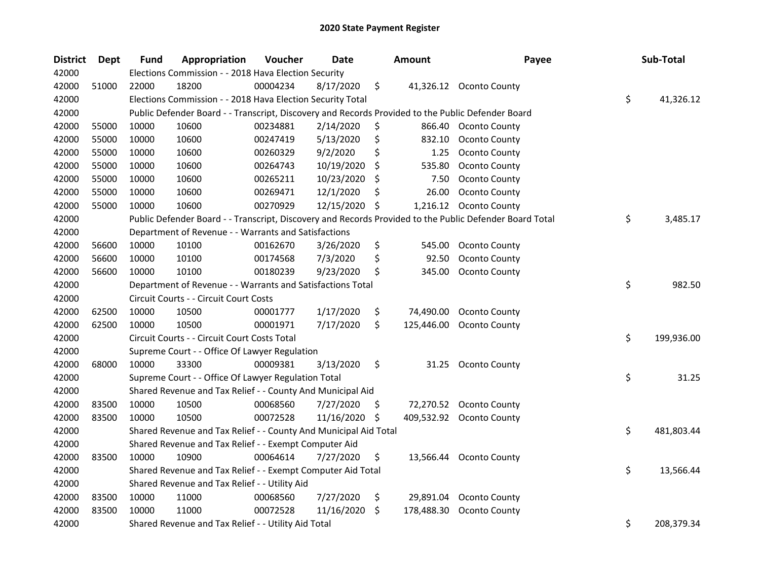# 2020 State Payment Register

| District | Dept | Fund | Appropriation | Voucher | Date | Amount | Payee | Sub-Total |
|---|---|---|---|---|---|---|---|---|
| 42000 | | Elections Commission - - 2018 Hava Election Security | | | | | | |
| 42000 | 51000 | 22000 | 18200 | 00004234 | 8/17/2020 | $ 41,326.12 | Oconto County | |
| 42000 | | Elections Commission - - 2018 Hava Election Security Total | | | | | | $ 41,326.12 |
| 42000 | | Public Defender Board - - Transcript, Discovery and Records Provided to the Public Defender Board | | | | | | |
| 42000 | 55000 | 10000 | 10600 | 00234881 | 2/14/2020 | $ 866.40 | Oconto County | |
| 42000 | 55000 | 10000 | 10600 | 00247419 | 5/13/2020 | $ 832.10 | Oconto County | |
| 42000 | 55000 | 10000 | 10600 | 00260329 | 9/2/2020 | $ 1.25 | Oconto County | |
| 42000 | 55000 | 10000 | 10600 | 00264743 | 10/19/2020 | $ 535.80 | Oconto County | |
| 42000 | 55000 | 10000 | 10600 | 00265211 | 10/23/2020 | $ 7.50 | Oconto County | |
| 42000 | 55000 | 10000 | 10600 | 00269471 | 12/1/2020 | $ 26.00 | Oconto County | |
| 42000 | 55000 | 10000 | 10600 | 00270929 | 12/15/2020 | $ 1,216.12 | Oconto County | |
| 42000 | | Public Defender Board - - Transcript, Discovery and Records Provided to the Public Defender Board Total | | | | | | $ 3,485.17 |
| 42000 | | Department of Revenue - - Warrants and Satisfactions | | | | | | |
| 42000 | 56600 | 10000 | 10100 | 00162670 | 3/26/2020 | $ 545.00 | Oconto County | |
| 42000 | 56600 | 10000 | 10100 | 00174568 | 7/3/2020 | $ 92.50 | Oconto County | |
| 42000 | 56600 | 10000 | 10100 | 00180239 | 9/23/2020 | $ 345.00 | Oconto County | |
| 42000 | | Department of Revenue - - Warrants and Satisfactions Total | | | | | | $ 982.50 |
| 42000 | | Circuit Courts - - Circuit Court Costs | | | | | | |
| 42000 | 62500 | 10000 | 10500 | 00001777 | 1/17/2020 | $ 74,490.00 | Oconto County | |
| 42000 | 62500 | 10000 | 10500 | 00001971 | 7/17/2020 | $ 125,446.00 | Oconto County | |
| 42000 | | Circuit Courts - - Circuit Court Costs Total | | | | | | $ 199,936.00 |
| 42000 | | Supreme Court - - Office Of Lawyer Regulation | | | | | | |
| 42000 | 68000 | 10000 | 33300 | 00009381 | 3/13/2020 | $ 31.25 | Oconto County | |
| 42000 | | Supreme Court - - Office Of Lawyer Regulation Total | | | | | | $ 31.25 |
| 42000 | | Shared Revenue and Tax Relief - - County And Municipal Aid | | | | | | |
| 42000 | 83500 | 10000 | 10500 | 00068560 | 7/27/2020 | $ 72,270.52 | Oconto County | |
| 42000 | 83500 | 10000 | 10500 | 00072528 | 11/16/2020 | $ 409,532.92 | Oconto County | |
| 42000 | | Shared Revenue and Tax Relief - - County And Municipal Aid Total | | | | | | $ 481,803.44 |
| 42000 | | Shared Revenue and Tax Relief - - Exempt Computer Aid | | | | | | |
| 42000 | 83500 | 10000 | 10900 | 00064614 | 7/27/2020 | $ 13,566.44 | Oconto County | |
| 42000 | | Shared Revenue and Tax Relief - - Exempt Computer Aid Total | | | | | | $ 13,566.44 |
| 42000 | | Shared Revenue and Tax Relief - - Utility Aid | | | | | | |
| 42000 | 83500 | 10000 | 11000 | 00068560 | 7/27/2020 | $ 29,891.04 | Oconto County | |
| 42000 | 83500 | 10000 | 11000 | 00072528 | 11/16/2020 | $ 178,488.30 | Oconto County | |
| 42000 | | Shared Revenue and Tax Relief - - Utility Aid Total | | | | | | $ 208,379.34 |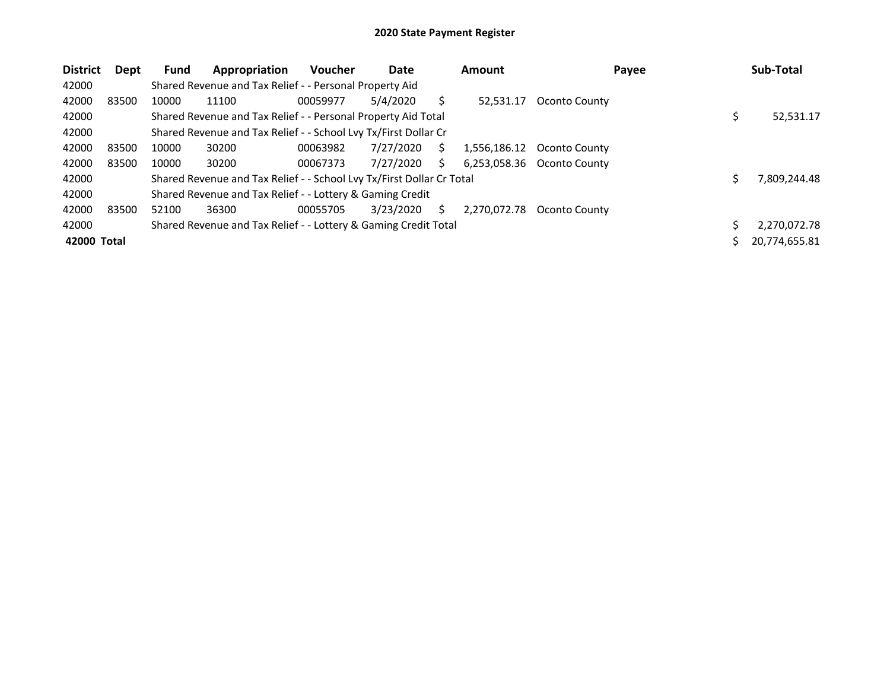# 2020 State Payment Register

| District | Dept | Fund | Appropriation | Voucher | Date | Amount | Payee | Sub-Total |
|---|---|---|---|---|---|---|---|---|
| 42000 | | Shared Revenue and Tax Relief - - Personal Property Aid | | | | | | |
| 42000 | 83500 | 10000 | 11100 | 00059977 | 5/4/2020 | $ 52,531.17 | Oconto County | |
| 42000 | | Shared Revenue and Tax Relief - - Personal Property Aid Total | | | | | | $ 52,531.17 |
| 42000 | | Shared Revenue and Tax Relief - - School Lvy Tx/First Dollar Cr | | | | | | |
| 42000 | 83500 | 10000 | 30200 | 00063982 | 7/27/2020 | $ 1,556,186.12 | Oconto County | |
| 42000 | 83500 | 10000 | 30200 | 00067373 | 7/27/2020 | $ 6,253,058.36 | Oconto County | |
| 42000 | | Shared Revenue and Tax Relief - - School Lvy Tx/First Dollar Cr Total | | | | | | $ 7,809,244.48 |
| 42000 | | Shared Revenue and Tax Relief - - Lottery & Gaming Credit | | | | | | |
| 42000 | 83500 | 52100 | 36300 | 00055705 | 3/23/2020 | $ 2,270,072.78 | Oconto County | |
| 42000 | | Shared Revenue and Tax Relief - - Lottery & Gaming Credit Total | | | | | | $ 2,270,072.78 |
| **42000 Total** | | | | | | | | $ 20,774,655.81 |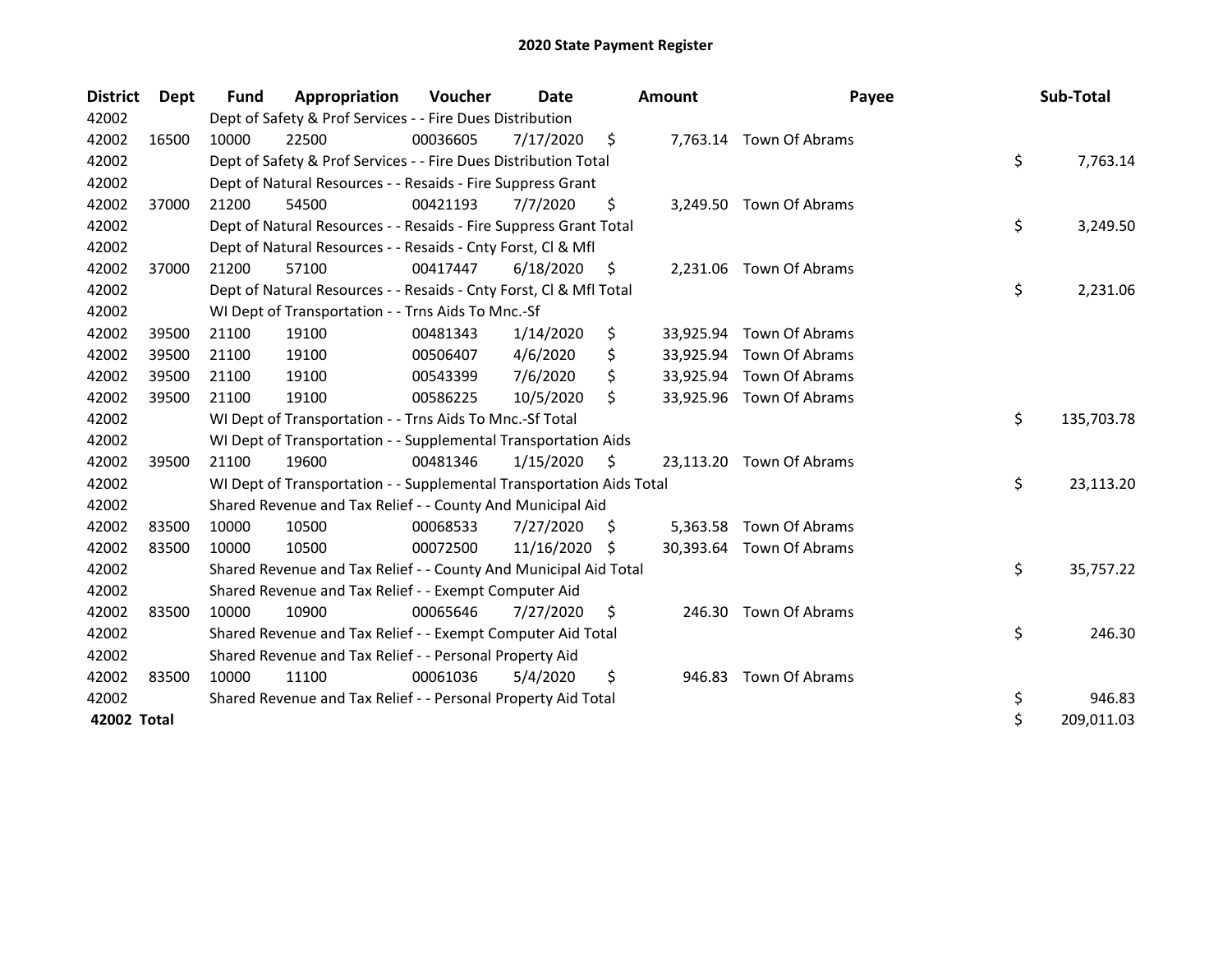# 2020 State Payment Register

| District | Dept | Fund | Appropriation | Voucher | Date | Amount | Payee | Sub-Total |
|---|---|---|---|---|---|---|---|---|
| 42002 | | Dept of Safety & Prof Services - - Fire Dues Distribution | | | | | | |
| 42002 | 16500 | 10000 | 22500 | 00036605 | 7/17/2020 | $ 7,763.14 | Town Of Abrams | |
| 42002 | | Dept of Safety & Prof Services - - Fire Dues Distribution Total | | | | | | $ 7,763.14 |
| 42002 | | Dept of Natural Resources - - Resaids - Fire Suppress Grant | | | | | | |
| 42002 | 37000 | 21200 | 54500 | 00421193 | 7/7/2020 | $ 3,249.50 | Town Of Abrams | |
| 42002 | | Dept of Natural Resources - - Resaids - Fire Suppress Grant Total | | | | | | $ 3,249.50 |
| 42002 | | Dept of Natural Resources - - Resaids - Cnty Forst, Cl & Mfl | | | | | | |
| 42002 | 37000 | 21200 | 57100 | 00417447 | 6/18/2020 | $ 2,231.06 | Town Of Abrams | |
| 42002 | | Dept of Natural Resources - - Resaids - Cnty Forst, Cl & Mfl Total | | | | | | $ 2,231.06 |
| 42002 | | WI Dept of Transportation - - Trns Aids To Mnc.-Sf | | | | | | |
| 42002 | 39500 | 21100 | 19100 | 00481343 | 1/14/2020 | $ 33,925.94 | Town Of Abrams | |
| 42002 | 39500 | 21100 | 19100 | 00506407 | 4/6/2020 | $ 33,925.94 | Town Of Abrams | |
| 42002 | 39500 | 21100 | 19100 | 00543399 | 7/6/2020 | $ 33,925.94 | Town Of Abrams | |
| 42002 | 39500 | 21100 | 19100 | 00586225 | 10/5/2020 | $ 33,925.96 | Town Of Abrams | |
| 42002 | | WI Dept of Transportation - - Trns Aids To Mnc.-Sf Total | | | | | | $ 135,703.78 |
| 42002 | | WI Dept of Transportation - - Supplemental Transportation Aids | | | | | | |
| 42002 | 39500 | 21100 | 19600 | 00481346 | 1/15/2020 | $ 23,113.20 | Town Of Abrams | |
| 42002 | | WI Dept of Transportation - - Supplemental Transportation Aids Total | | | | | | $ 23,113.20 |
| 42002 | | Shared Revenue and Tax Relief - - County And Municipal Aid | | | | | | |
| 42002 | 83500 | 10000 | 10500 | 00068533 | 7/27/2020 | $ 5,363.58 | Town Of Abrams | |
| 42002 | 83500 | 10000 | 10500 | 00072500 | 11/16/2020 | $ 30,393.64 | Town Of Abrams | |
| 42002 | | Shared Revenue and Tax Relief - - County And Municipal Aid Total | | | | | | $ 35,757.22 |
| 42002 | | Shared Revenue and Tax Relief - - Exempt Computer Aid | | | | | | |
| 42002 | 83500 | 10000 | 10900 | 00065646 | 7/27/2020 | $ 246.30 | Town Of Abrams | |
| 42002 | | Shared Revenue and Tax Relief - - Exempt Computer Aid Total | | | | | | $ 246.30 |
| 42002 | | Shared Revenue and Tax Relief - - Personal Property Aid | | | | | | |
| 42002 | 83500 | 10000 | 11100 | 00061036 | 5/4/2020 | $ 946.83 | Town Of Abrams | |
| 42002 | | Shared Revenue and Tax Relief - - Personal Property Aid Total | | | | | | $ 946.83 |
| **42002 Total** | | | | | | | | $ 209,011.03 |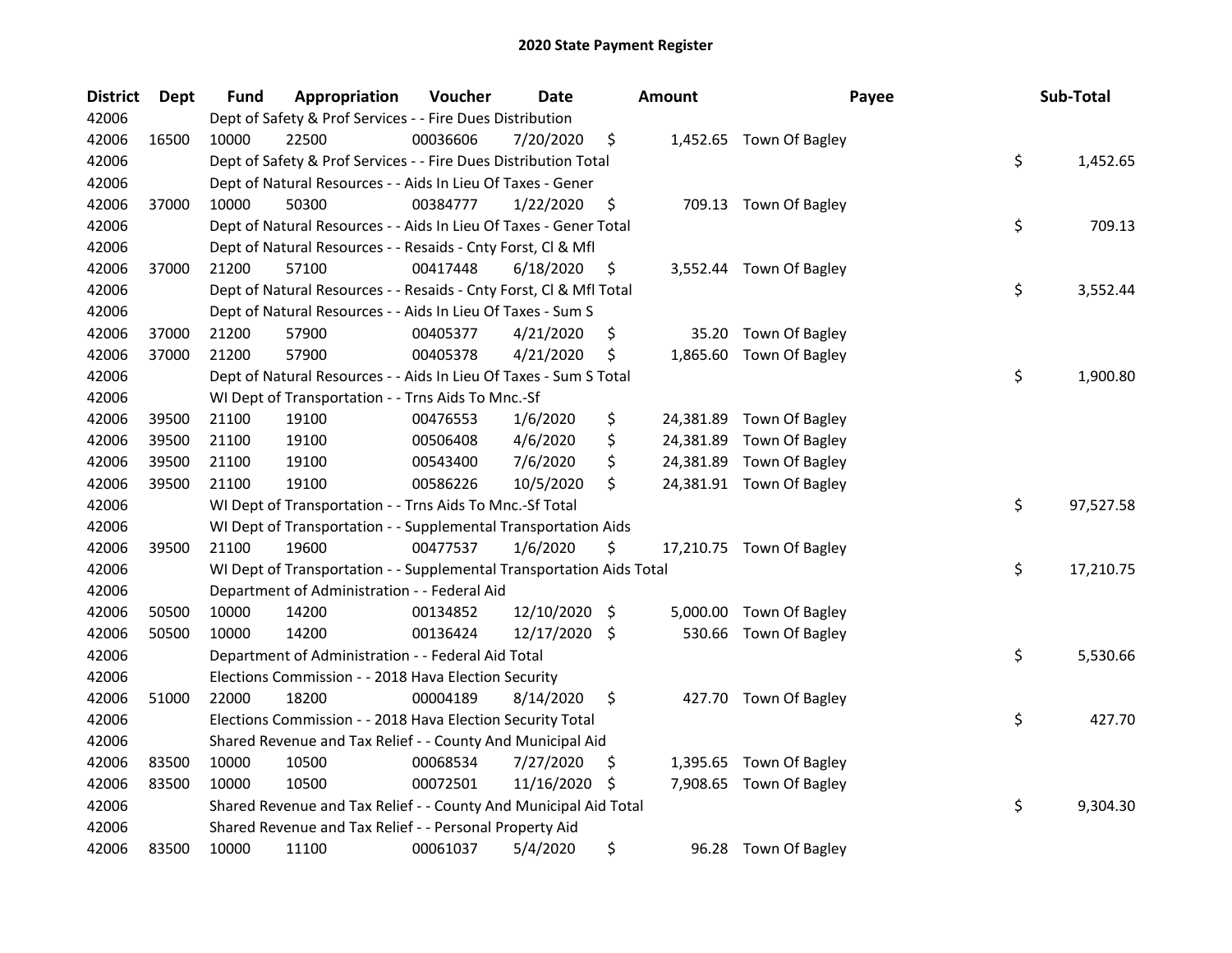# 2020 State Payment Register

| District | Dept | Fund | Appropriation | Voucher | Date | Amount | Payee | Sub-Total |
|---|---|---|---|---|---|---|---|---|
| 42006 | | Dept of Safety & Prof Services - - Fire Dues Distribution | | | | | | |
| 42006 | 16500 | 10000 | 22500 | 00036606 | 7/20/2020 | $ 1,452.65 | Town Of Bagley | |
| 42006 | | Dept of Safety & Prof Services - - Fire Dues Distribution Total | | | | | | $ 1,452.65 |
| 42006 | | Dept of Natural Resources - - Aids In Lieu Of Taxes - Gener | | | | | | |
| 42006 | 37000 | 10000 | 50300 | 00384777 | 1/22/2020 | $ 709.13 | Town Of Bagley | |
| 42006 | | Dept of Natural Resources - - Aids In Lieu Of Taxes - Gener Total | | | | | | $ 709.13 |
| 42006 | | Dept of Natural Resources - - Resaids - Cnty Forst, Cl & Mfl | | | | | | |
| 42006 | 37000 | 21200 | 57100 | 00417448 | 6/18/2020 | $ 3,552.44 | Town Of Bagley | |
| 42006 | | Dept of Natural Resources - - Resaids - Cnty Forst, Cl & Mfl Total | | | | | | $ 3,552.44 |
| 42006 | | Dept of Natural Resources - - Aids In Lieu Of Taxes - Sum S | | | | | | |
| 42006 | 37000 | 21200 | 57900 | 00405377 | 4/21/2020 | $ 35.20 | Town Of Bagley | |
| 42006 | 37000 | 21200 | 57900 | 00405378 | 4/21/2020 | $ 1,865.60 | Town Of Bagley | |
| 42006 | | Dept of Natural Resources - - Aids In Lieu Of Taxes - Sum S Total | | | | | | $ 1,900.80 |
| 42006 | | WI Dept of Transportation - - Trns Aids To Mnc.-Sf | | | | | | |
| 42006 | 39500 | 21100 | 19100 | 00476553 | 1/6/2020 | $ 24,381.89 | Town Of Bagley | |
| 42006 | 39500 | 21100 | 19100 | 00506408 | 4/6/2020 | $ 24,381.89 | Town Of Bagley | |
| 42006 | 39500 | 21100 | 19100 | 00543400 | 7/6/2020 | $ 24,381.89 | Town Of Bagley | |
| 42006 | 39500 | 21100 | 19100 | 00586226 | 10/5/2020 | $ 24,381.91 | Town Of Bagley | |
| 42006 | | WI Dept of Transportation - - Trns Aids To Mnc.-Sf Total | | | | | | $ 97,527.58 |
| 42006 | | WI Dept of Transportation - - Supplemental Transportation Aids | | | | | | |
| 42006 | 39500 | 21100 | 19600 | 00477537 | 1/6/2020 | $ 17,210.75 | Town Of Bagley | |
| 42006 | | WI Dept of Transportation - - Supplemental Transportation Aids Total | | | | | | $ 17,210.75 |
| 42006 | | Department of Administration - - Federal Aid | | | | | | |
| 42006 | 50500 | 10000 | 14200 | 00134852 | 12/10/2020 | $ 5,000.00 | Town Of Bagley | |
| 42006 | 50500 | 10000 | 14200 | 00136424 | 12/17/2020 | $ 530.66 | Town Of Bagley | |
| 42006 | | Department of Administration - - Federal Aid Total | | | | | | $ 5,530.66 |
| 42006 | | Elections Commission - - 2018 Hava Election Security | | | | | | |
| 42006 | 51000 | 22000 | 18200 | 00004189 | 8/14/2020 | $ 427.70 | Town Of Bagley | |
| 42006 | | Elections Commission - - 2018 Hava Election Security Total | | | | | | $ 427.70 |
| 42006 | | Shared Revenue and Tax Relief - - County And Municipal Aid | | | | | | |
| 42006 | 83500 | 10000 | 10500 | 00068534 | 7/27/2020 | $ 1,395.65 | Town Of Bagley | |
| 42006 | 83500 | 10000 | 10500 | 00072501 | 11/16/2020 | $ 7,908.65 | Town Of Bagley | |
| 42006 | | Shared Revenue and Tax Relief - - County And Municipal Aid Total | | | | | | $ 9,304.30 |
| 42006 | | Shared Revenue and Tax Relief - - Personal Property Aid | | | | | | |
| 42006 | 83500 | 10000 | 11100 | 00061037 | 5/4/2020 | $ 96.28 | Town Of Bagley | |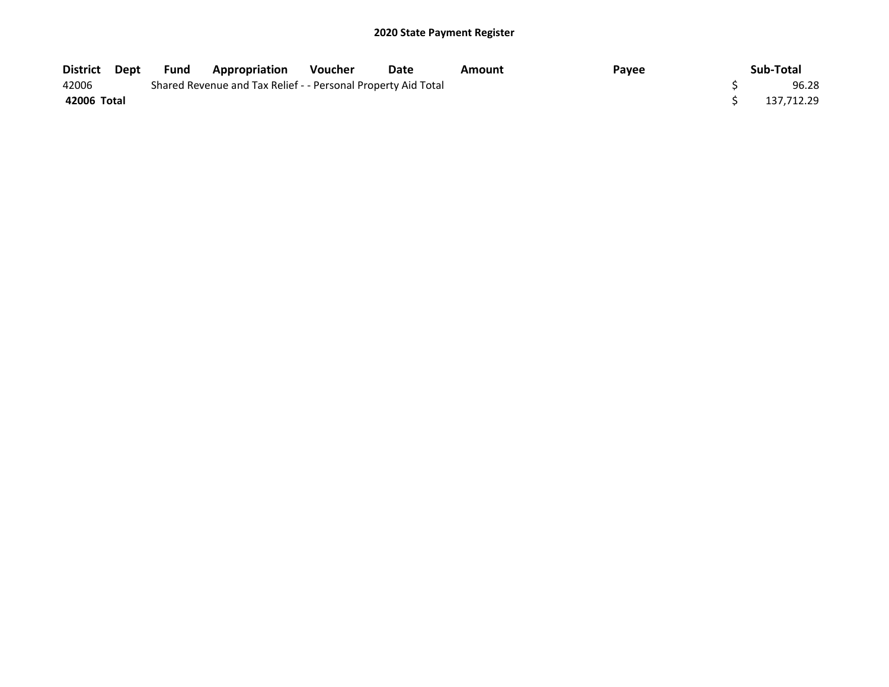# 2020 State Payment Register

| District | Dept | Fund | Appropriation | Voucher | Date | Amount | Payee | Sub-Total |
|---|---|---|---|---|---|---|---|---|
| 42006 | | Shared Revenue and Tax Relief - - Personal Property Aid Total | | | | | | $ 96.28 |
| **42006 Total** | | | | | | | | $ 137,712.29 |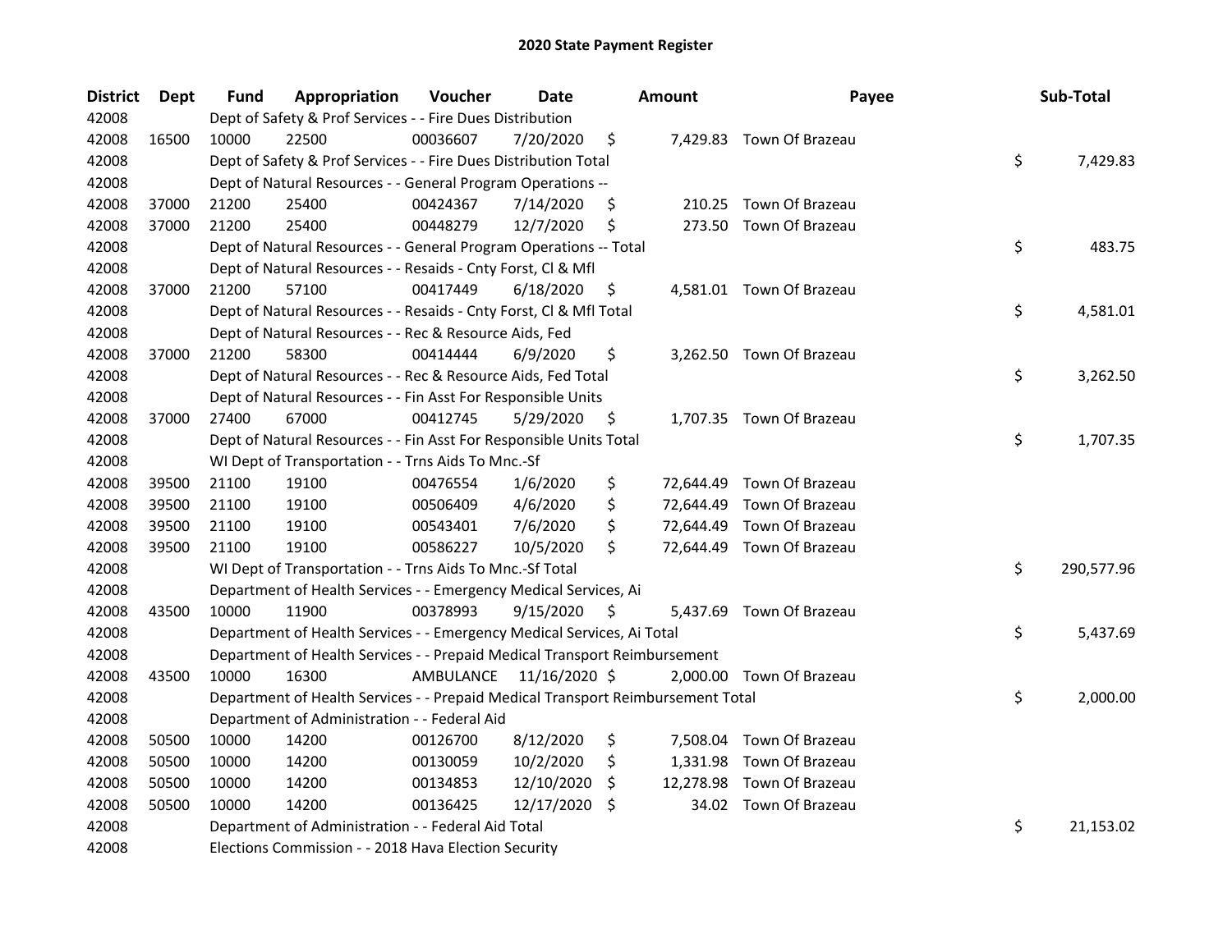# 2020 State Payment Register

| District | Dept | Fund | Appropriation | Voucher | Date | Amount | Payee | Sub-Total |
|---|---|---|---|---|---|---|---|---|
| 42008 | | Dept of Safety & Prof Services - - Fire Dues Distribution | | | | | | |
| 42008 | 16500 | 10000 | 22500 | 00036607 | 7/20/2020 | $ 7,429.83 | Town Of Brazeau | |
| 42008 | | Dept of Safety & Prof Services - - Fire Dues Distribution Total | | | | | | $ 7,429.83 |
| 42008 | | Dept of Natural Resources - - General Program Operations -- | | | | | | |
| 42008 | 37000 | 21200 | 25400 | 00424367 | 7/14/2020 | $ 210.25 | Town Of Brazeau | |
| 42008 | 37000 | 21200 | 25400 | 00448279 | 12/7/2020 | $ 273.50 | Town Of Brazeau | |
| 42008 | | Dept of Natural Resources - - General Program Operations -- Total | | | | | | $ 483.75 |
| 42008 | | Dept of Natural Resources - - Resaids - Cnty Forst, Cl & Mfl | | | | | | |
| 42008 | 37000 | 21200 | 57100 | 00417449 | 6/18/2020 | $ 4,581.01 | Town Of Brazeau | |
| 42008 | | Dept of Natural Resources - - Resaids - Cnty Forst, Cl & Mfl Total | | | | | | $ 4,581.01 |
| 42008 | | Dept of Natural Resources - - Rec & Resource Aids, Fed | | | | | | |
| 42008 | 37000 | 21200 | 58300 | 00414444 | 6/9/2020 | $ 3,262.50 | Town Of Brazeau | |
| 42008 | | Dept of Natural Resources - - Rec & Resource Aids, Fed Total | | | | | | $ 3,262.50 |
| 42008 | | Dept of Natural Resources - - Fin Asst For Responsible Units | | | | | | |
| 42008 | 37000 | 27400 | 67000 | 00412745 | 5/29/2020 | $ 1,707.35 | Town Of Brazeau | |
| 42008 | | Dept of Natural Resources - - Fin Asst For Responsible Units Total | | | | | | $ 1,707.35 |
| 42008 | | WI Dept of Transportation - - Trns Aids To Mnc.-Sf | | | | | | |
| 42008 | 39500 | 21100 | 19100 | 00476554 | 1/6/2020 | $ 72,644.49 | Town Of Brazeau | |
| 42008 | 39500 | 21100 | 19100 | 00506409 | 4/6/2020 | $ 72,644.49 | Town Of Brazeau | |
| 42008 | 39500 | 21100 | 19100 | 00543401 | 7/6/2020 | $ 72,644.49 | Town Of Brazeau | |
| 42008 | 39500 | 21100 | 19100 | 00586227 | 10/5/2020 | $ 72,644.49 | Town Of Brazeau | |
| 42008 | | WI Dept of Transportation - - Trns Aids To Mnc.-Sf Total | | | | | | $ 290,577.96 |
| 42008 | | Department of Health Services - - Emergency Medical Services, Ai | | | | | | |
| 42008 | 43500 | 10000 | 11900 | 00378993 | 9/15/2020 | $ 5,437.69 | Town Of Brazeau | |
| 42008 | | Department of Health Services - - Emergency Medical Services, Ai Total | | | | | | $ 5,437.69 |
| 42008 | | Department of Health Services - - Prepaid Medical Transport Reimbursement | | | | | | |
| 42008 | 43500 | 10000 | 16300 | AMBULANCE | 11/16/2020 | $ 2,000.00 | Town Of Brazeau | |
| 42008 | | Department of Health Services - - Prepaid Medical Transport Reimbursement Total | | | | | | $ 2,000.00 |
| 42008 | | Department of Administration - - Federal Aid | | | | | | |
| 42008 | 50500 | 10000 | 14200 | 00126700 | 8/12/2020 | $ 7,508.04 | Town Of Brazeau | |
| 42008 | 50500 | 10000 | 14200 | 00130059 | 10/2/2020 | $ 1,331.98 | Town Of Brazeau | |
| 42008 | 50500 | 10000 | 14200 | 00134853 | 12/10/2020 | $ 12,278.98 | Town Of Brazeau | |
| 42008 | 50500 | 10000 | 14200 | 00136425 | 12/17/2020 | $ 34.02 | Town Of Brazeau | |
| 42008 | | Department of Administration - - Federal Aid Total | | | | | | $ 21,153.02 |
| 42008 | | Elections Commission - - 2018 Hava Election Security | | | | | | |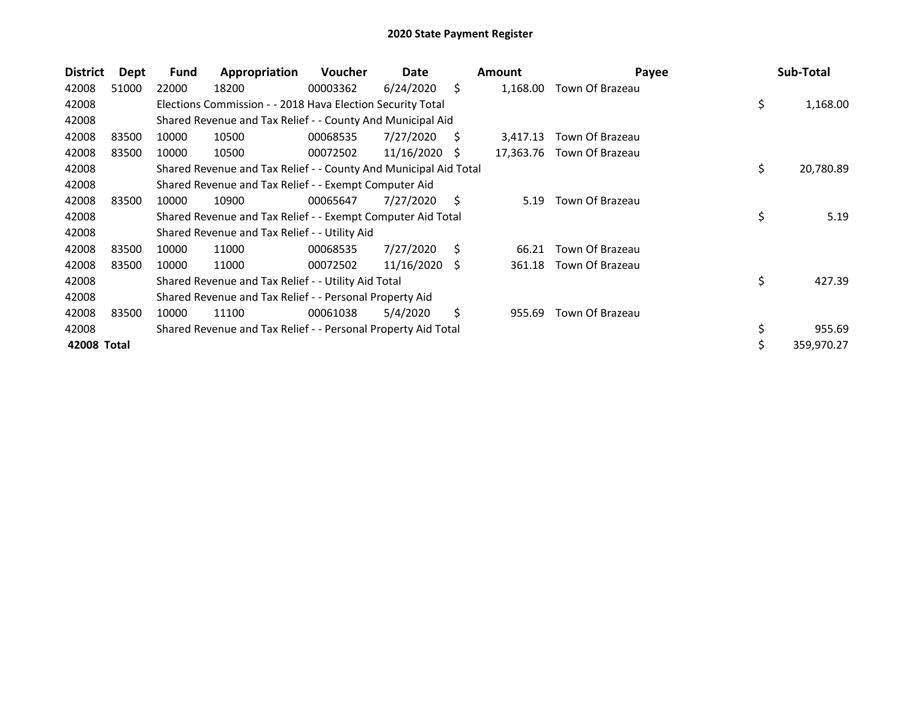## 2020 State Payment Register

| District | Dept | Fund | Appropriation | Voucher | Date | Amount | Payee | Sub-Total |
|---|---|---|---|---|---|---|---|---|
| 42008 | 51000 | 22000 | 18200 | 00003362 | 6/24/2020 | $ 1,168.00 | Town Of Brazeau | |
| 42008 | | Elections Commission - - 2018 Hava Election Security Total | | | | | | $ 1,168.00 |
| 42008 | | Shared Revenue and Tax Relief - - County And Municipal Aid | | | | | | |
| 42008 | 83500 | 10000 | 10500 | 00068535 | 7/27/2020 | $ 3,417.13 | Town Of Brazeau | |
| 42008 | 83500 | 10000 | 10500 | 00072502 | 11/16/2020 | $ 17,363.76 | Town Of Brazeau | |
| 42008 | | Shared Revenue and Tax Relief - - County And Municipal Aid Total | | | | | | $ 20,780.89 |
| 42008 | | Shared Revenue and Tax Relief - - Exempt Computer Aid | | | | | | |
| 42008 | 83500 | 10000 | 10900 | 00065647 | 7/27/2020 | $ 5.19 | Town Of Brazeau | |
| 42008 | | Shared Revenue and Tax Relief - - Exempt Computer Aid Total | | | | | | $ 5.19 |
| 42008 | | Shared Revenue and Tax Relief - - Utility Aid | | | | | | |
| 42008 | 83500 | 10000 | 11000 | 00068535 | 7/27/2020 | $ 66.21 | Town Of Brazeau | |
| 42008 | 83500 | 10000 | 11000 | 00072502 | 11/16/2020 | $ 361.18 | Town Of Brazeau | |
| 42008 | | Shared Revenue and Tax Relief - - Utility Aid Total | | | | | | $ 427.39 |
| 42008 | | Shared Revenue and Tax Relief - - Personal Property Aid | | | | | | |
| 42008 | 83500 | 10000 | 11100 | 00061038 | 5/4/2020 | $ 955.69 | Town Of Brazeau | |
| 42008 | | Shared Revenue and Tax Relief - - Personal Property Aid Total | | | | | | $ 955.69 |
| **42008 Total** | | | | | | | | $ 359,970.27 |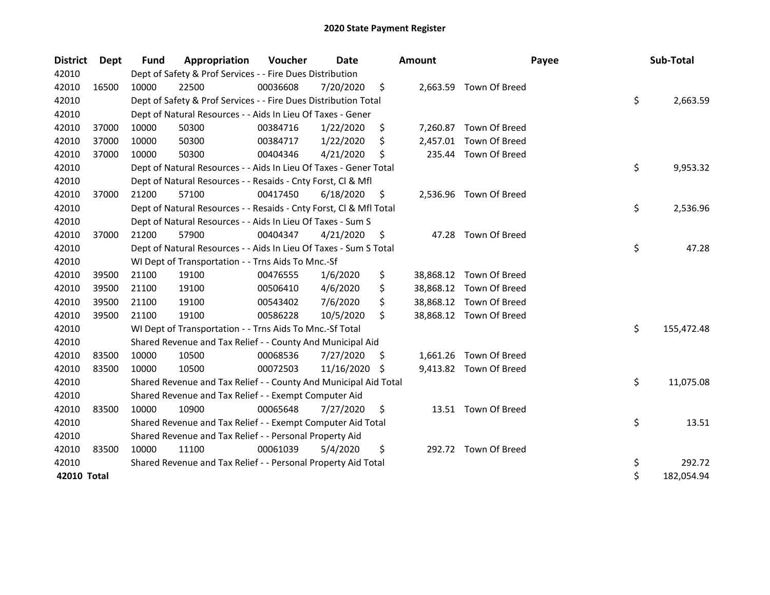# 2020 State Payment Register

| District | Dept | Fund | Appropriation | Voucher | Date | Amount | Payee | Sub-Total |
|---|---|---|---|---|---|---|---|---|
| 42010 | | Dept of Safety & Prof Services - - Fire Dues Distribution | | | | | | |
| 42010 | 16500 | 10000 | 22500 | 00036608 | 7/20/2020 | $ 2,663.59 | Town Of Breed | |
| 42010 | | Dept of Safety & Prof Services - - Fire Dues Distribution Total | | | | | | $ 2,663.59 |
| 42010 | | Dept of Natural Resources - - Aids In Lieu Of Taxes - Gener | | | | | | |
| 42010 | 37000 | 10000 | 50300 | 00384716 | 1/22/2020 | $ 7,260.87 | Town Of Breed | |
| 42010 | 37000 | 10000 | 50300 | 00384717 | 1/22/2020 | $ 2,457.01 | Town Of Breed | |
| 42010 | 37000 | 10000 | 50300 | 00404346 | 4/21/2020 | $ 235.44 | Town Of Breed | |
| 42010 | | Dept of Natural Resources - - Aids In Lieu Of Taxes - Gener Total | | | | | | $ 9,953.32 |
| 42010 | | Dept of Natural Resources - - Resaids - Cnty Forst, Cl & Mfl | | | | | | |
| 42010 | 37000 | 21200 | 57100 | 00417450 | 6/18/2020 | $ 2,536.96 | Town Of Breed | |
| 42010 | | Dept of Natural Resources - - Resaids - Cnty Forst, Cl & Mfl Total | | | | | | $ 2,536.96 |
| 42010 | | Dept of Natural Resources - - Aids In Lieu Of Taxes - Sum S | | | | | | |
| 42010 | 37000 | 21200 | 57900 | 00404347 | 4/21/2020 | $ 47.28 | Town Of Breed | |
| 42010 | | Dept of Natural Resources - - Aids In Lieu Of Taxes - Sum S Total | | | | | | $ 47.28 |
| 42010 | | WI Dept of Transportation - - Trns Aids To Mnc.-Sf | | | | | | |
| 42010 | 39500 | 21100 | 19100 | 00476555 | 1/6/2020 | $ 38,868.12 | Town Of Breed | |
| 42010 | 39500 | 21100 | 19100 | 00506410 | 4/6/2020 | $ 38,868.12 | Town Of Breed | |
| 42010 | 39500 | 21100 | 19100 | 00543402 | 7/6/2020 | $ 38,868.12 | Town Of Breed | |
| 42010 | 39500 | 21100 | 19100 | 00586228 | 10/5/2020 | $ 38,868.12 | Town Of Breed | |
| 42010 | | WI Dept of Transportation - - Trns Aids To Mnc.-Sf Total | | | | | | $ 155,472.48 |
| 42010 | | Shared Revenue and Tax Relief - - County And Municipal Aid | | | | | | |
| 42010 | 83500 | 10000 | 10500 | 00068536 | 7/27/2020 | $ 1,661.26 | Town Of Breed | |
| 42010 | 83500 | 10000 | 10500 | 00072503 | 11/16/2020 | $ 9,413.82 | Town Of Breed | |
| 42010 | | Shared Revenue and Tax Relief - - County And Municipal Aid Total | | | | | | $ 11,075.08 |
| 42010 | | Shared Revenue and Tax Relief - - Exempt Computer Aid | | | | | | |
| 42010 | 83500 | 10000 | 10900 | 00065648 | 7/27/2020 | $ 13.51 | Town Of Breed | |
| 42010 | | Shared Revenue and Tax Relief - - Exempt Computer Aid Total | | | | | | $ 13.51 |
| 42010 | | Shared Revenue and Tax Relief - - Personal Property Aid | | | | | | |
| 42010 | 83500 | 10000 | 11100 | 00061039 | 5/4/2020 | $ 292.72 | Town Of Breed | |
| 42010 | | Shared Revenue and Tax Relief - - Personal Property Aid Total | | | | | | $ 292.72 |
| **42010 Total** | | | | | | | | $ 182,054.94 |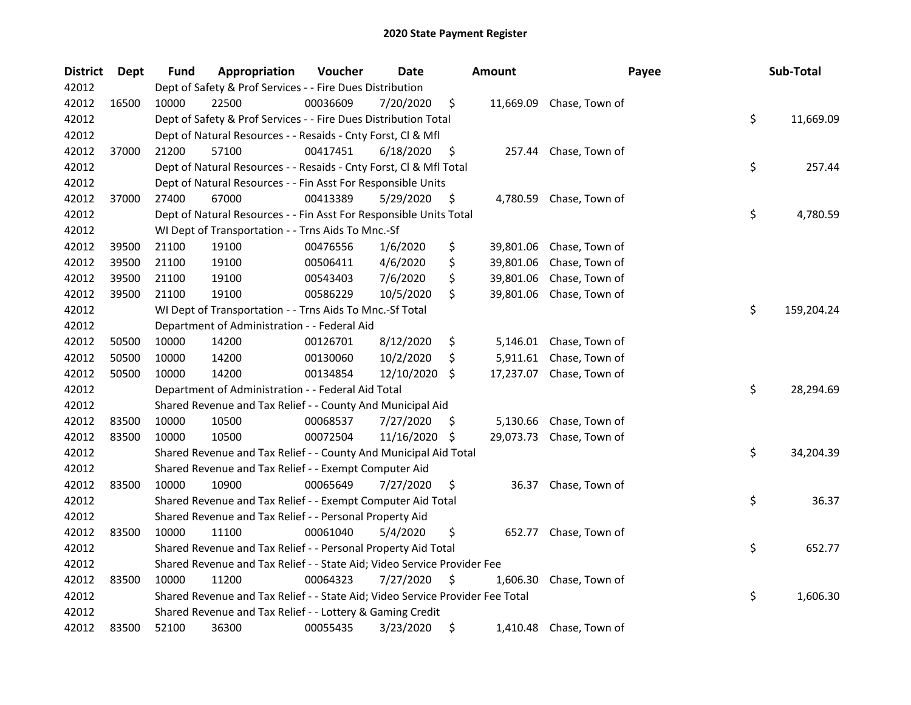## 2020 State Payment Register

| District | Dept | Fund | Appropriation | Voucher | Date | Amount | Payee | Sub-Total |
|---|---|---|---|---|---|---|---|---|
| 42012 | | Dept of Safety & Prof Services - - Fire Dues Distribution | | | | | | |
| 42012 | 16500 | 10000 | 22500 | 00036609 | 7/20/2020 | $ 11,669.09 | Chase, Town of | |
| 42012 | | Dept of Safety & Prof Services - - Fire Dues Distribution Total | | | | | | $ 11,669.09 |
| 42012 | | Dept of Natural Resources - - Resaids - Cnty Forst, Cl & Mfl | | | | | | |
| 42012 | 37000 | 21200 | 57100 | 00417451 | 6/18/2020 | $ 257.44 | Chase, Town of | |
| 42012 | | Dept of Natural Resources - - Resaids - Cnty Forst, Cl & Mfl Total | | | | | | $ 257.44 |
| 42012 | | Dept of Natural Resources - - Fin Asst For Responsible Units | | | | | | |
| 42012 | 37000 | 27400 | 67000 | 00413389 | 5/29/2020 | $ 4,780.59 | Chase, Town of | |
| 42012 | | Dept of Natural Resources - - Fin Asst For Responsible Units Total | | | | | | $ 4,780.59 |
| 42012 | | WI Dept of Transportation - - Trns Aids To Mnc.-Sf | | | | | | |
| 42012 | 39500 | 21100 | 19100 | 00476556 | 1/6/2020 | $ 39,801.06 | Chase, Town of | |
| 42012 | 39500 | 21100 | 19100 | 00506411 | 4/6/2020 | $ 39,801.06 | Chase, Town of | |
| 42012 | 39500 | 21100 | 19100 | 00543403 | 7/6/2020 | $ 39,801.06 | Chase, Town of | |
| 42012 | 39500 | 21100 | 19100 | 00586229 | 10/5/2020 | $ 39,801.06 | Chase, Town of | |
| 42012 | | WI Dept of Transportation - - Trns Aids To Mnc.-Sf Total | | | | | | $ 159,204.24 |
| 42012 | | Department of Administration - - Federal Aid | | | | | | |
| 42012 | 50500 | 10000 | 14200 | 00126701 | 8/12/2020 | $ 5,146.01 | Chase, Town of | |
| 42012 | 50500 | 10000 | 14200 | 00130060 | 10/2/2020 | $ 5,911.61 | Chase, Town of | |
| 42012 | 50500 | 10000 | 14200 | 00134854 | 12/10/2020 | $ 17,237.07 | Chase, Town of | |
| 42012 | | Department of Administration - - Federal Aid Total | | | | | | $ 28,294.69 |
| 42012 | | Shared Revenue and Tax Relief - - County And Municipal Aid | | | | | | |
| 42012 | 83500 | 10000 | 10500 | 00068537 | 7/27/2020 | $ 5,130.66 | Chase, Town of | |
| 42012 | 83500 | 10000 | 10500 | 00072504 | 11/16/2020 | $ 29,073.73 | Chase, Town of | |
| 42012 | | Shared Revenue and Tax Relief - - County And Municipal Aid Total | | | | | | $ 34,204.39 |
| 42012 | | Shared Revenue and Tax Relief - - Exempt Computer Aid | | | | | | |
| 42012 | 83500 | 10000 | 10900 | 00065649 | 7/27/2020 | $ 36.37 | Chase, Town of | |
| 42012 | | Shared Revenue and Tax Relief - - Exempt Computer Aid Total | | | | | | $ 36.37 |
| 42012 | | Shared Revenue and Tax Relief - - Personal Property Aid | | | | | | |
| 42012 | 83500 | 10000 | 11100 | 00061040 | 5/4/2020 | $ 652.77 | Chase, Town of | |
| 42012 | | Shared Revenue and Tax Relief - - Personal Property Aid Total | | | | | | $ 652.77 |
| 42012 | | Shared Revenue and Tax Relief - - State Aid; Video Service Provider Fee | | | | | | |
| 42012 | 83500 | 10000 | 11200 | 00064323 | 7/27/2020 | $ 1,606.30 | Chase, Town of | |
| 42012 | | Shared Revenue and Tax Relief - - State Aid; Video Service Provider Fee Total | | | | | | $ 1,606.30 |
| 42012 | | Shared Revenue and Tax Relief - - Lottery & Gaming Credit | | | | | | |
| 42012 | 83500 | 52100 | 36300 | 00055435 | 3/23/2020 | $ 1,410.48 | Chase, Town of | |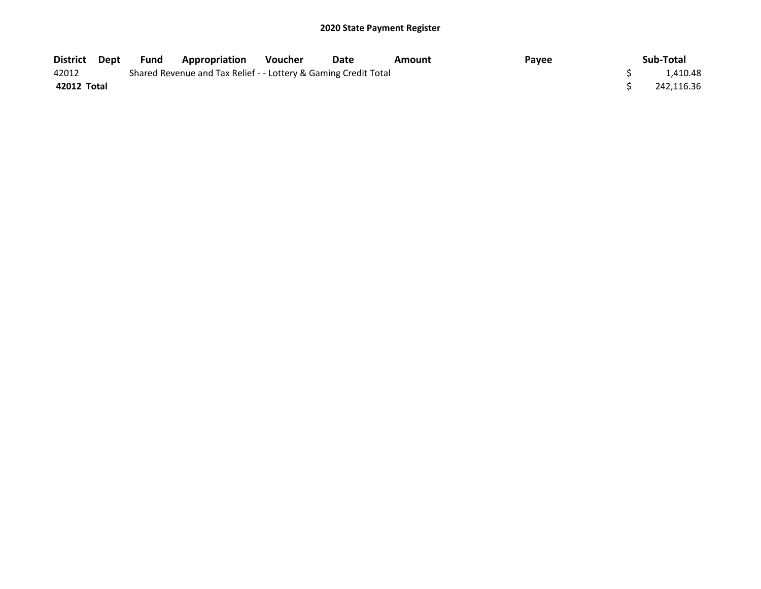## 2020 State Payment Register

| District | Dept | Fund | Appropriation | Voucher | Date | Amount | Payee | Sub-Total |
|---|---|---|---|---|---|---|---|---|
| 42012 | | Shared Revenue and Tax Relief - - Lottery & Gaming Credit Total | | | | | | $ 1,410.48 |
| **42012 Total** | | | | | | | | $ 242,116.36 |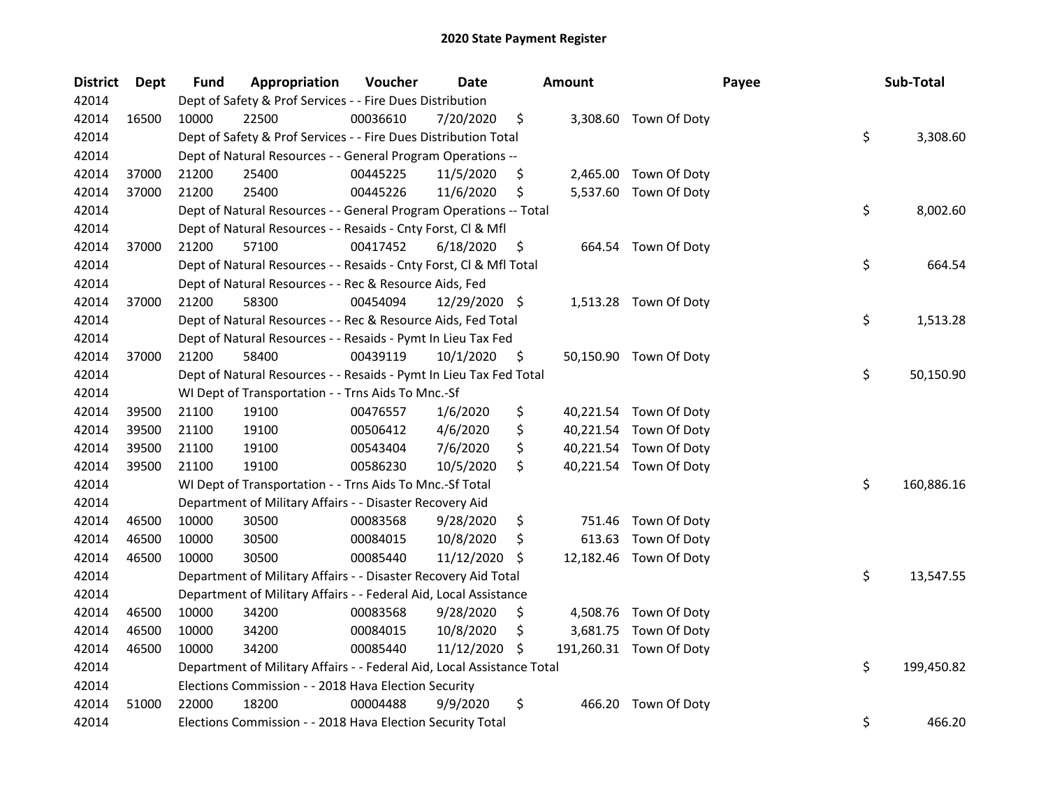# 2020 State Payment Register

| District | Dept | Fund | Appropriation | Voucher | Date | Amount | Payee | Sub-Total |
|---|---|---|---|---|---|---|---|---|
| 42014 | | Dept of Safety & Prof Services - - Fire Dues Distribution | | | | | | |
| 42014 | 16500 | 10000 | 22500 | 00036610 | 7/20/2020 | $ 3,308.60 | Town Of Doty | |
| 42014 | | Dept of Safety & Prof Services - - Fire Dues Distribution Total | | | | | | $ 3,308.60 |
| 42014 | | Dept of Natural Resources - - General Program Operations -- | | | | | | |
| 42014 | 37000 | 21200 | 25400 | 00445225 | 11/5/2020 | $ 2,465.00 | Town Of Doty | |
| 42014 | 37000 | 21200 | 25400 | 00445226 | 11/6/2020 | $ 5,537.60 | Town Of Doty | |
| 42014 | | Dept of Natural Resources - - General Program Operations -- Total | | | | | | $ 8,002.60 |
| 42014 | | Dept of Natural Resources - - Resaids - Cnty Forst, Cl & Mfl | | | | | | |
| 42014 | 37000 | 21200 | 57100 | 00417452 | 6/18/2020 | $ 664.54 | Town Of Doty | |
| 42014 | | Dept of Natural Resources - - Resaids - Cnty Forst, Cl & Mfl Total | | | | | | $ 664.54 |
| 42014 | | Dept of Natural Resources - - Rec & Resource Aids, Fed | | | | | | |
| 42014 | 37000 | 21200 | 58300 | 00454094 | 12/29/2020 | $ 1,513.28 | Town Of Doty | |
| 42014 | | Dept of Natural Resources - - Rec & Resource Aids, Fed Total | | | | | | $ 1,513.28 |
| 42014 | | Dept of Natural Resources - - Resaids - Pymt In Lieu Tax Fed | | | | | | |
| 42014 | 37000 | 21200 | 58400 | 00439119 | 10/1/2020 | $ 50,150.90 | Town Of Doty | |
| 42014 | | Dept of Natural Resources - - Resaids - Pymt In Lieu Tax Fed Total | | | | | | $ 50,150.90 |
| 42014 | | WI Dept of Transportation - - Trns Aids To Mnc.-Sf | | | | | | |
| 42014 | 39500 | 21100 | 19100 | 00476557 | 1/6/2020 | $ 40,221.54 | Town Of Doty | |
| 42014 | 39500 | 21100 | 19100 | 00506412 | 4/6/2020 | $ 40,221.54 | Town Of Doty | |
| 42014 | 39500 | 21100 | 19100 | 00543404 | 7/6/2020 | $ 40,221.54 | Town Of Doty | |
| 42014 | 39500 | 21100 | 19100 | 00586230 | 10/5/2020 | $ 40,221.54 | Town Of Doty | |
| 42014 | | WI Dept of Transportation - - Trns Aids To Mnc.-Sf Total | | | | | | $ 160,886.16 |
| 42014 | | Department of Military Affairs - - Disaster Recovery Aid | | | | | | |
| 42014 | 46500 | 10000 | 30500 | 00083568 | 9/28/2020 | $ 751.46 | Town Of Doty | |
| 42014 | 46500 | 10000 | 30500 | 00084015 | 10/8/2020 | $ 613.63 | Town Of Doty | |
| 42014 | 46500 | 10000 | 30500 | 00085440 | 11/12/2020 | $ 12,182.46 | Town Of Doty | |
| 42014 | | Department of Military Affairs - - Disaster Recovery Aid Total | | | | | | $ 13,547.55 |
| 42014 | | Department of Military Affairs - - Federal Aid, Local Assistance | | | | | | |
| 42014 | 46500 | 10000 | 34200 | 00083568 | 9/28/2020 | $ 4,508.76 | Town Of Doty | |
| 42014 | 46500 | 10000 | 34200 | 00084015 | 10/8/2020 | $ 3,681.75 | Town Of Doty | |
| 42014 | 46500 | 10000 | 34200 | 00085440 | 11/12/2020 | $ 191,260.31 | Town Of Doty | |
| 42014 | | Department of Military Affairs - - Federal Aid, Local Assistance Total | | | | | | $ 199,450.82 |
| 42014 | | Elections Commission - - 2018 Hava Election Security | | | | | | |
| 42014 | 51000 | 22000 | 18200 | 00004488 | 9/9/2020 | $ 466.20 | Town Of Doty | |
| 42014 | | Elections Commission - - 2018 Hava Election Security Total | | | | | | $ 466.20 |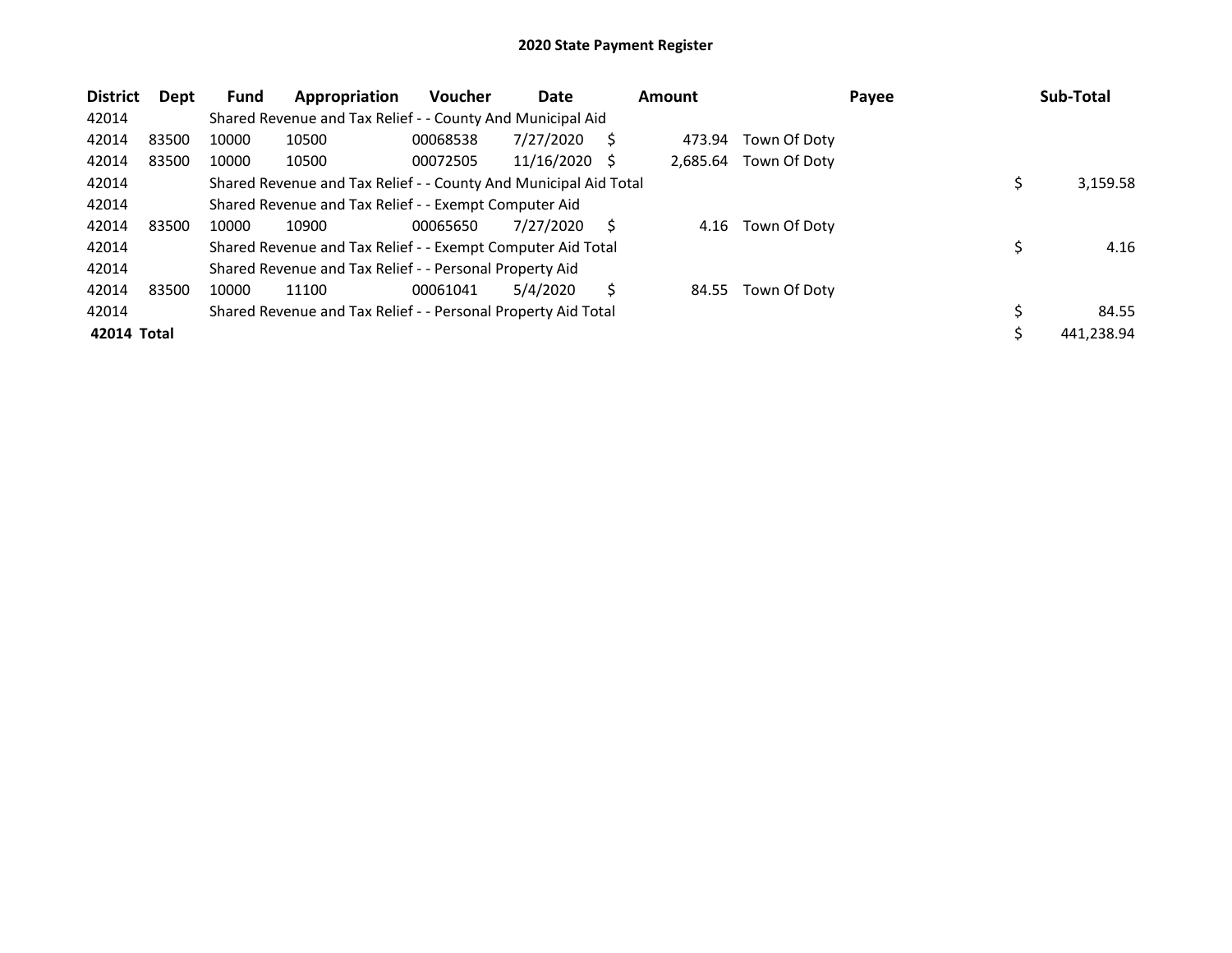# 2020 State Payment Register

| District | Dept | Fund | Appropriation | Voucher | Date | Amount | Payee | Sub-Total |
|---|---|---|---|---|---|---|---|---|
| 42014 | | Shared Revenue and Tax Relief - - County And Municipal Aid | | | | | | |
| 42014 | 83500 | 10000 | 10500 | 00068538 | 7/27/2020 | $ 473.94 | Town Of Doty | |
| 42014 | 83500 | 10000 | 10500 | 00072505 | 11/16/2020 | $ 2,685.64 | Town Of Doty | |
| 42014 | | Shared Revenue and Tax Relief - - County And Municipal Aid Total | | | | | | $ 3,159.58 |
| 42014 | | Shared Revenue and Tax Relief - - Exempt Computer Aid | | | | | | |
| 42014 | 83500 | 10000 | 10900 | 00065650 | 7/27/2020 | $ 4.16 | Town Of Doty | |
| 42014 | | Shared Revenue and Tax Relief - - Exempt Computer Aid Total | | | | | | $ 4.16 |
| 42014 | | Shared Revenue and Tax Relief - - Personal Property Aid | | | | | | |
| 42014 | 83500 | 10000 | 11100 | 00061041 | 5/4/2020 | $ 84.55 | Town Of Doty | |
| 42014 | | Shared Revenue and Tax Relief - - Personal Property Aid Total | | | | | | $ 84.55 |
| **42014 Total** | | | | | | | | $ 441,238.94 |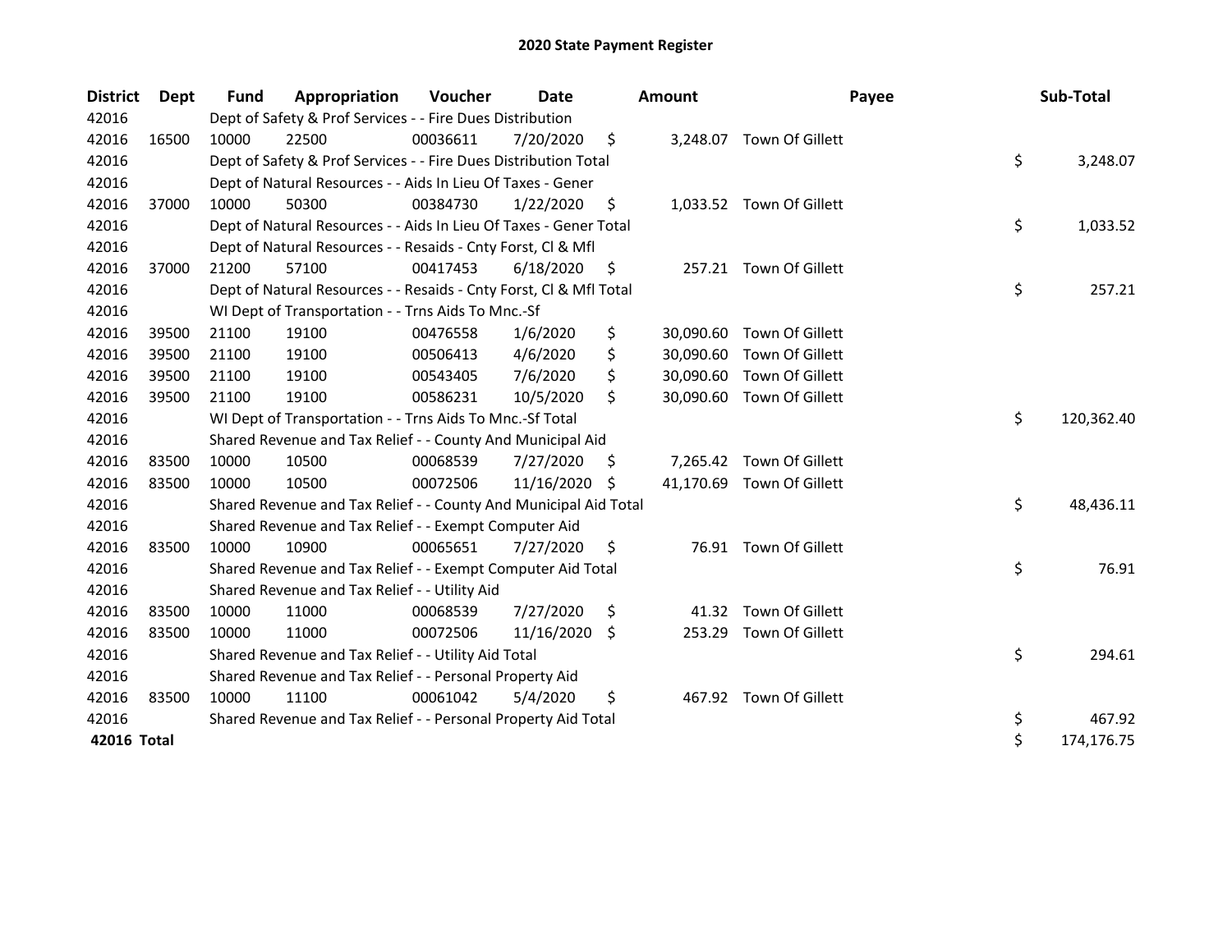# 2020 State Payment Register

| District | Dept | Fund | Appropriation | Voucher | Date | Amount | Payee | Sub-Total |
|---|---|---|---|---|---|---|---|---|
| 42016 | | Dept of Safety & Prof Services - - Fire Dues Distribution | | | | | | |
| 42016 | 16500 | 10000 | 22500 | 00036611 | 7/20/2020 | $ 3,248.07 | Town Of Gillett | |
| 42016 | | Dept of Safety & Prof Services - - Fire Dues Distribution Total | | | | | | $ 3,248.07 |
| 42016 | | Dept of Natural Resources - - Aids In Lieu Of Taxes - Gener | | | | | | |
| 42016 | 37000 | 10000 | 50300 | 00384730 | 1/22/2020 | $ 1,033.52 | Town Of Gillett | |
| 42016 | | Dept of Natural Resources - - Aids In Lieu Of Taxes - Gener Total | | | | | | $ 1,033.52 |
| 42016 | | Dept of Natural Resources - - Resaids - Cnty Forst, Cl & Mfl | | | | | | |
| 42016 | 37000 | 21200 | 57100 | 00417453 | 6/18/2020 | $ 257.21 | Town Of Gillett | |
| 42016 | | Dept of Natural Resources - - Resaids - Cnty Forst, Cl & Mfl Total | | | | | | $ 257.21 |
| 42016 | | WI Dept of Transportation - - Trns Aids To Mnc.-Sf | | | | | | |
| 42016 | 39500 | 21100 | 19100 | 00476558 | 1/6/2020 | $ 30,090.60 | Town Of Gillett | |
| 42016 | 39500 | 21100 | 19100 | 00506413 | 4/6/2020 | $ 30,090.60 | Town Of Gillett | |
| 42016 | 39500 | 21100 | 19100 | 00543405 | 7/6/2020 | $ 30,090.60 | Town Of Gillett | |
| 42016 | 39500 | 21100 | 19100 | 00586231 | 10/5/2020 | $ 30,090.60 | Town Of Gillett | |
| 42016 | | WI Dept of Transportation - - Trns Aids To Mnc.-Sf Total | | | | | | $ 120,362.40 |
| 42016 | | Shared Revenue and Tax Relief - - County And Municipal Aid | | | | | | |
| 42016 | 83500 | 10000 | 10500 | 00068539 | 7/27/2020 | $ 7,265.42 | Town Of Gillett | |
| 42016 | 83500 | 10000 | 10500 | 00072506 | 11/16/2020 | $ 41,170.69 | Town Of Gillett | |
| 42016 | | Shared Revenue and Tax Relief - - County And Municipal Aid Total | | | | | | $ 48,436.11 |
| 42016 | | Shared Revenue and Tax Relief - - Exempt Computer Aid | | | | | | |
| 42016 | 83500 | 10000 | 10900 | 00065651 | 7/27/2020 | $ 76.91 | Town Of Gillett | |
| 42016 | | Shared Revenue and Tax Relief - - Exempt Computer Aid Total | | | | | | $ 76.91 |
| 42016 | | Shared Revenue and Tax Relief - - Utility Aid | | | | | | |
| 42016 | 83500 | 10000 | 11000 | 00068539 | 7/27/2020 | $ 41.32 | Town Of Gillett | |
| 42016 | 83500 | 10000 | 11000 | 00072506 | 11/16/2020 | $ 253.29 | Town Of Gillett | |
| 42016 | | Shared Revenue and Tax Relief - - Utility Aid Total | | | | | | $ 294.61 |
| 42016 | | Shared Revenue and Tax Relief - - Personal Property Aid | | | | | | |
| 42016 | 83500 | 10000 | 11100 | 00061042 | 5/4/2020 | $ 467.92 | Town Of Gillett | |
| 42016 | | Shared Revenue and Tax Relief - - Personal Property Aid Total | | | | | | $ 467.92 |
| **42016 Total** | | | | | | | | $ 174,176.75 |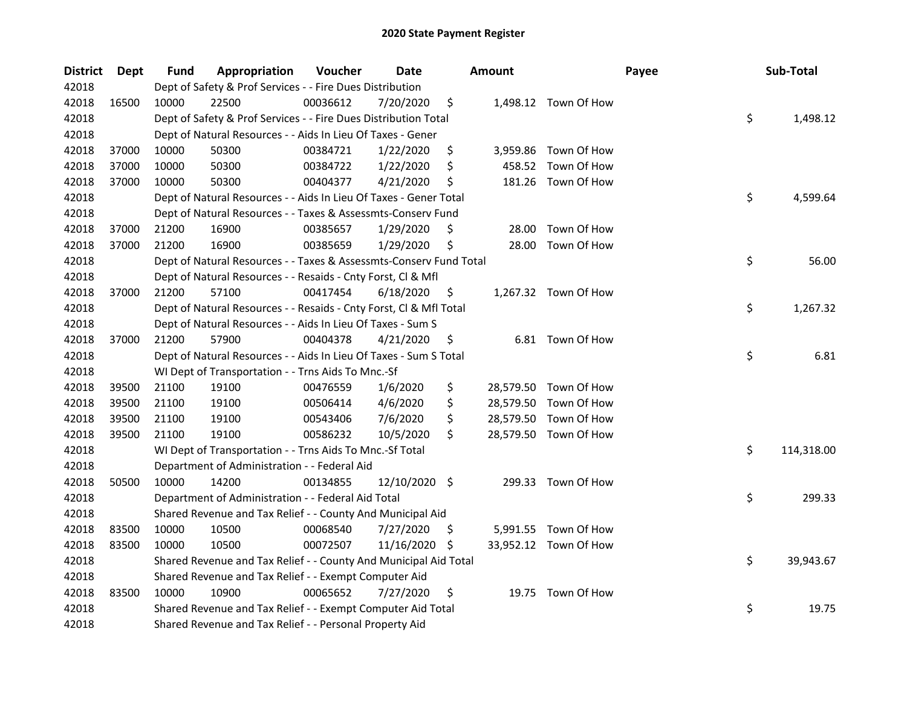# 2020 State Payment Register

| District | Dept | Fund | Appropriation | Voucher | Date | Amount | Payee | Sub-Total |
|---|---|---|---|---|---|---|---|---|
| 42018 | | Dept of Safety & Prof Services - - Fire Dues Distribution | | | | | | |
| 42018 | 16500 | 10000 | 22500 | 00036612 | 7/20/2020 | $ 1,498.12 | Town Of How | |
| 42018 | | Dept of Safety & Prof Services - - Fire Dues Distribution Total | | | | | | $ 1,498.12 |
| 42018 | | Dept of Natural Resources - - Aids In Lieu Of Taxes - Gener | | | | | | |
| 42018 | 37000 | 10000 | 50300 | 00384721 | 1/22/2020 | $ 3,959.86 | Town Of How | |
| 42018 | 37000 | 10000 | 50300 | 00384722 | 1/22/2020 | $ 458.52 | Town Of How | |
| 42018 | 37000 | 10000 | 50300 | 00404377 | 4/21/2020 | $ 181.26 | Town Of How | |
| 42018 | | Dept of Natural Resources - - Aids In Lieu Of Taxes - Gener Total | | | | | | $ 4,599.64 |
| 42018 | | Dept of Natural Resources - - Taxes & Assessmts-Conserv Fund | | | | | | |
| 42018 | 37000 | 21200 | 16900 | 00385657 | 1/29/2020 | $ 28.00 | Town Of How | |
| 42018 | 37000 | 21200 | 16900 | 00385659 | 1/29/2020 | $ 28.00 | Town Of How | |
| 42018 | | Dept of Natural Resources - - Taxes & Assessmts-Conserv Fund Total | | | | | | $ 56.00 |
| 42018 | | Dept of Natural Resources - - Resaids - Cnty Forst, Cl & Mfl | | | | | | |
| 42018 | 37000 | 21200 | 57100 | 00417454 | 6/18/2020 | $ 1,267.32 | Town Of How | |
| 42018 | | Dept of Natural Resources - - Resaids - Cnty Forst, Cl & Mfl Total | | | | | | $ 1,267.32 |
| 42018 | | Dept of Natural Resources - - Aids In Lieu Of Taxes - Sum S | | | | | | |
| 42018 | 37000 | 21200 | 57900 | 00404378 | 4/21/2020 | $ 6.81 | Town Of How | |
| 42018 | | Dept of Natural Resources - - Aids In Lieu Of Taxes - Sum S Total | | | | | | $ 6.81 |
| 42018 | | WI Dept of Transportation - - Trns Aids To Mnc.-Sf | | | | | | |
| 42018 | 39500 | 21100 | 19100 | 00476559 | 1/6/2020 | $ 28,579.50 | Town Of How | |
| 42018 | 39500 | 21100 | 19100 | 00506414 | 4/6/2020 | $ 28,579.50 | Town Of How | |
| 42018 | 39500 | 21100 | 19100 | 00543406 | 7/6/2020 | $ 28,579.50 | Town Of How | |
| 42018 | 39500 | 21100 | 19100 | 00586232 | 10/5/2020 | $ 28,579.50 | Town Of How | |
| 42018 | | WI Dept of Transportation - - Trns Aids To Mnc.-Sf Total | | | | | | $ 114,318.00 |
| 42018 | | Department of Administration - - Federal Aid | | | | | | |
| 42018 | 50500 | 10000 | 14200 | 00134855 | 12/10/2020 | $ 299.33 | Town Of How | |
| 42018 | | Department of Administration - - Federal Aid Total | | | | | | $ 299.33 |
| 42018 | | Shared Revenue and Tax Relief - - County And Municipal Aid | | | | | | |
| 42018 | 83500 | 10000 | 10500 | 00068540 | 7/27/2020 | $ 5,991.55 | Town Of How | |
| 42018 | 83500 | 10000 | 10500 | 00072507 | 11/16/2020 | $ 33,952.12 | Town Of How | |
| 42018 | | Shared Revenue and Tax Relief - - County And Municipal Aid Total | | | | | | $ 39,943.67 |
| 42018 | | Shared Revenue and Tax Relief - - Exempt Computer Aid | | | | | | |
| 42018 | 83500 | 10000 | 10900 | 00065652 | 7/27/2020 | $ 19.75 | Town Of How | |
| 42018 | | Shared Revenue and Tax Relief - - Exempt Computer Aid Total | | | | | | $ 19.75 |
| 42018 | | Shared Revenue and Tax Relief - - Personal Property Aid | | | | | | |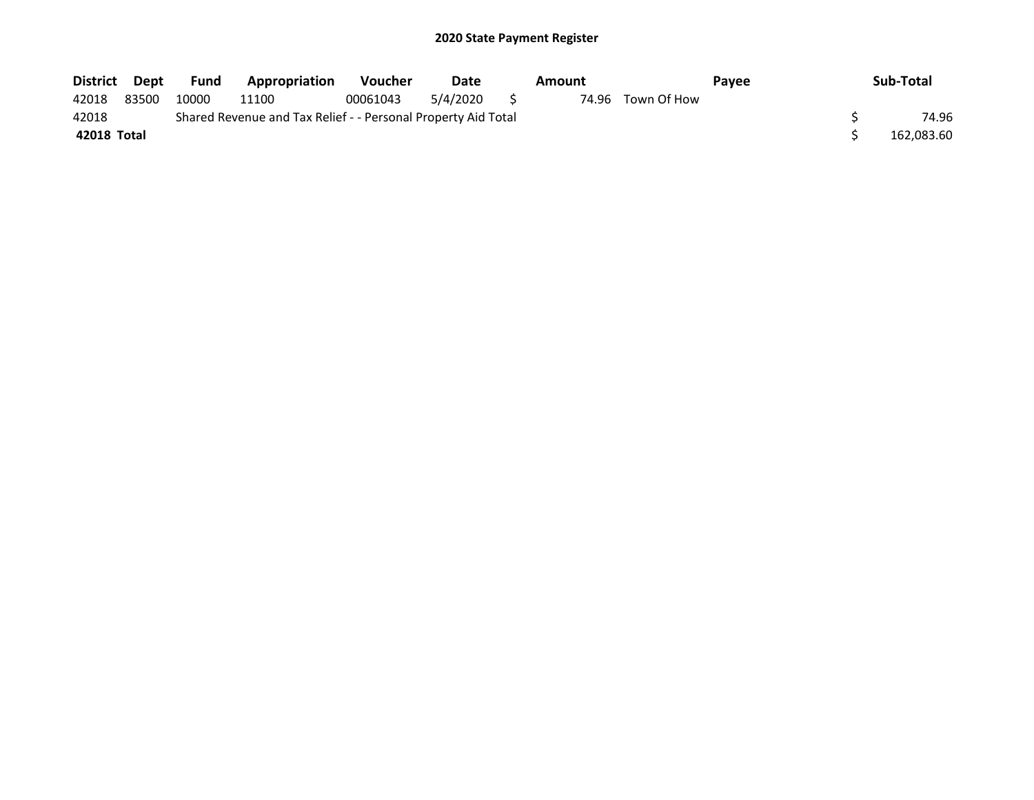# 2020 State Payment Register

| District | Dept | Fund | Appropriation | Voucher | Date | Amount | Payee | Sub-Total |
|---|---|---|---|---|---|---|---|---|
| 42018 | 83500 | 10000 | 11100 | 00061043 | 5/4/2020 | $ 74.96 | Town Of How | |
| 42018 | | Shared Revenue and Tax Relief - - Personal Property Aid Total | | | | | | $ 74.96 |
| **42018 Total** | | | | | | | | $ 162,083.60 |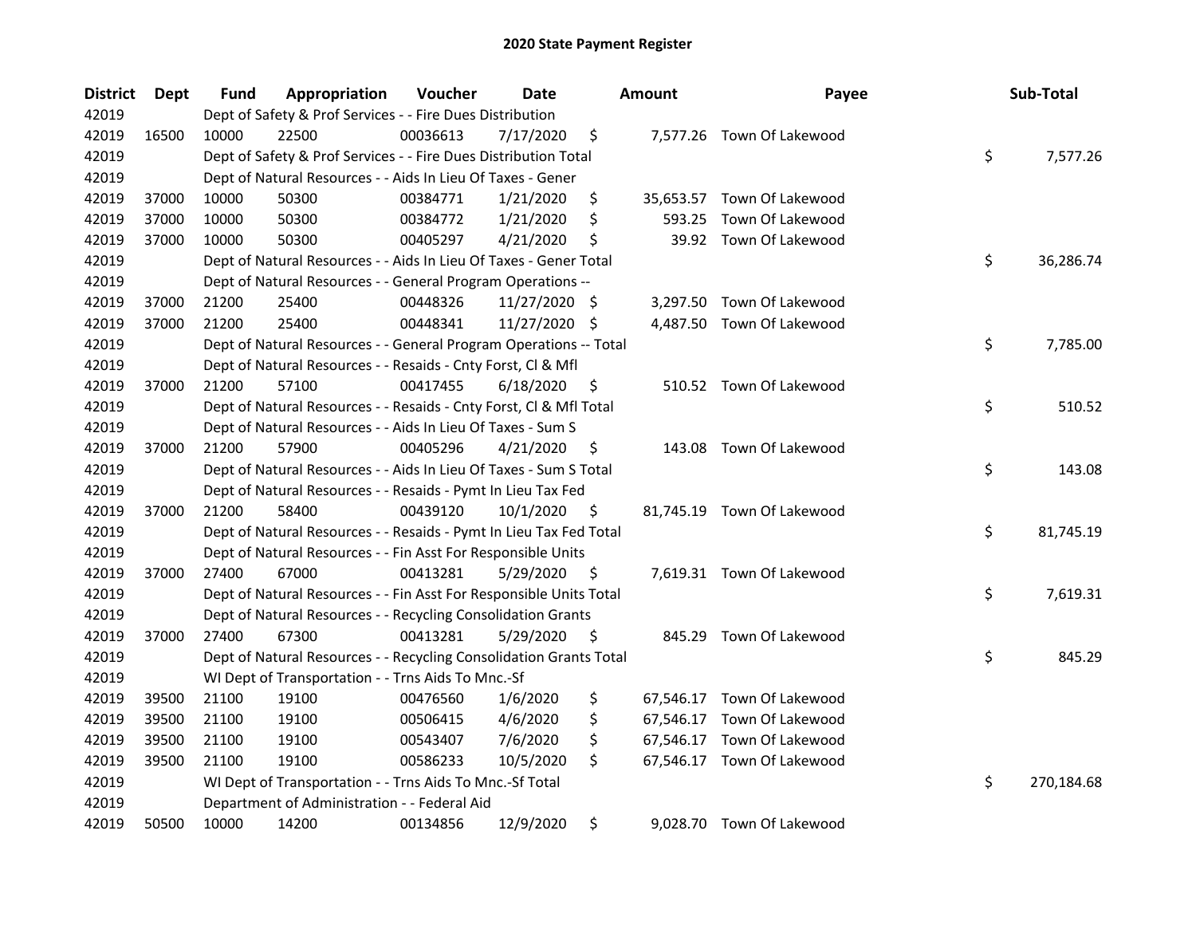# 2020 State Payment Register

| District | Dept | Fund | Appropriation | Voucher | Date | Amount | Payee | Sub-Total |
|---|---|---|---|---|---|---|---|---|
| 42019 | | Dept of Safety & Prof Services - - Fire Dues Distribution | | | | | | |
| 42019 | 16500 | 10000 | 22500 | 00036613 | 7/17/2020 | $ 7,577.26 | Town Of Lakewood | |
| 42019 | | Dept of Safety & Prof Services - - Fire Dues Distribution Total | | | | | | $ 7,577.26 |
| 42019 | | Dept of Natural Resources - - Aids In Lieu Of Taxes - Gener | | | | | | |
| 42019 | 37000 | 10000 | 50300 | 00384771 | 1/21/2020 | $ 35,653.57 | Town Of Lakewood | |
| 42019 | 37000 | 10000 | 50300 | 00384772 | 1/21/2020 | $ 593.25 | Town Of Lakewood | |
| 42019 | 37000 | 10000 | 50300 | 00405297 | 4/21/2020 | $ 39.92 | Town Of Lakewood | |
| 42019 | | Dept of Natural Resources - - Aids In Lieu Of Taxes - Gener Total | | | | | | $ 36,286.74 |
| 42019 | | Dept of Natural Resources - - General Program Operations -- | | | | | | |
| 42019 | 37000 | 21200 | 25400 | 00448326 | 11/27/2020 | $ 3,297.50 | Town Of Lakewood | |
| 42019 | 37000 | 21200 | 25400 | 00448341 | 11/27/2020 | $ 4,487.50 | Town Of Lakewood | |
| 42019 | | Dept of Natural Resources - - General Program Operations -- Total | | | | | | $ 7,785.00 |
| 42019 | | Dept of Natural Resources - - Resaids - Cnty Forst, Cl & Mfl | | | | | | |
| 42019 | 37000 | 21200 | 57100 | 00417455 | 6/18/2020 | $ 510.52 | Town Of Lakewood | |
| 42019 | | Dept of Natural Resources - - Resaids - Cnty Forst, Cl & Mfl Total | | | | | | $ 510.52 |
| 42019 | | Dept of Natural Resources - - Aids In Lieu Of Taxes - Sum S | | | | | | |
| 42019 | 37000 | 21200 | 57900 | 00405296 | 4/21/2020 | $ 143.08 | Town Of Lakewood | |
| 42019 | | Dept of Natural Resources - - Aids In Lieu Of Taxes - Sum S Total | | | | | | $ 143.08 |
| 42019 | | Dept of Natural Resources - - Resaids - Pymt In Lieu Tax Fed | | | | | | |
| 42019 | 37000 | 21200 | 58400 | 00439120 | 10/1/2020 | $ 81,745.19 | Town Of Lakewood | |
| 42019 | | Dept of Natural Resources - - Resaids - Pymt In Lieu Tax Fed Total | | | | | | $ 81,745.19 |
| 42019 | | Dept of Natural Resources - - Fin Asst For Responsible Units | | | | | | |
| 42019 | 37000 | 27400 | 67000 | 00413281 | 5/29/2020 | $ 7,619.31 | Town Of Lakewood | |
| 42019 | | Dept of Natural Resources - - Fin Asst For Responsible Units Total | | | | | | $ 7,619.31 |
| 42019 | | Dept of Natural Resources - - Recycling Consolidation Grants | | | | | | |
| 42019 | 37000 | 27400 | 67300 | 00413281 | 5/29/2020 | $ 845.29 | Town Of Lakewood | |
| 42019 | | Dept of Natural Resources - - Recycling Consolidation Grants Total | | | | | | $ 845.29 |
| 42019 | | WI Dept of Transportation - - Trns Aids To Mnc.-Sf | | | | | | |
| 42019 | 39500 | 21100 | 19100 | 00476560 | 1/6/2020 | $ 67,546.17 | Town Of Lakewood | |
| 42019 | 39500 | 21100 | 19100 | 00506415 | 4/6/2020 | $ 67,546.17 | Town Of Lakewood | |
| 42019 | 39500 | 21100 | 19100 | 00543407 | 7/6/2020 | $ 67,546.17 | Town Of Lakewood | |
| 42019 | 39500 | 21100 | 19100 | 00586233 | 10/5/2020 | $ 67,546.17 | Town Of Lakewood | |
| 42019 | | WI Dept of Transportation - - Trns Aids To Mnc.-Sf Total | | | | | | $ 270,184.68 |
| 42019 | | Department of Administration - - Federal Aid | | | | | | |
| 42019 | 50500 | 10000 | 14200 | 00134856 | 12/9/2020 | $ 9,028.70 | Town Of Lakewood | |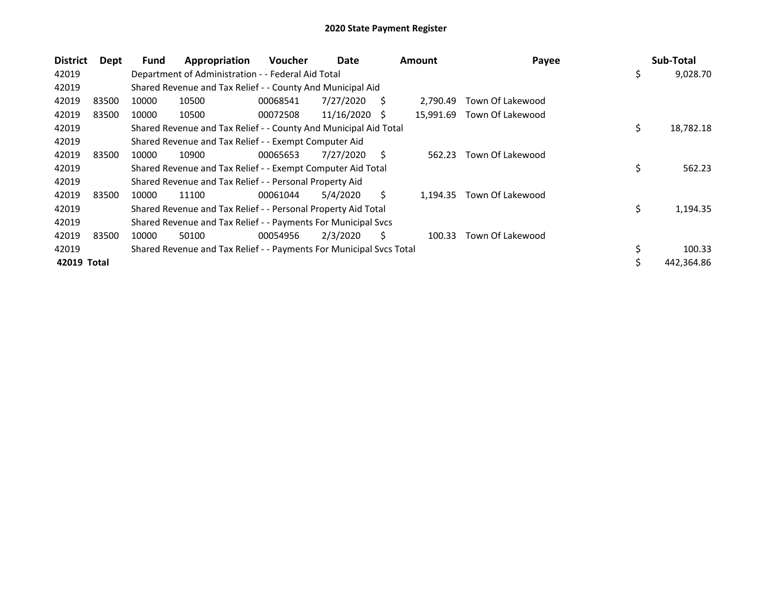# 2020 State Payment Register

| District | Dept | Fund | Appropriation | Voucher | Date | Amount | Payee | Sub-Total |
|---|---|---|---|---|---|---|---|---|
| 42019 | | Department of Administration - - Federal Aid Total | | | | | | $ 9,028.70 |
| 42019 | | Shared Revenue and Tax Relief - - County And Municipal Aid | | | | | | |
| 42019 | 83500 | 10000 | 10500 | 00068541 | 7/27/2020 | $ 2,790.49 | Town Of Lakewood | |
| 42019 | 83500 | 10000 | 10500 | 00072508 | 11/16/2020 | $ 15,991.69 | Town Of Lakewood | |
| 42019 | | Shared Revenue and Tax Relief - - County And Municipal Aid Total | | | | | | $ 18,782.18 |
| 42019 | | Shared Revenue and Tax Relief - - Exempt Computer Aid | | | | | | |
| 42019 | 83500 | 10000 | 10900 | 00065653 | 7/27/2020 | $ 562.23 | Town Of Lakewood | |
| 42019 | | Shared Revenue and Tax Relief - - Exempt Computer Aid Total | | | | | | $ 562.23 |
| 42019 | | Shared Revenue and Tax Relief - - Personal Property Aid | | | | | | |
| 42019 | 83500 | 10000 | 11100 | 00061044 | 5/4/2020 | $ 1,194.35 | Town Of Lakewood | |
| 42019 | | Shared Revenue and Tax Relief - - Personal Property Aid Total | | | | | | $ 1,194.35 |
| 42019 | | Shared Revenue and Tax Relief - - Payments For Municipal Svcs | | | | | | |
| 42019 | 83500 | 10000 | 50100 | 00054956 | 2/3/2020 | $ 100.33 | Town Of Lakewood | |
| 42019 | | Shared Revenue and Tax Relief - - Payments For Municipal Svcs Total | | | | | | $ 100.33 |
| **42019 Total** | | | | | | | | $ 442,364.86 |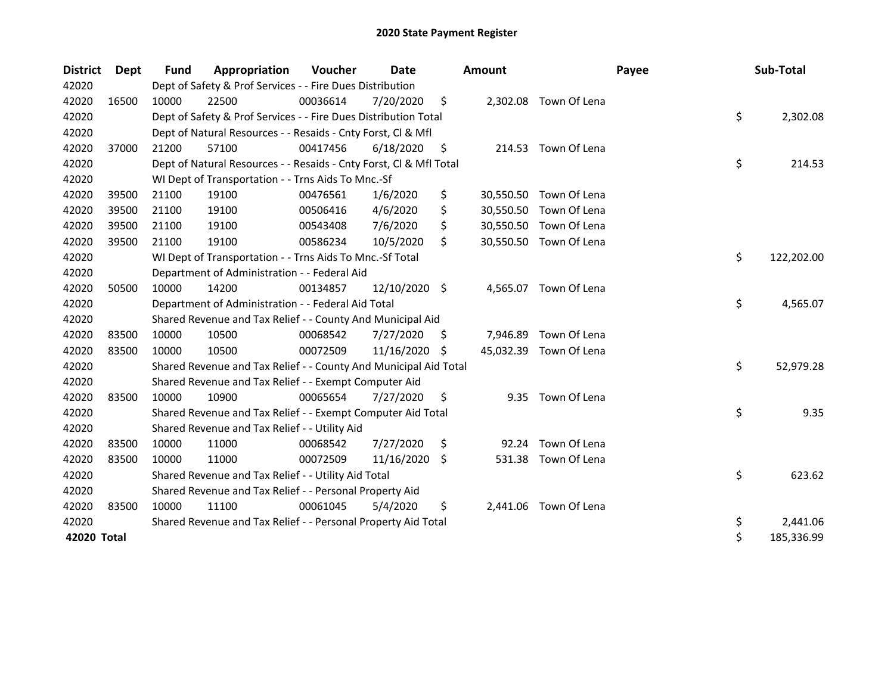# 2020 State Payment Register

| District | Dept | Fund | Appropriation | Voucher | Date | Amount | Payee | Sub-Total |
|---|---|---|---|---|---|---|---|---|
| 42020 | | Dept of Safety & Prof Services - - Fire Dues Distribution | | | | | | |
| 42020 | 16500 | 10000 | 22500 | 00036614 | 7/20/2020 | $ 2,302.08 | Town Of Lena | |
| 42020 | | Dept of Safety & Prof Services - - Fire Dues Distribution Total | | | | | | $ 2,302.08 |
| 42020 | | Dept of Natural Resources - - Resaids - Cnty Forst, Cl & Mfl | | | | | | |
| 42020 | 37000 | 21200 | 57100 | 00417456 | 6/18/2020 | $ 214.53 | Town Of Lena | |
| 42020 | | Dept of Natural Resources - - Resaids - Cnty Forst, Cl & Mfl Total | | | | | | $ 214.53 |
| 42020 | | WI Dept of Transportation - - Trns Aids To Mnc.-Sf | | | | | | |
| 42020 | 39500 | 21100 | 19100 | 00476561 | 1/6/2020 | $ 30,550.50 | Town Of Lena | |
| 42020 | 39500 | 21100 | 19100 | 00506416 | 4/6/2020 | $ 30,550.50 | Town Of Lena | |
| 42020 | 39500 | 21100 | 19100 | 00543408 | 7/6/2020 | $ 30,550.50 | Town Of Lena | |
| 42020 | 39500 | 21100 | 19100 | 00586234 | 10/5/2020 | $ 30,550.50 | Town Of Lena | |
| 42020 | | WI Dept of Transportation - - Trns Aids To Mnc.-Sf Total | | | | | | $ 122,202.00 |
| 42020 | | Department of Administration - - Federal Aid | | | | | | |
| 42020 | 50500 | 10000 | 14200 | 00134857 | 12/10/2020 | $ 4,565.07 | Town Of Lena | |
| 42020 | | Department of Administration - - Federal Aid Total | | | | | | $ 4,565.07 |
| 42020 | | Shared Revenue and Tax Relief - - County And Municipal Aid | | | | | | |
| 42020 | 83500 | 10000 | 10500 | 00068542 | 7/27/2020 | $ 7,946.89 | Town Of Lena | |
| 42020 | 83500 | 10000 | 10500 | 00072509 | 11/16/2020 | $ 45,032.39 | Town Of Lena | |
| 42020 | | Shared Revenue and Tax Relief - - County And Municipal Aid Total | | | | | | $ 52,979.28 |
| 42020 | | Shared Revenue and Tax Relief - - Exempt Computer Aid | | | | | | |
| 42020 | 83500 | 10000 | 10900 | 00065654 | 7/27/2020 | $ 9.35 | Town Of Lena | |
| 42020 | | Shared Revenue and Tax Relief - - Exempt Computer Aid Total | | | | | | $ 9.35 |
| 42020 | | Shared Revenue and Tax Relief - - Utility Aid | | | | | | |
| 42020 | 83500 | 10000 | 11000 | 00068542 | 7/27/2020 | $ 92.24 | Town Of Lena | |
| 42020 | 83500 | 10000 | 11000 | 00072509 | 11/16/2020 | $ 531.38 | Town Of Lena | |
| 42020 | | Shared Revenue and Tax Relief - - Utility Aid Total | | | | | | $ 623.62 |
| 42020 | | Shared Revenue and Tax Relief - - Personal Property Aid | | | | | | |
| 42020 | 83500 | 10000 | 11100 | 00061045 | 5/4/2020 | $ 2,441.06 | Town Of Lena | |
| 42020 | | Shared Revenue and Tax Relief - - Personal Property Aid Total | | | | | | $ 2,441.06 |
| **42020 Total** | | | | | | | | $ 185,336.99 |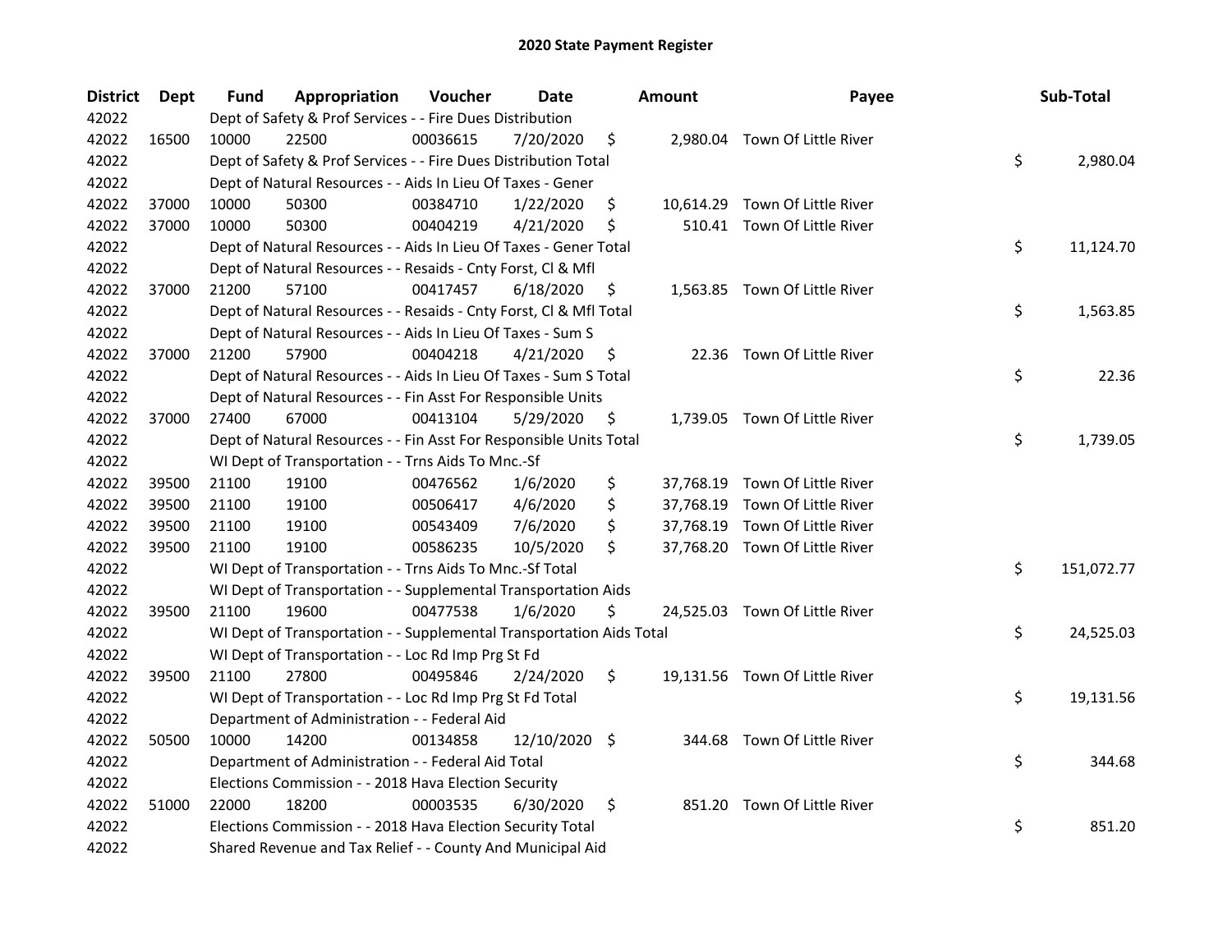## 2020 State Payment Register

| District | Dept | Fund | Appropriation | Voucher | Date | Amount | Payee | Sub-Total |
|---|---|---|---|---|---|---|---|---|
| 42022 | | Dept of Safety & Prof Services - - Fire Dues Distribution | | | | | | |
| 42022 | 16500 | 10000 | 22500 | 00036615 | 7/20/2020 | $ 2,980.04 | Town Of Little River | |
| 42022 | | Dept of Safety & Prof Services - - Fire Dues Distribution Total | | | | | | $ 2,980.04 |
| 42022 | | Dept of Natural Resources - - Aids In Lieu Of Taxes - Gener | | | | | | |
| 42022 | 37000 | 10000 | 50300 | 00384710 | 1/22/2020 | $ 10,614.29 | Town Of Little River | |
| 42022 | 37000 | 10000 | 50300 | 00404219 | 4/21/2020 | $ 510.41 | Town Of Little River | |
| 42022 | | Dept of Natural Resources - - Aids In Lieu Of Taxes - Gener Total | | | | | | $ 11,124.70 |
| 42022 | | Dept of Natural Resources - - Resaids - Cnty Forst, Cl & Mfl | | | | | | |
| 42022 | 37000 | 21200 | 57100 | 00417457 | 6/18/2020 | $ 1,563.85 | Town Of Little River | |
| 42022 | | Dept of Natural Resources - - Resaids - Cnty Forst, Cl & Mfl Total | | | | | | $ 1,563.85 |
| 42022 | | Dept of Natural Resources - - Aids In Lieu Of Taxes - Sum S | | | | | | |
| 42022 | 37000 | 21200 | 57900 | 00404218 | 4/21/2020 | $ 22.36 | Town Of Little River | |
| 42022 | | Dept of Natural Resources - - Aids In Lieu Of Taxes - Sum S Total | | | | | | $ 22.36 |
| 42022 | | Dept of Natural Resources - - Fin Asst For Responsible Units | | | | | | |
| 42022 | 37000 | 27400 | 67000 | 00413104 | 5/29/2020 | $ 1,739.05 | Town Of Little River | |
| 42022 | | Dept of Natural Resources - - Fin Asst For Responsible Units Total | | | | | | $ 1,739.05 |
| 42022 | | WI Dept of Transportation - - Trns Aids To Mnc.-Sf | | | | | | |
| 42022 | 39500 | 21100 | 19100 | 00476562 | 1/6/2020 | $ 37,768.19 | Town Of Little River | |
| 42022 | 39500 | 21100 | 19100 | 00506417 | 4/6/2020 | $ 37,768.19 | Town Of Little River | |
| 42022 | 39500 | 21100 | 19100 | 00543409 | 7/6/2020 | $ 37,768.19 | Town Of Little River | |
| 42022 | 39500 | 21100 | 19100 | 00586235 | 10/5/2020 | $ 37,768.20 | Town Of Little River | |
| 42022 | | WI Dept of Transportation - - Trns Aids To Mnc.-Sf Total | | | | | | $ 151,072.77 |
| 42022 | | WI Dept of Transportation - - Supplemental Transportation Aids | | | | | | |
| 42022 | 39500 | 21100 | 19600 | 00477538 | 1/6/2020 | $ 24,525.03 | Town Of Little River | |
| 42022 | | WI Dept of Transportation - - Supplemental Transportation Aids Total | | | | | | $ 24,525.03 |
| 42022 | | WI Dept of Transportation - - Loc Rd Imp Prg St Fd | | | | | | |
| 42022 | 39500 | 21100 | 27800 | 00495846 | 2/24/2020 | $ 19,131.56 | Town Of Little River | |
| 42022 | | WI Dept of Transportation - - Loc Rd Imp Prg St Fd Total | | | | | | $ 19,131.56 |
| 42022 | | Department of Administration - - Federal Aid | | | | | | |
| 42022 | 50500 | 10000 | 14200 | 00134858 | 12/10/2020 | $ 344.68 | Town Of Little River | |
| 42022 | | Department of Administration - - Federal Aid Total | | | | | | $ 344.68 |
| 42022 | | Elections Commission - - 2018 Hava Election Security | | | | | | |
| 42022 | 51000 | 22000 | 18200 | 00003535 | 6/30/2020 | $ 851.20 | Town Of Little River | |
| 42022 | | Elections Commission - - 2018 Hava Election Security Total | | | | | | $ 851.20 |
| 42022 | | Shared Revenue and Tax Relief - - County And Municipal Aid | | | | | | |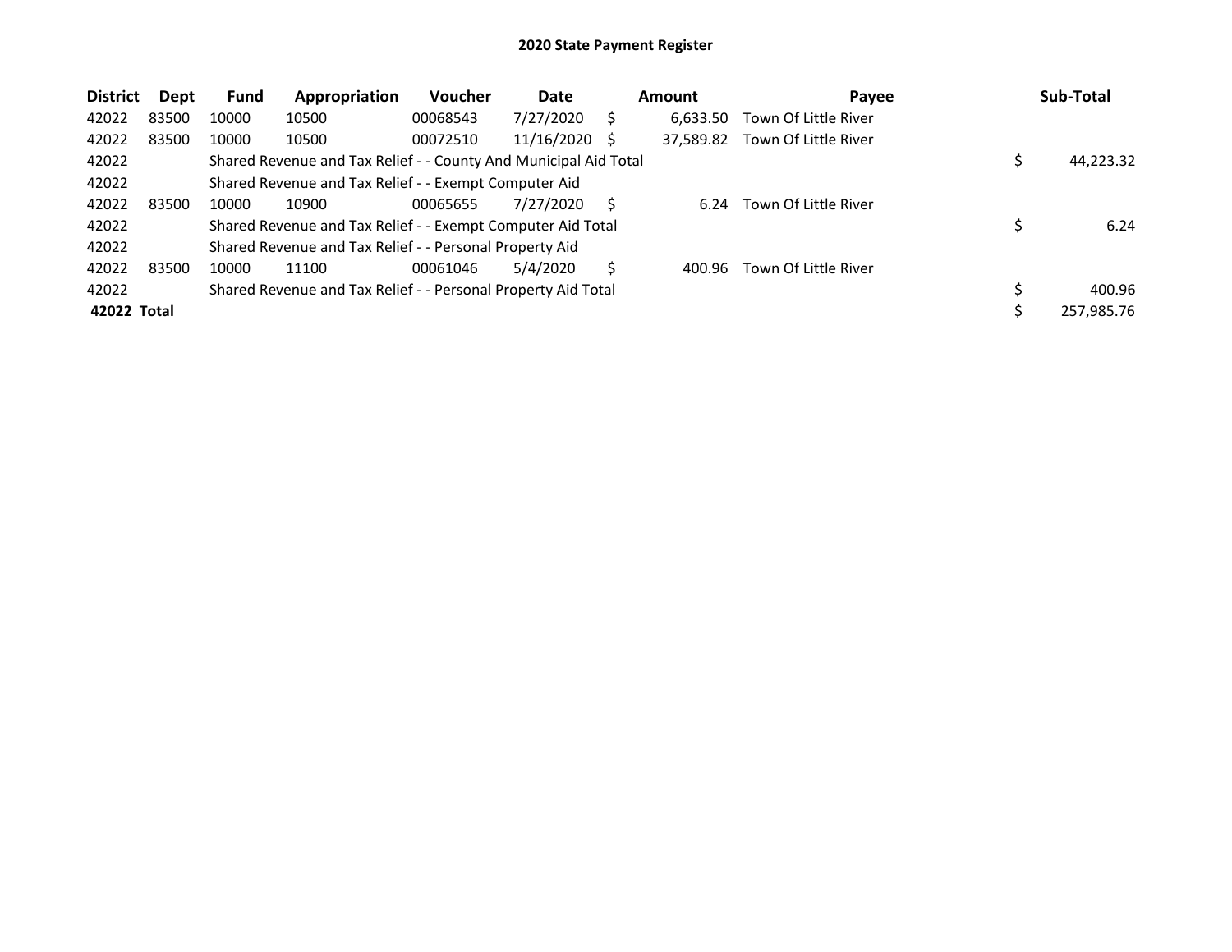# 2020 State Payment Register

| District | Dept | Fund | Appropriation | Voucher | Date | Amount | Payee | Sub-Total |
|---|---|---|---|---|---|---|---|---|
| 42022 | 83500 | 10000 | 10500 | 00068543 | 7/27/2020 | $ 6,633.50 | Town Of Little River | |
| 42022 | 83500 | 10000 | 10500 | 00072510 | 11/16/2020 | $ 37,589.82 | Town Of Little River | |
| 42022 | | Shared Revenue and Tax Relief - - County And Municipal Aid Total | | | | | | $ 44,223.32 |
| 42022 | | Shared Revenue and Tax Relief - - Exempt Computer Aid | | | | | | |
| 42022 | 83500 | 10000 | 10900 | 00065655 | 7/27/2020 | $ 6.24 | Town Of Little River | |
| 42022 | | Shared Revenue and Tax Relief - - Exempt Computer Aid Total | | | | | | $ 6.24 |
| 42022 | | Shared Revenue and Tax Relief - - Personal Property Aid | | | | | | |
| 42022 | 83500 | 10000 | 11100 | 00061046 | 5/4/2020 | $ 400.96 | Town Of Little River | |
| 42022 | | Shared Revenue and Tax Relief - - Personal Property Aid Total | | | | | | $ 400.96 |
| **42022 Total** | | | | | | | | $ 257,985.76 |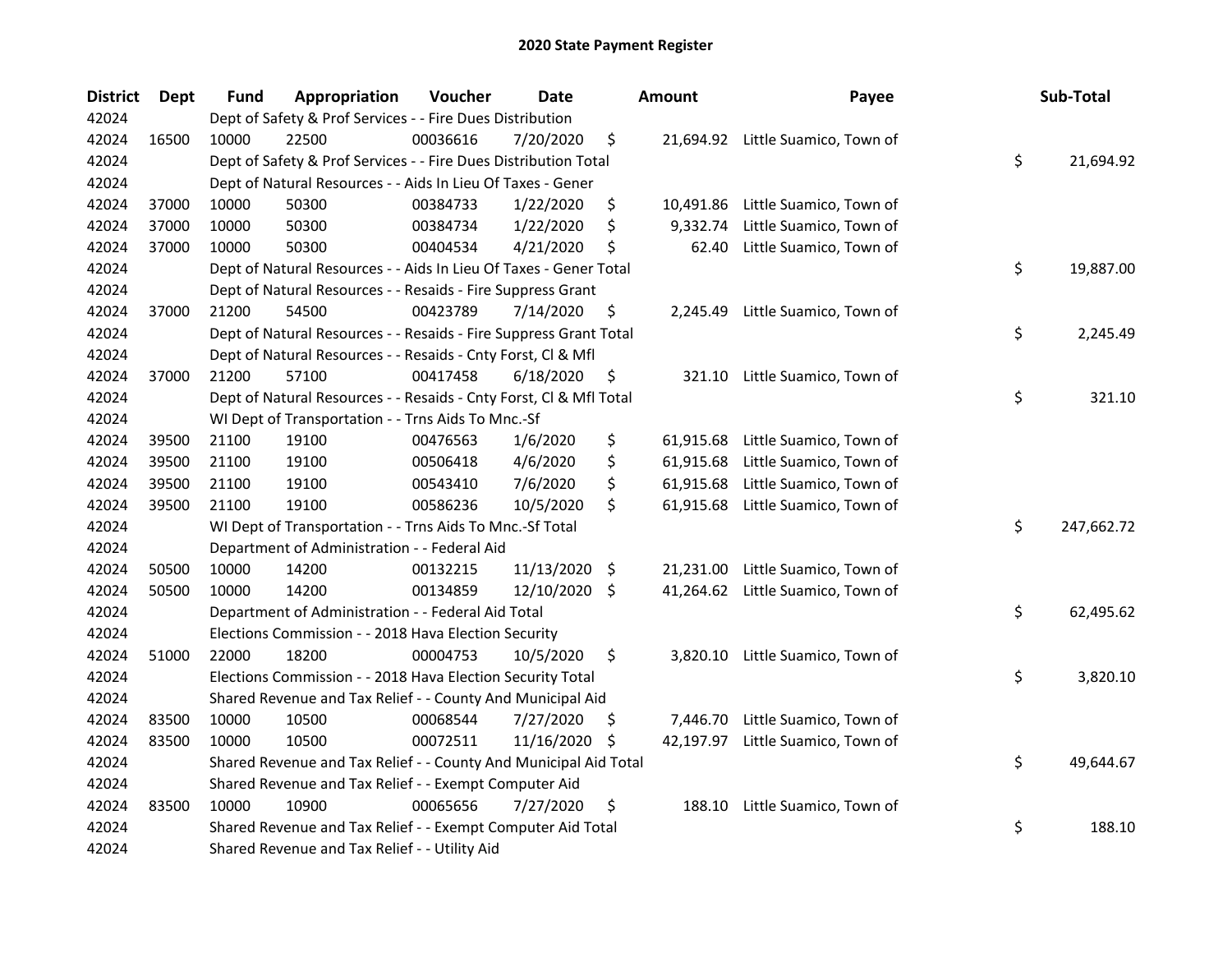## 2020 State Payment Register

| District | Dept | Fund | Appropriation | Voucher | Date | Amount | Payee | Sub-Total |
|---|---|---|---|---|---|---|---|---|
| 42024 | | Dept of Safety & Prof Services - - Fire Dues Distribution | | | | | | |
| 42024 | 16500 | 10000 | 22500 | 00036616 | 7/20/2020 | $ 21,694.92 | Little Suamico, Town of | |
| 42024 | | Dept of Safety & Prof Services - - Fire Dues Distribution Total | | | | | | $ 21,694.92 |
| 42024 | | Dept of Natural Resources - - Aids In Lieu Of Taxes - Gener | | | | | | |
| 42024 | 37000 | 10000 | 50300 | 00384733 | 1/22/2020 | $ 10,491.86 | Little Suamico, Town of | |
| 42024 | 37000 | 10000 | 50300 | 00384734 | 1/22/2020 | $ 9,332.74 | Little Suamico, Town of | |
| 42024 | 37000 | 10000 | 50300 | 00404534 | 4/21/2020 | $ 62.40 | Little Suamico, Town of | |
| 42024 | | Dept of Natural Resources - - Aids In Lieu Of Taxes - Gener Total | | | | | | $ 19,887.00 |
| 42024 | | Dept of Natural Resources - - Resaids - Fire Suppress Grant | | | | | | |
| 42024 | 37000 | 21200 | 54500 | 00423789 | 7/14/2020 | $ 2,245.49 | Little Suamico, Town of | |
| 42024 | | Dept of Natural Resources - - Resaids - Fire Suppress Grant Total | | | | | | $ 2,245.49 |
| 42024 | | Dept of Natural Resources - - Resaids - Cnty Forst, Cl & Mfl | | | | | | |
| 42024 | 37000 | 21200 | 57100 | 00417458 | 6/18/2020 | $ 321.10 | Little Suamico, Town of | |
| 42024 | | Dept of Natural Resources - - Resaids - Cnty Forst, Cl & Mfl Total | | | | | | $ 321.10 |
| 42024 | | WI Dept of Transportation - - Trns Aids To Mnc.-Sf | | | | | | |
| 42024 | 39500 | 21100 | 19100 | 00476563 | 1/6/2020 | $ 61,915.68 | Little Suamico, Town of | |
| 42024 | 39500 | 21100 | 19100 | 00506418 | 4/6/2020 | $ 61,915.68 | Little Suamico, Town of | |
| 42024 | 39500 | 21100 | 19100 | 00543410 | 7/6/2020 | $ 61,915.68 | Little Suamico, Town of | |
| 42024 | 39500 | 21100 | 19100 | 00586236 | 10/5/2020 | $ 61,915.68 | Little Suamico, Town of | |
| 42024 | | WI Dept of Transportation - - Trns Aids To Mnc.-Sf Total | | | | | | $ 247,662.72 |
| 42024 | | Department of Administration - - Federal Aid | | | | | | |
| 42024 | 50500 | 10000 | 14200 | 00132215 | 11/13/2020 | $ 21,231.00 | Little Suamico, Town of | |
| 42024 | 50500 | 10000 | 14200 | 00134859 | 12/10/2020 | $ 41,264.62 | Little Suamico, Town of | |
| 42024 | | Department of Administration - - Federal Aid Total | | | | | | $ 62,495.62 |
| 42024 | | Elections Commission - - 2018 Hava Election Security | | | | | | |
| 42024 | 51000 | 22000 | 18200 | 00004753 | 10/5/2020 | $ 3,820.10 | Little Suamico, Town of | |
| 42024 | | Elections Commission - - 2018 Hava Election Security Total | | | | | | $ 3,820.10 |
| 42024 | | Shared Revenue and Tax Relief - - County And Municipal Aid | | | | | | |
| 42024 | 83500 | 10000 | 10500 | 00068544 | 7/27/2020 | $ 7,446.70 | Little Suamico, Town of | |
| 42024 | 83500 | 10000 | 10500 | 00072511 | 11/16/2020 | $ 42,197.97 | Little Suamico, Town of | |
| 42024 | | Shared Revenue and Tax Relief - - County And Municipal Aid Total | | | | | | $ 49,644.67 |
| 42024 | | Shared Revenue and Tax Relief - - Exempt Computer Aid | | | | | | |
| 42024 | 83500 | 10000 | 10900 | 00065656 | 7/27/2020 | $ 188.10 | Little Suamico, Town of | |
| 42024 | | Shared Revenue and Tax Relief - - Exempt Computer Aid Total | | | | | | $ 188.10 |
| 42024 | | Shared Revenue and Tax Relief - - Utility Aid | | | | | | |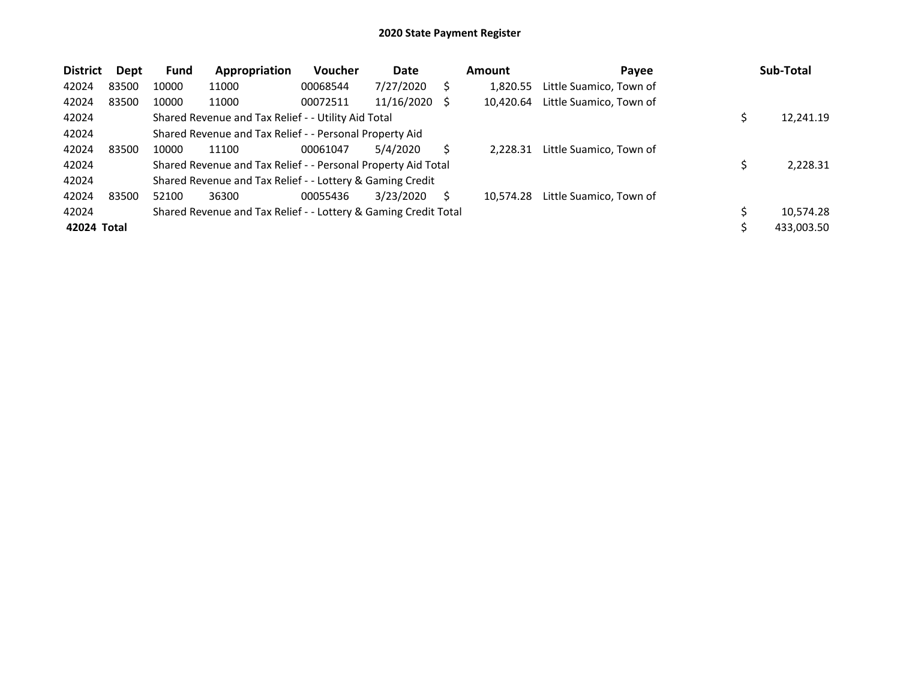# 2020 State Payment Register

| District | Dept | Fund | Appropriation | Voucher | Date | Amount | Payee | Sub-Total |
|---|---|---|---|---|---|---|---|---|
| 42024 | 83500 | 10000 | 11000 | 00068544 | 7/27/2020 | $ 1,820.55 | Little Suamico, Town of | |
| 42024 | 83500 | 10000 | 11000 | 00072511 | 11/16/2020 | $ 10,420.64 | Little Suamico, Town of | |
| 42024 | | Shared Revenue and Tax Relief - - Utility Aid Total | | | | | | $ 12,241.19 |
| 42024 | | Shared Revenue and Tax Relief - - Personal Property Aid | | | | | | |
| 42024 | 83500 | 10000 | 11100 | 00061047 | 5/4/2020 | $ 2,228.31 | Little Suamico, Town of | |
| 42024 | | Shared Revenue and Tax Relief - - Personal Property Aid Total | | | | | | $ 2,228.31 |
| 42024 | | Shared Revenue and Tax Relief - - Lottery & Gaming Credit | | | | | | |
| 42024 | 83500 | 52100 | 36300 | 00055436 | 3/23/2020 | $ 10,574.28 | Little Suamico, Town of | |
| 42024 | | Shared Revenue and Tax Relief - - Lottery & Gaming Credit Total | | | | | | $ 10,574.28 |
| **42024 Total** | | | | | | | | $ 433,003.50 |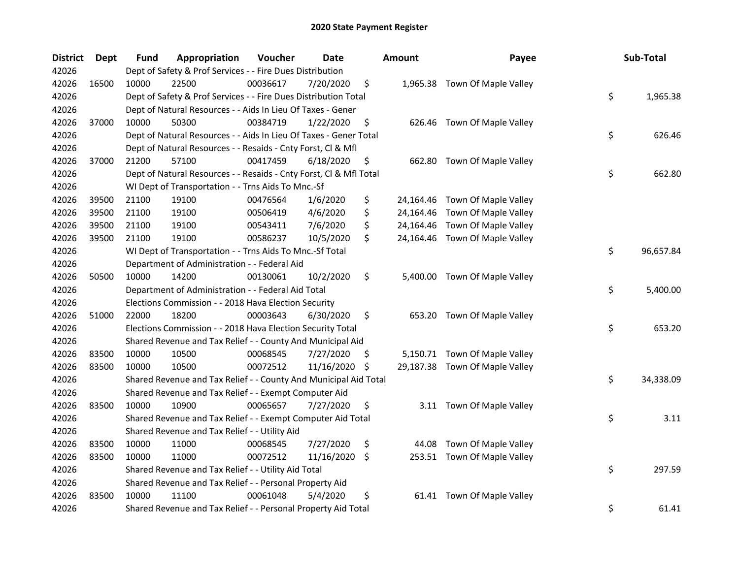# 2020 State Payment Register

| District | Dept | Fund | Appropriation | Voucher | Date | Amount | Payee | Sub-Total |
|---|---|---|---|---|---|---|---|---|
| 42026 | | Dept of Safety & Prof Services - - Fire Dues Distribution | | | | | | |
| 42026 | 16500 | 10000 | 22500 | 00036617 | 7/20/2020 | $ 1,965.38 | Town Of Maple Valley | |
| 42026 | | Dept of Safety & Prof Services - - Fire Dues Distribution Total | | | | | | $ 1,965.38 |
| 42026 | | Dept of Natural Resources - - Aids In Lieu Of Taxes - Gener | | | | | | |
| 42026 | 37000 | 10000 | 50300 | 00384719 | 1/22/2020 | $ 626.46 | Town Of Maple Valley | |
| 42026 | | Dept of Natural Resources - - Aids In Lieu Of Taxes - Gener Total | | | | | | $ 626.46 |
| 42026 | | Dept of Natural Resources - - Resaids - Cnty Forst, Cl & Mfl | | | | | | |
| 42026 | 37000 | 21200 | 57100 | 00417459 | 6/18/2020 | $ 662.80 | Town Of Maple Valley | |
| 42026 | | Dept of Natural Resources - - Resaids - Cnty Forst, Cl & Mfl Total | | | | | | $ 662.80 |
| 42026 | | WI Dept of Transportation - - Trns Aids To Mnc.-Sf | | | | | | |
| 42026 | 39500 | 21100 | 19100 | 00476564 | 1/6/2020 | $ 24,164.46 | Town Of Maple Valley | |
| 42026 | 39500 | 21100 | 19100 | 00506419 | 4/6/2020 | $ 24,164.46 | Town Of Maple Valley | |
| 42026 | 39500 | 21100 | 19100 | 00543411 | 7/6/2020 | $ 24,164.46 | Town Of Maple Valley | |
| 42026 | 39500 | 21100 | 19100 | 00586237 | 10/5/2020 | $ 24,164.46 | Town Of Maple Valley | |
| 42026 | | WI Dept of Transportation - - Trns Aids To Mnc.-Sf Total | | | | | | $ 96,657.84 |
| 42026 | | Department of Administration - - Federal Aid | | | | | | |
| 42026 | 50500 | 10000 | 14200 | 00130061 | 10/2/2020 | $ 5,400.00 | Town Of Maple Valley | |
| 42026 | | Department of Administration - - Federal Aid Total | | | | | | $ 5,400.00 |
| 42026 | | Elections Commission - - 2018 Hava Election Security | | | | | | |
| 42026 | 51000 | 22000 | 18200 | 00003643 | 6/30/2020 | $ 653.20 | Town Of Maple Valley | |
| 42026 | | Elections Commission - - 2018 Hava Election Security Total | | | | | | $ 653.20 |
| 42026 | | Shared Revenue and Tax Relief - - County And Municipal Aid | | | | | | |
| 42026 | 83500 | 10000 | 10500 | 00068545 | 7/27/2020 | $ 5,150.71 | Town Of Maple Valley | |
| 42026 | 83500 | 10000 | 10500 | 00072512 | 11/16/2020 | $ 29,187.38 | Town Of Maple Valley | |
| 42026 | | Shared Revenue and Tax Relief - - County And Municipal Aid Total | | | | | | $ 34,338.09 |
| 42026 | | Shared Revenue and Tax Relief - - Exempt Computer Aid | | | | | | |
| 42026 | 83500 | 10000 | 10900 | 00065657 | 7/27/2020 | $ 3.11 | Town Of Maple Valley | |
| 42026 | | Shared Revenue and Tax Relief - - Exempt Computer Aid Total | | | | | | $ 3.11 |
| 42026 | | Shared Revenue and Tax Relief - - Utility Aid | | | | | | |
| 42026 | 83500 | 10000 | 11000 | 00068545 | 7/27/2020 | $ 44.08 | Town Of Maple Valley | |
| 42026 | 83500 | 10000 | 11000 | 00072512 | 11/16/2020 | $ 253.51 | Town Of Maple Valley | |
| 42026 | | Shared Revenue and Tax Relief - - Utility Aid Total | | | | | | $ 297.59 |
| 42026 | | Shared Revenue and Tax Relief - - Personal Property Aid | | | | | | |
| 42026 | 83500 | 10000 | 11100 | 00061048 | 5/4/2020 | $ 61.41 | Town Of Maple Valley | |
| 42026 | | Shared Revenue and Tax Relief - - Personal Property Aid Total | | | | | | $ 61.41 |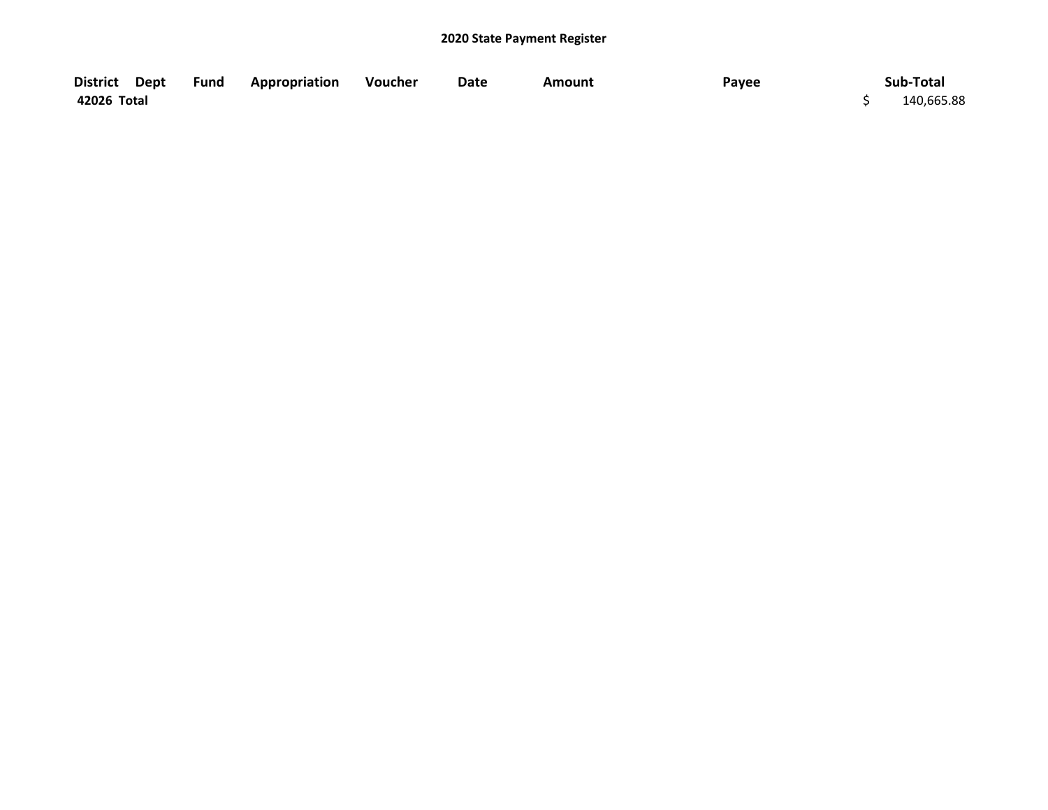## 2020 State Payment Register

| District | Dept | Fund | Appropriation | Voucher | Date | Amount | Payee | Sub-Total |
|---|---|---|---|---|---|---|---|---|
| 42026 Total | | | | | | | | $ 140,665.88 |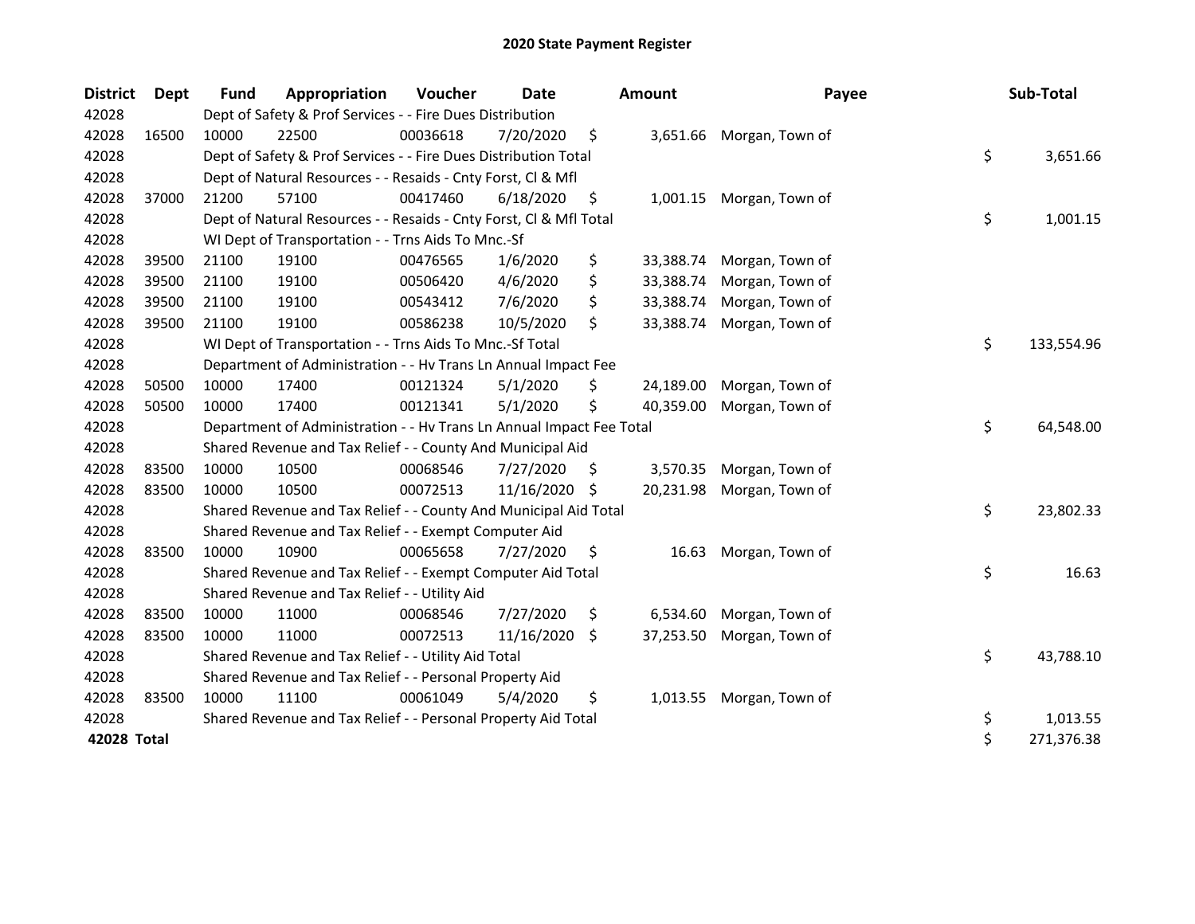# 2020 State Payment Register

| District | Dept | Fund | Appropriation | Voucher | Date | Amount | Payee | Sub-Total |
|---|---|---|---|---|---|---|---|---|
| 42028 | | Dept of Safety & Prof Services - - Fire Dues Distribution | | | | | | |
| 42028 | 16500 | 10000 | 22500 | 00036618 | 7/20/2020 | $ 3,651.66 | Morgan, Town of | |
| 42028 | | Dept of Safety & Prof Services - - Fire Dues Distribution Total | | | | | | $ 3,651.66 |
| 42028 | | Dept of Natural Resources - - Resaids - Cnty Forst, Cl & Mfl | | | | | | |
| 42028 | 37000 | 21200 | 57100 | 00417460 | 6/18/2020 | $ 1,001.15 | Morgan, Town of | |
| 42028 | | Dept of Natural Resources - - Resaids - Cnty Forst, Cl & Mfl Total | | | | | | $ 1,001.15 |
| 42028 | | WI Dept of Transportation - - Trns Aids To Mnc.-Sf | | | | | | |
| 42028 | 39500 | 21100 | 19100 | 00476565 | 1/6/2020 | $ 33,388.74 | Morgan, Town of | |
| 42028 | 39500 | 21100 | 19100 | 00506420 | 4/6/2020 | $ 33,388.74 | Morgan, Town of | |
| 42028 | 39500 | 21100 | 19100 | 00543412 | 7/6/2020 | $ 33,388.74 | Morgan, Town of | |
| 42028 | 39500 | 21100 | 19100 | 00586238 | 10/5/2020 | $ 33,388.74 | Morgan, Town of | |
| 42028 | | WI Dept of Transportation - - Trns Aids To Mnc.-Sf Total | | | | | | $ 133,554.96 |
| 42028 | | Department of Administration - - Hv Trans Ln Annual Impact Fee | | | | | | |
| 42028 | 50500 | 10000 | 17400 | 00121324 | 5/1/2020 | $ 24,189.00 | Morgan, Town of | |
| 42028 | 50500 | 10000 | 17400 | 00121341 | 5/1/2020 | $ 40,359.00 | Morgan, Town of | |
| 42028 | | Department of Administration - - Hv Trans Ln Annual Impact Fee Total | | | | | | $ 64,548.00 |
| 42028 | | Shared Revenue and Tax Relief - - County And Municipal Aid | | | | | | |
| 42028 | 83500 | 10000 | 10500 | 00068546 | 7/27/2020 | $ 3,570.35 | Morgan, Town of | |
| 42028 | 83500 | 10000 | 10500 | 00072513 | 11/16/2020 | $ 20,231.98 | Morgan, Town of | |
| 42028 | | Shared Revenue and Tax Relief - - County And Municipal Aid Total | | | | | | $ 23,802.33 |
| 42028 | | Shared Revenue and Tax Relief - - Exempt Computer Aid | | | | | | |
| 42028 | 83500 | 10000 | 10900 | 00065658 | 7/27/2020 | $ 16.63 | Morgan, Town of | |
| 42028 | | Shared Revenue and Tax Relief - - Exempt Computer Aid Total | | | | | | $ 16.63 |
| 42028 | | Shared Revenue and Tax Relief - - Utility Aid | | | | | | |
| 42028 | 83500 | 10000 | 11000 | 00068546 | 7/27/2020 | $ 6,534.60 | Morgan, Town of | |
| 42028 | 83500 | 10000 | 11000 | 00072513 | 11/16/2020 | $ 37,253.50 | Morgan, Town of | |
| 42028 | | Shared Revenue and Tax Relief - - Utility Aid Total | | | | | | $ 43,788.10 |
| 42028 | | Shared Revenue and Tax Relief - - Personal Property Aid | | | | | | |
| 42028 | 83500 | 10000 | 11100 | 00061049 | 5/4/2020 | $ 1,013.55 | Morgan, Town of | |
| 42028 | | Shared Revenue and Tax Relief - - Personal Property Aid Total | | | | | | $ 1,013.55 |
| **42028 Total** | | | | | | | | $ 271,376.38 |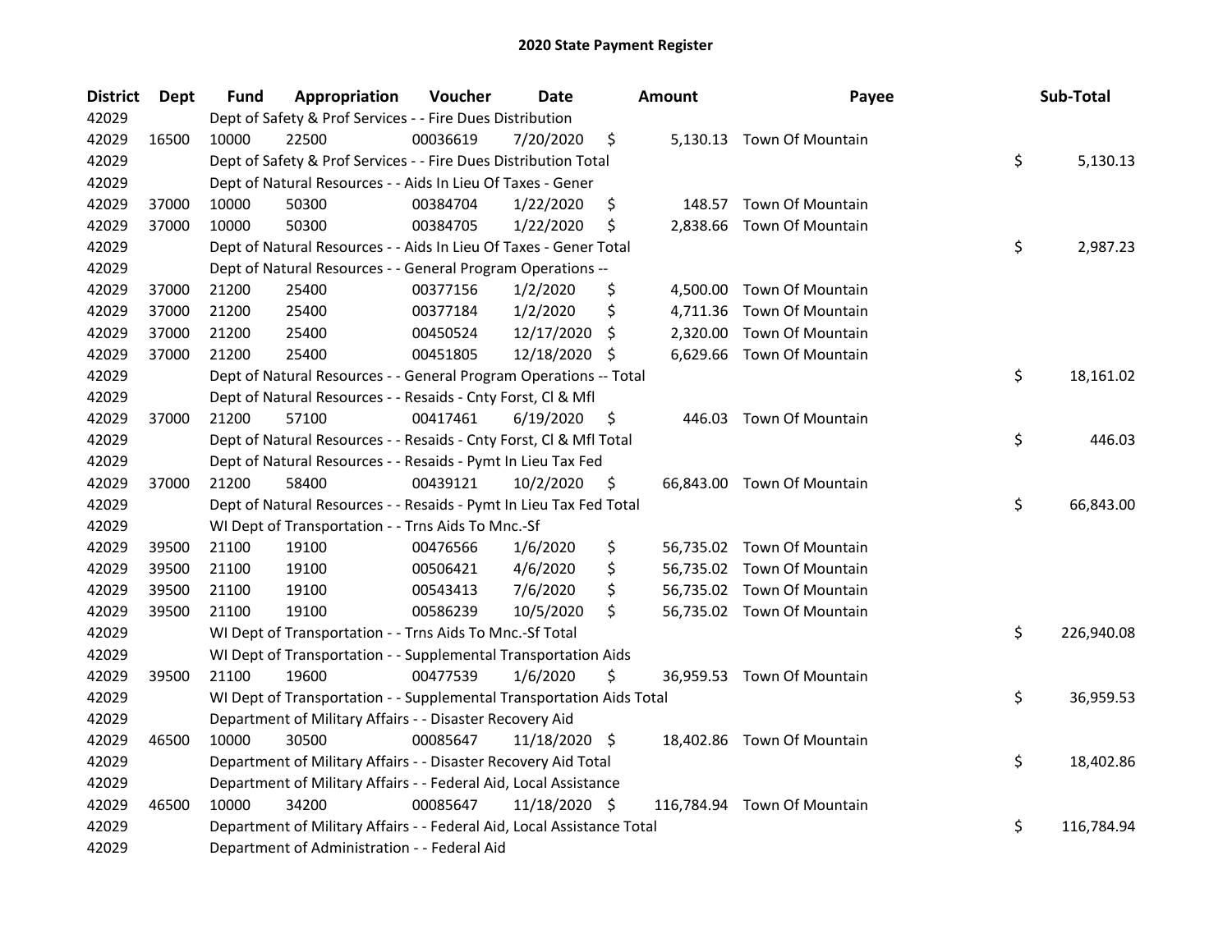# 2020 State Payment Register

| District | Dept | Fund | Appropriation | Voucher | Date | Amount | Payee | Sub-Total |
|---|---|---|---|---|---|---|---|---|
| 42029 | | Dept of Safety & Prof Services - - Fire Dues Distribution | | | | | | |
| 42029 | 16500 | 10000 | 22500 | 00036619 | 7/20/2020 | $ 5,130.13 | Town Of Mountain | |
| 42029 | | Dept of Safety & Prof Services - - Fire Dues Distribution Total | | | | | | $ 5,130.13 |
| 42029 | | Dept of Natural Resources - - Aids In Lieu Of Taxes - Gener | | | | | | |
| 42029 | 37000 | 10000 | 50300 | 00384704 | 1/22/2020 | $ 148.57 | Town Of Mountain | |
| 42029 | 37000 | 10000 | 50300 | 00384705 | 1/22/2020 | $ 2,838.66 | Town Of Mountain | |
| 42029 | | Dept of Natural Resources - - Aids In Lieu Of Taxes - Gener Total | | | | | | $ 2,987.23 |
| 42029 | | Dept of Natural Resources - - General Program Operations -- | | | | | | |
| 42029 | 37000 | 21200 | 25400 | 00377156 | 1/2/2020 | $ 4,500.00 | Town Of Mountain | |
| 42029 | 37000 | 21200 | 25400 | 00377184 | 1/2/2020 | $ 4,711.36 | Town Of Mountain | |
| 42029 | 37000 | 21200 | 25400 | 00450524 | 12/17/2020 | $ 2,320.00 | Town Of Mountain | |
| 42029 | 37000 | 21200 | 25400 | 00451805 | 12/18/2020 | $ 6,629.66 | Town Of Mountain | |
| 42029 | | Dept of Natural Resources - - General Program Operations -- Total | | | | | | $ 18,161.02 |
| 42029 | | Dept of Natural Resources - - Resaids - Cnty Forst, Cl & Mfl | | | | | | |
| 42029 | 37000 | 21200 | 57100 | 00417461 | 6/19/2020 | $ 446.03 | Town Of Mountain | |
| 42029 | | Dept of Natural Resources - - Resaids - Cnty Forst, Cl & Mfl Total | | | | | | $ 446.03 |
| 42029 | | Dept of Natural Resources - - Resaids - Pymt In Lieu Tax Fed | | | | | | |
| 42029 | 37000 | 21200 | 58400 | 00439121 | 10/2/2020 | $ 66,843.00 | Town Of Mountain | |
| 42029 | | Dept of Natural Resources - - Resaids - Pymt In Lieu Tax Fed Total | | | | | | $ 66,843.00 |
| 42029 | | WI Dept of Transportation - - Trns Aids To Mnc.-Sf | | | | | | |
| 42029 | 39500 | 21100 | 19100 | 00476566 | 1/6/2020 | $ 56,735.02 | Town Of Mountain | |
| 42029 | 39500 | 21100 | 19100 | 00506421 | 4/6/2020 | $ 56,735.02 | Town Of Mountain | |
| 42029 | 39500 | 21100 | 19100 | 00543413 | 7/6/2020 | $ 56,735.02 | Town Of Mountain | |
| 42029 | 39500 | 21100 | 19100 | 00586239 | 10/5/2020 | $ 56,735.02 | Town Of Mountain | |
| 42029 | | WI Dept of Transportation - - Trns Aids To Mnc.-Sf Total | | | | | | $ 226,940.08 |
| 42029 | | WI Dept of Transportation - - Supplemental Transportation Aids | | | | | | |
| 42029 | 39500 | 21100 | 19600 | 00477539 | 1/6/2020 | $ 36,959.53 | Town Of Mountain | |
| 42029 | | WI Dept of Transportation - - Supplemental Transportation Aids Total | | | | | | $ 36,959.53 |
| 42029 | | Department of Military Affairs - - Disaster Recovery Aid | | | | | | |
| 42029 | 46500 | 10000 | 30500 | 00085647 | 11/18/2020 | $ 18,402.86 | Town Of Mountain | |
| 42029 | | Department of Military Affairs - - Disaster Recovery Aid Total | | | | | | $ 18,402.86 |
| 42029 | | Department of Military Affairs - - Federal Aid, Local Assistance | | | | | | |
| 42029 | 46500 | 10000 | 34200 | 00085647 | 11/18/2020 | $ 116,784.94 | Town Of Mountain | |
| 42029 | | Department of Military Affairs - - Federal Aid, Local Assistance Total | | | | | | $ 116,784.94 |
| 42029 | | Department of Administration - - Federal Aid | | | | | | |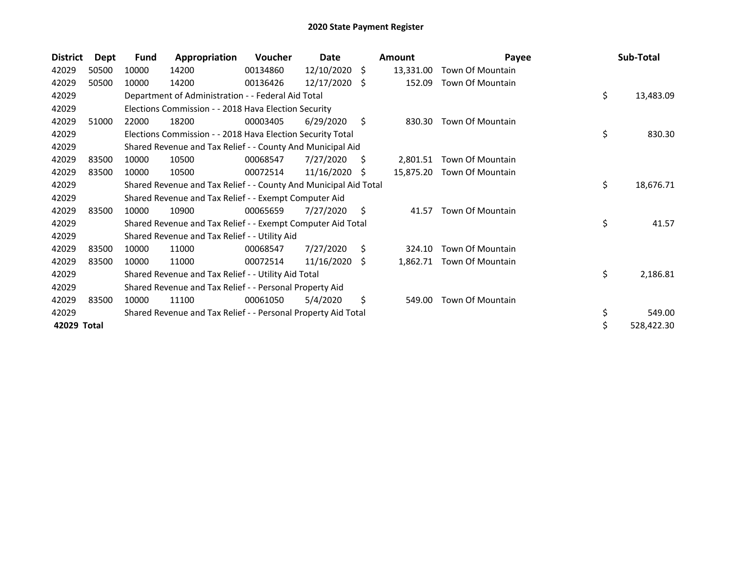# 2020 State Payment Register

| District | Dept | Fund | Appropriation | Voucher | Date | Amount | Payee | Sub-Total |
|---|---|---|---|---|---|---|---|---|
| 42029 | 50500 | 10000 | 14200 | 00134860 | 12/10/2020 | $ 13,331.00 | Town Of Mountain | |
| 42029 | 50500 | 10000 | 14200 | 00136426 | 12/17/2020 | $ 152.09 | Town Of Mountain | |
| 42029 | | Department of Administration - - Federal Aid Total | | | | | | $ 13,483.09 |
| 42029 | | Elections Commission - - 2018 Hava Election Security | | | | | | |
| 42029 | 51000 | 22000 | 18200 | 00003405 | 6/29/2020 | $ 830.30 | Town Of Mountain | |
| 42029 | | Elections Commission - - 2018 Hava Election Security Total | | | | | | $ 830.30 |
| 42029 | | Shared Revenue and Tax Relief - - County And Municipal Aid | | | | | | |
| 42029 | 83500 | 10000 | 10500 | 00068547 | 7/27/2020 | $ 2,801.51 | Town Of Mountain | |
| 42029 | 83500 | 10000 | 10500 | 00072514 | 11/16/2020 | $ 15,875.20 | Town Of Mountain | |
| 42029 | | Shared Revenue and Tax Relief - - County And Municipal Aid Total | | | | | | $ 18,676.71 |
| 42029 | | Shared Revenue and Tax Relief - - Exempt Computer Aid | | | | | | |
| 42029 | 83500 | 10000 | 10900 | 00065659 | 7/27/2020 | $ 41.57 | Town Of Mountain | |
| 42029 | | Shared Revenue and Tax Relief - - Exempt Computer Aid Total | | | | | | $ 41.57 |
| 42029 | | Shared Revenue and Tax Relief - - Utility Aid | | | | | | |
| 42029 | 83500 | 10000 | 11000 | 00068547 | 7/27/2020 | $ 324.10 | Town Of Mountain | |
| 42029 | 83500 | 10000 | 11000 | 00072514 | 11/16/2020 | $ 1,862.71 | Town Of Mountain | |
| 42029 | | Shared Revenue and Tax Relief - - Utility Aid Total | | | | | | $ 2,186.81 |
| 42029 | | Shared Revenue and Tax Relief - - Personal Property Aid | | | | | | |
| 42029 | 83500 | 10000 | 11100 | 00061050 | 5/4/2020 | $ 549.00 | Town Of Mountain | |
| 42029 | | Shared Revenue and Tax Relief - - Personal Property Aid Total | | | | | | $ 549.00 |
| **42029 Total** | | | | | | | | $ 528,422.30 |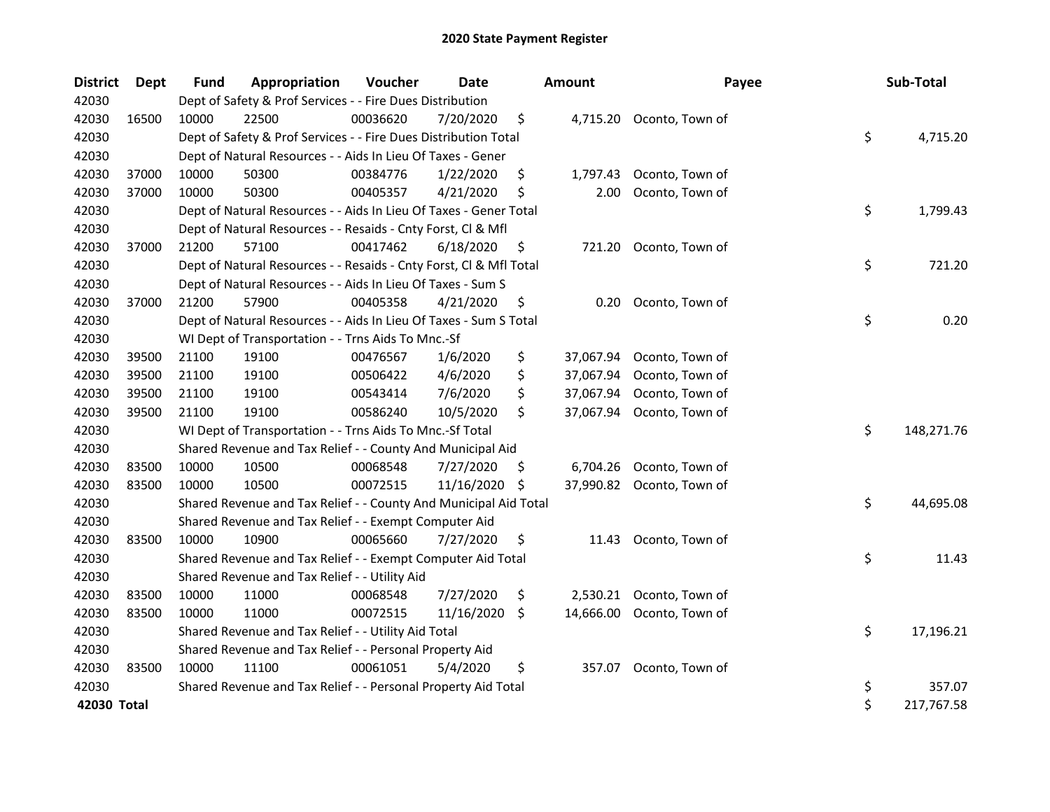# 2020 State Payment Register

| District | Dept | Fund | Appropriation | Voucher | Date | Amount | Payee | Sub-Total |
|---|---|---|---|---|---|---|---|---|
| 42030 | | Dept of Safety & Prof Services - - Fire Dues Distribution | | | | | | |
| 42030 | 16500 | 10000 | 22500 | 00036620 | 7/20/2020 | $ 4,715.20 | Oconto, Town of | |
| 42030 | | Dept of Safety & Prof Services - - Fire Dues Distribution Total | | | | | | $ 4,715.20 |
| 42030 | | Dept of Natural Resources - - Aids In Lieu Of Taxes - Gener | | | | | | |
| 42030 | 37000 | 10000 | 50300 | 00384776 | 1/22/2020 | $ 1,797.43 | Oconto, Town of | |
| 42030 | 37000 | 10000 | 50300 | 00405357 | 4/21/2020 | $ 2.00 | Oconto, Town of | |
| 42030 | | Dept of Natural Resources - - Aids In Lieu Of Taxes - Gener Total | | | | | | $ 1,799.43 |
| 42030 | | Dept of Natural Resources - - Resaids - Cnty Forst, Cl & Mfl | | | | | | |
| 42030 | 37000 | 21200 | 57100 | 00417462 | 6/18/2020 | $ 721.20 | Oconto, Town of | |
| 42030 | | Dept of Natural Resources - - Resaids - Cnty Forst, Cl & Mfl Total | | | | | | $ 721.20 |
| 42030 | | Dept of Natural Resources - - Aids In Lieu Of Taxes - Sum S | | | | | | |
| 42030 | 37000 | 21200 | 57900 | 00405358 | 4/21/2020 | $ 0.20 | Oconto, Town of | |
| 42030 | | Dept of Natural Resources - - Aids In Lieu Of Taxes - Sum S Total | | | | | | $ 0.20 |
| 42030 | | WI Dept of Transportation - - Trns Aids To Mnc.-Sf | | | | | | |
| 42030 | 39500 | 21100 | 19100 | 00476567 | 1/6/2020 | $ 37,067.94 | Oconto, Town of | |
| 42030 | 39500 | 21100 | 19100 | 00506422 | 4/6/2020 | $ 37,067.94 | Oconto, Town of | |
| 42030 | 39500 | 21100 | 19100 | 00543414 | 7/6/2020 | $ 37,067.94 | Oconto, Town of | |
| 42030 | 39500 | 21100 | 19100 | 00586240 | 10/5/2020 | $ 37,067.94 | Oconto, Town of | |
| 42030 | | WI Dept of Transportation - - Trns Aids To Mnc.-Sf Total | | | | | | $ 148,271.76 |
| 42030 | | Shared Revenue and Tax Relief - - County And Municipal Aid | | | | | | |
| 42030 | 83500 | 10000 | 10500 | 00068548 | 7/27/2020 | $ 6,704.26 | Oconto, Town of | |
| 42030 | 83500 | 10000 | 10500 | 00072515 | 11/16/2020 | $ 37,990.82 | Oconto, Town of | |
| 42030 | | Shared Revenue and Tax Relief - - County And Municipal Aid Total | | | | | | $ 44,695.08 |
| 42030 | | Shared Revenue and Tax Relief - - Exempt Computer Aid | | | | | | |
| 42030 | 83500 | 10000 | 10900 | 00065660 | 7/27/2020 | $ 11.43 | Oconto, Town of | |
| 42030 | | Shared Revenue and Tax Relief - - Exempt Computer Aid Total | | | | | | $ 11.43 |
| 42030 | | Shared Revenue and Tax Relief - - Utility Aid | | | | | | |
| 42030 | 83500 | 10000 | 11000 | 00068548 | 7/27/2020 | $ 2,530.21 | Oconto, Town of | |
| 42030 | 83500 | 10000 | 11000 | 00072515 | 11/16/2020 | $ 14,666.00 | Oconto, Town of | |
| 42030 | | Shared Revenue and Tax Relief - - Utility Aid Total | | | | | | $ 17,196.21 |
| 42030 | | Shared Revenue and Tax Relief - - Personal Property Aid | | | | | | |
| 42030 | 83500 | 10000 | 11100 | 00061051 | 5/4/2020 | $ 357.07 | Oconto, Town of | |
| 42030 | | Shared Revenue and Tax Relief - - Personal Property Aid Total | | | | | | $ 357.07 |
| **42030 Total** | | | | | | | | $ 217,767.58 |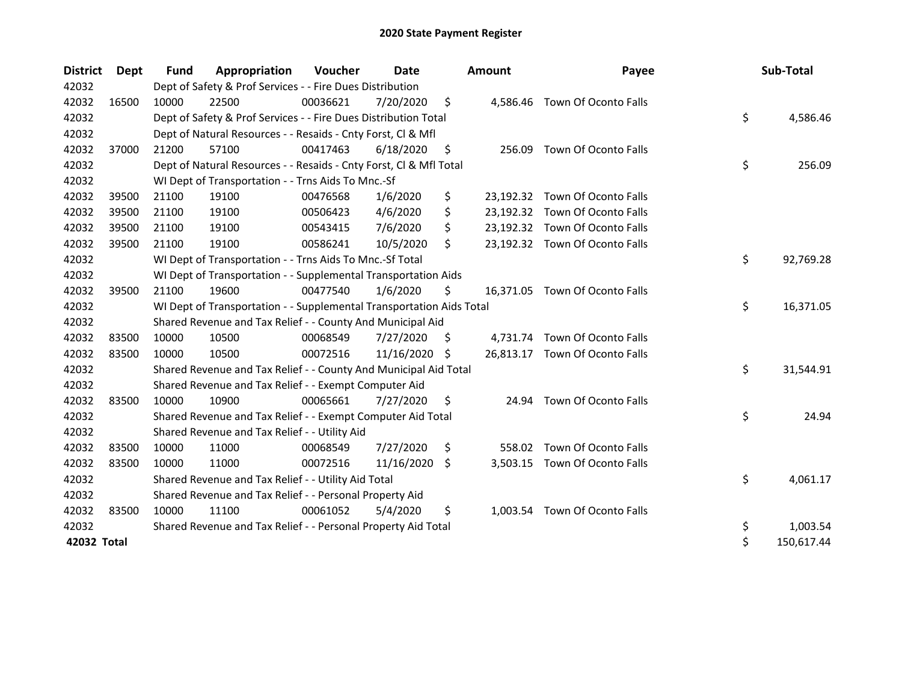# 2020 State Payment Register

| District | Dept | Fund | Appropriation | Voucher | Date | Amount | Payee | Sub-Total |
|---|---|---|---|---|---|---|---|---|
| 42032 | | Dept of Safety & Prof Services - - Fire Dues Distribution | | | | | | |
| 42032 | 16500 | 10000 | 22500 | 00036621 | 7/20/2020 | $ 4,586.46 | Town Of Oconto Falls | |
| 42032 | | Dept of Safety & Prof Services - - Fire Dues Distribution Total | | | | | | $ 4,586.46 |
| 42032 | | Dept of Natural Resources - - Resaids - Cnty Forst, Cl & Mfl | | | | | | |
| 42032 | 37000 | 21200 | 57100 | 00417463 | 6/18/2020 | $ 256.09 | Town Of Oconto Falls | |
| 42032 | | Dept of Natural Resources - - Resaids - Cnty Forst, Cl & Mfl Total | | | | | | $ 256.09 |
| 42032 | | WI Dept of Transportation - - Trns Aids To Mnc.-Sf | | | | | | |
| 42032 | 39500 | 21100 | 19100 | 00476568 | 1/6/2020 | $ 23,192.32 | Town Of Oconto Falls | |
| 42032 | 39500 | 21100 | 19100 | 00506423 | 4/6/2020 | $ 23,192.32 | Town Of Oconto Falls | |
| 42032 | 39500 | 21100 | 19100 | 00543415 | 7/6/2020 | $ 23,192.32 | Town Of Oconto Falls | |
| 42032 | 39500 | 21100 | 19100 | 00586241 | 10/5/2020 | $ 23,192.32 | Town Of Oconto Falls | |
| 42032 | | WI Dept of Transportation - - Trns Aids To Mnc.-Sf Total | | | | | | $ 92,769.28 |
| 42032 | | WI Dept of Transportation - - Supplemental Transportation Aids | | | | | | |
| 42032 | 39500 | 21100 | 19600 | 00477540 | 1/6/2020 | $ 16,371.05 | Town Of Oconto Falls | |
| 42032 | | WI Dept of Transportation - - Supplemental Transportation Aids Total | | | | | | $ 16,371.05 |
| 42032 | | Shared Revenue and Tax Relief - - County And Municipal Aid | | | | | | |
| 42032 | 83500 | 10000 | 10500 | 00068549 | 7/27/2020 | $ 4,731.74 | Town Of Oconto Falls | |
| 42032 | 83500 | 10000 | 10500 | 00072516 | 11/16/2020 | $ 26,813.17 | Town Of Oconto Falls | |
| 42032 | | Shared Revenue and Tax Relief - - County And Municipal Aid Total | | | | | | $ 31,544.91 |
| 42032 | | Shared Revenue and Tax Relief - - Exempt Computer Aid | | | | | | |
| 42032 | 83500 | 10000 | 10900 | 00065661 | 7/27/2020 | $ 24.94 | Town Of Oconto Falls | |
| 42032 | | Shared Revenue and Tax Relief - - Exempt Computer Aid Total | | | | | | $ 24.94 |
| 42032 | | Shared Revenue and Tax Relief - - Utility Aid | | | | | | |
| 42032 | 83500 | 10000 | 11000 | 00068549 | 7/27/2020 | $ 558.02 | Town Of Oconto Falls | |
| 42032 | 83500 | 10000 | 11000 | 00072516 | 11/16/2020 | $ 3,503.15 | Town Of Oconto Falls | |
| 42032 | | Shared Revenue and Tax Relief - - Utility Aid Total | | | | | | $ 4,061.17 |
| 42032 | | Shared Revenue and Tax Relief - - Personal Property Aid | | | | | | |
| 42032 | 83500 | 10000 | 11100 | 00061052 | 5/4/2020 | $ 1,003.54 | Town Of Oconto Falls | |
| 42032 | | Shared Revenue and Tax Relief - - Personal Property Aid Total | | | | | | $ 1,003.54 |
| **42032 Total** | | | | | | | | $ 150,617.44 |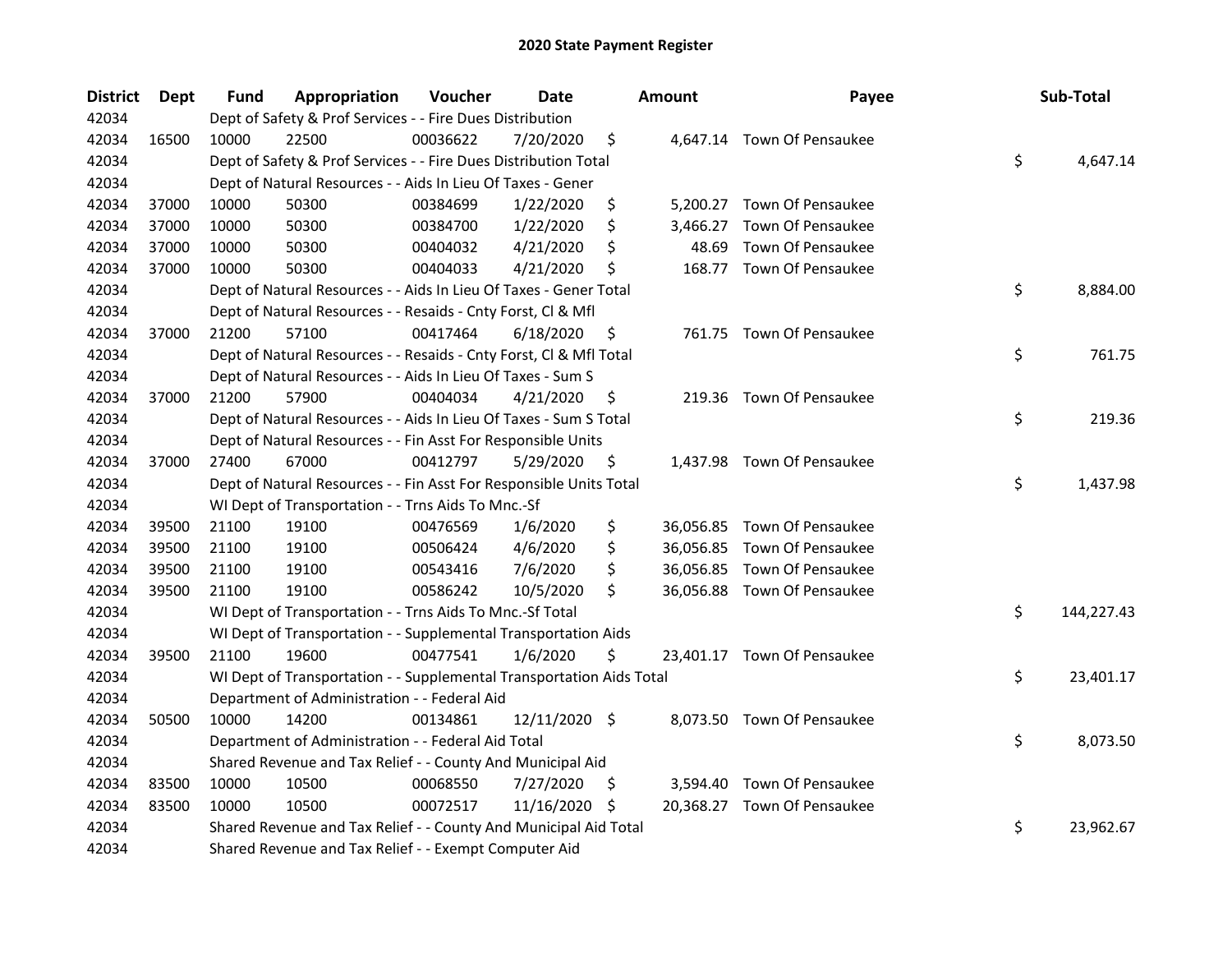# 2020 State Payment Register

| District | Dept | Fund | Appropriation | Voucher | Date | Amount | Payee | Sub-Total |
|---|---|---|---|---|---|---|---|---|
| 42034 | | Dept of Safety & Prof Services - - Fire Dues Distribution | | | | | | |
| 42034 | 16500 | 10000 | 22500 | 00036622 | 7/20/2020 | $ 4,647.14 | Town Of Pensaukee | |
| 42034 | | Dept of Safety & Prof Services - - Fire Dues Distribution Total | | | | | | $ 4,647.14 |
| 42034 | | Dept of Natural Resources - - Aids In Lieu Of Taxes - Gener | | | | | | |
| 42034 | 37000 | 10000 | 50300 | 00384699 | 1/22/2020 | $ 5,200.27 | Town Of Pensaukee | |
| 42034 | 37000 | 10000 | 50300 | 00384700 | 1/22/2020 | $ 3,466.27 | Town Of Pensaukee | |
| 42034 | 37000 | 10000 | 50300 | 00404032 | 4/21/2020 | $ 48.69 | Town Of Pensaukee | |
| 42034 | 37000 | 10000 | 50300 | 00404033 | 4/21/2020 | $ 168.77 | Town Of Pensaukee | |
| 42034 | | Dept of Natural Resources - - Aids In Lieu Of Taxes - Gener Total | | | | | | $ 8,884.00 |
| 42034 | | Dept of Natural Resources - - Resaids - Cnty Forst, Cl & Mfl | | | | | | |
| 42034 | 37000 | 21200 | 57100 | 00417464 | 6/18/2020 | $ 761.75 | Town Of Pensaukee | |
| 42034 | | Dept of Natural Resources - - Resaids - Cnty Forst, Cl & Mfl Total | | | | | | $ 761.75 |
| 42034 | | Dept of Natural Resources - - Aids In Lieu Of Taxes - Sum S | | | | | | |
| 42034 | 37000 | 21200 | 57900 | 00404034 | 4/21/2020 | $ 219.36 | Town Of Pensaukee | |
| 42034 | | Dept of Natural Resources - - Aids In Lieu Of Taxes - Sum S Total | | | | | | $ 219.36 |
| 42034 | | Dept of Natural Resources - - Fin Asst For Responsible Units | | | | | | |
| 42034 | 37000 | 27400 | 67000 | 00412797 | 5/29/2020 | $ 1,437.98 | Town Of Pensaukee | |
| 42034 | | Dept of Natural Resources - - Fin Asst For Responsible Units Total | | | | | | $ 1,437.98 |
| 42034 | | WI Dept of Transportation - - Trns Aids To Mnc.-Sf | | | | | | |
| 42034 | 39500 | 21100 | 19100 | 00476569 | 1/6/2020 | $ 36,056.85 | Town Of Pensaukee | |
| 42034 | 39500 | 21100 | 19100 | 00506424 | 4/6/2020 | $ 36,056.85 | Town Of Pensaukee | |
| 42034 | 39500 | 21100 | 19100 | 00543416 | 7/6/2020 | $ 36,056.85 | Town Of Pensaukee | |
| 42034 | 39500 | 21100 | 19100 | 00586242 | 10/5/2020 | $ 36,056.88 | Town Of Pensaukee | |
| 42034 | | WI Dept of Transportation - - Trns Aids To Mnc.-Sf Total | | | | | | $ 144,227.43 |
| 42034 | | WI Dept of Transportation - - Supplemental Transportation Aids | | | | | | |
| 42034 | 39500 | 21100 | 19600 | 00477541 | 1/6/2020 | $ 23,401.17 | Town Of Pensaukee | |
| 42034 | | WI Dept of Transportation - - Supplemental Transportation Aids Total | | | | | | $ 23,401.17 |
| 42034 | | Department of Administration - - Federal Aid | | | | | | |
| 42034 | 50500 | 10000 | 14200 | 00134861 | 12/11/2020 | $ 8,073.50 | Town Of Pensaukee | |
| 42034 | | Department of Administration - - Federal Aid Total | | | | | | $ 8,073.50 |
| 42034 | | Shared Revenue and Tax Relief - - County And Municipal Aid | | | | | | |
| 42034 | 83500 | 10000 | 10500 | 00068550 | 7/27/2020 | $ 3,594.40 | Town Of Pensaukee | |
| 42034 | 83500 | 10000 | 10500 | 00072517 | 11/16/2020 | $ 20,368.27 | Town Of Pensaukee | |
| 42034 | | Shared Revenue and Tax Relief - - County And Municipal Aid Total | | | | | | $ 23,962.67 |
| 42034 | | Shared Revenue and Tax Relief - - Exempt Computer Aid | | | | | | |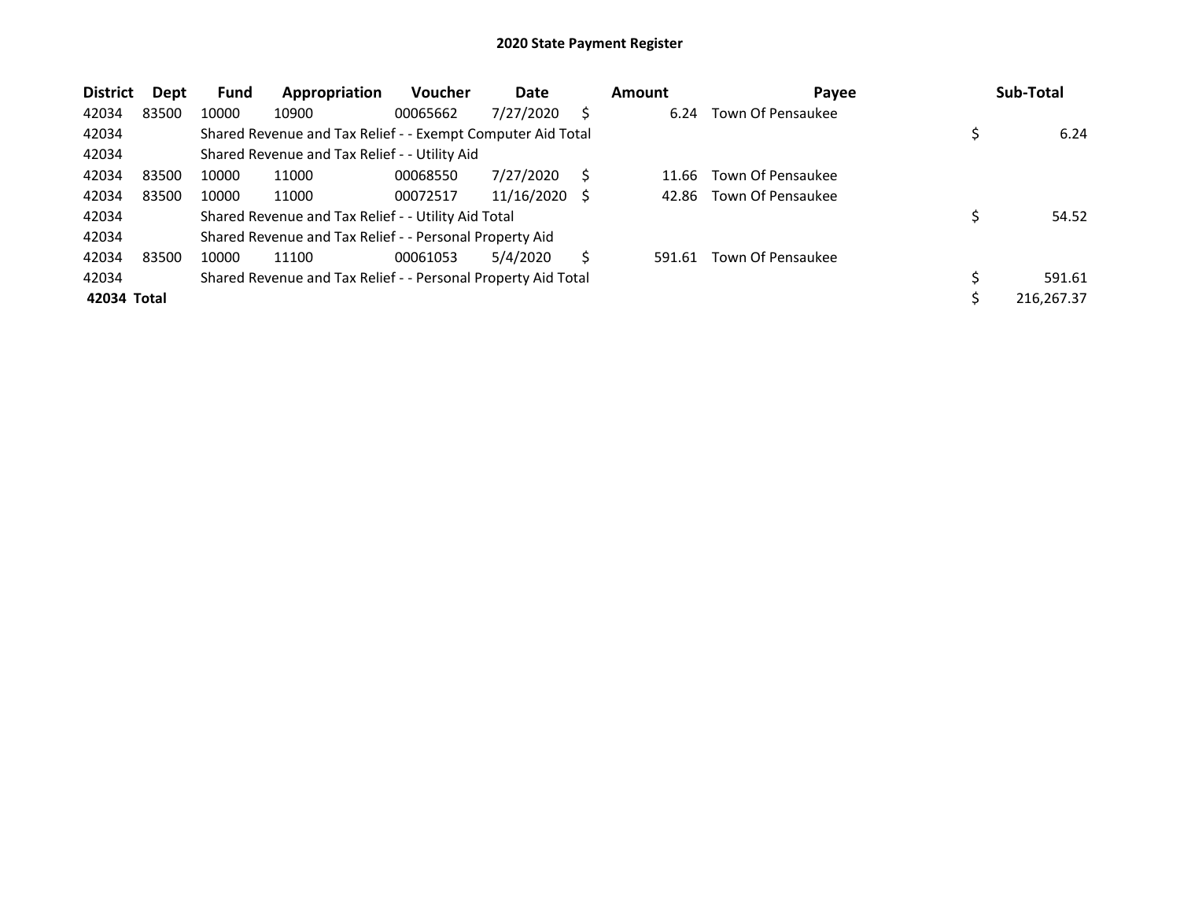## 2020 State Payment Register

| District | Dept | Fund | Appropriation | Voucher | Date | Amount | Payee | Sub-Total |
|---|---|---|---|---|---|---|---|---|
| 42034 | 83500 | 10000 | 10900 | 00065662 | 7/27/2020 | $ 6.24 | Town Of Pensaukee | |
| 42034 | | Shared Revenue and Tax Relief - - Exempt Computer Aid Total | | | | | | $ 6.24 |
| 42034 | | Shared Revenue and Tax Relief - - Utility Aid | | | | | | |
| 42034 | 83500 | 10000 | 11000 | 00068550 | 7/27/2020 | $ 11.66 | Town Of Pensaukee | |
| 42034 | 83500 | 10000 | 11000 | 00072517 | 11/16/2020 | $ 42.86 | Town Of Pensaukee | |
| 42034 | | Shared Revenue and Tax Relief - - Utility Aid Total | | | | | | $ 54.52 |
| 42034 | | Shared Revenue and Tax Relief - - Personal Property Aid | | | | | | |
| 42034 | 83500 | 10000 | 11100 | 00061053 | 5/4/2020 | $ 591.61 | Town Of Pensaukee | |
| 42034 | | Shared Revenue and Tax Relief - - Personal Property Aid Total | | | | | | $ 591.61 |
| **42034 Total** | | | | | | | | $ 216,267.37 |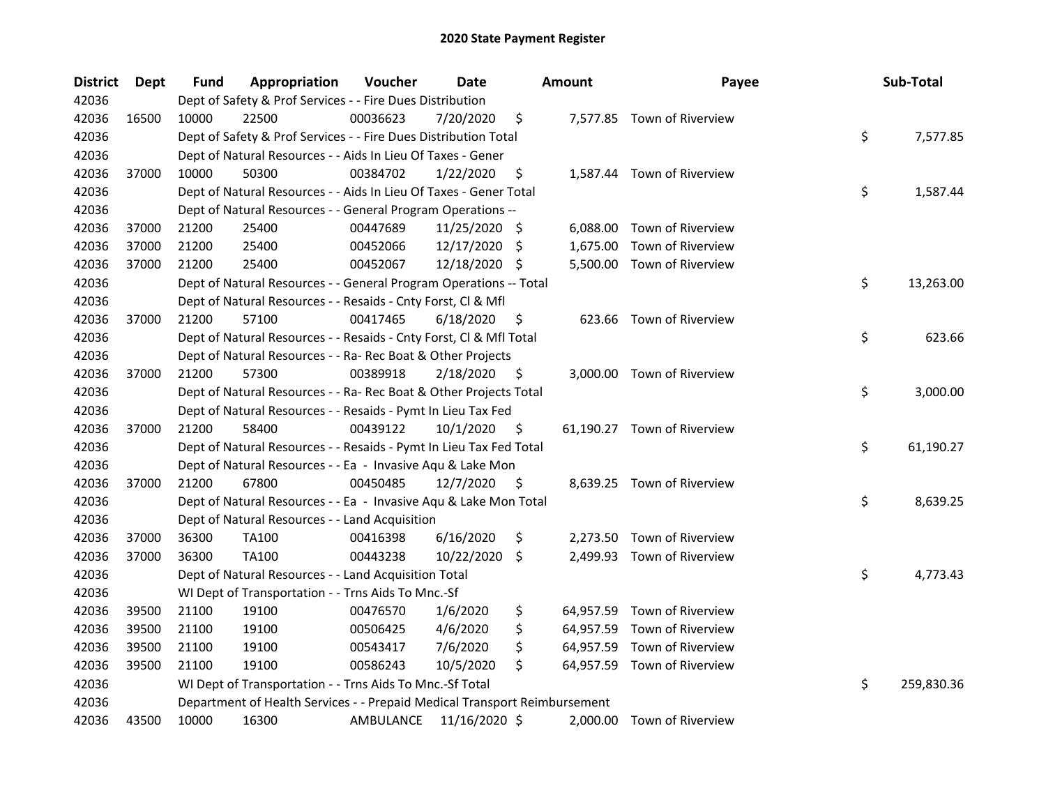# 2020 State Payment Register

| District | Dept | Fund | Appropriation | Voucher | Date | Amount | Payee | Sub-Total |
|---|---|---|---|---|---|---|---|---|
| 42036 | | Dept of Safety & Prof Services - - Fire Dues Distribution | | | | | | |
| 42036 | 16500 | 10000 | 22500 | 00036623 | 7/20/2020 | $ 7,577.85 | Town of Riverview | |
| 42036 | | Dept of Safety & Prof Services - - Fire Dues Distribution Total | | | | | | $ 7,577.85 |
| 42036 | | Dept of Natural Resources - - Aids In Lieu Of Taxes - Gener | | | | | | |
| 42036 | 37000 | 10000 | 50300 | 00384702 | 1/22/2020 | $ 1,587.44 | Town of Riverview | |
| 42036 | | Dept of Natural Resources - - Aids In Lieu Of Taxes - Gener Total | | | | | | $ 1,587.44 |
| 42036 | | Dept of Natural Resources - - General Program Operations -- | | | | | | |
| 42036 | 37000 | 21200 | 25400 | 00447689 | 11/25/2020 | $ 6,088.00 | Town of Riverview | |
| 42036 | 37000 | 21200 | 25400 | 00452066 | 12/17/2020 | $ 1,675.00 | Town of Riverview | |
| 42036 | 37000 | 21200 | 25400 | 00452067 | 12/18/2020 | $ 5,500.00 | Town of Riverview | |
| 42036 | | Dept of Natural Resources - - General Program Operations -- Total | | | | | | $ 13,263.00 |
| 42036 | | Dept of Natural Resources - - Resaids - Cnty Forst, Cl & Mfl | | | | | | |
| 42036 | 37000 | 21200 | 57100 | 00417465 | 6/18/2020 | $ 623.66 | Town of Riverview | |
| 42036 | | Dept of Natural Resources - - Resaids - Cnty Forst, Cl & Mfl Total | | | | | | $ 623.66 |
| 42036 | | Dept of Natural Resources - - Ra- Rec Boat & Other Projects | | | | | | |
| 42036 | 37000 | 21200 | 57300 | 00389918 | 2/18/2020 | $ 3,000.00 | Town of Riverview | |
| 42036 | | Dept of Natural Resources - - Ra- Rec Boat & Other Projects Total | | | | | | $ 3,000.00 |
| 42036 | | Dept of Natural Resources - - Resaids - Pymt In Lieu Tax Fed | | | | | | |
| 42036 | 37000 | 21200 | 58400 | 00439122 | 10/1/2020 | $ 61,190.27 | Town of Riverview | |
| 42036 | | Dept of Natural Resources - - Resaids - Pymt In Lieu Tax Fed Total | | | | | | $ 61,190.27 |
| 42036 | | Dept of Natural Resources - - Ea - Invasive Aqu & Lake Mon | | | | | | |
| 42036 | 37000 | 21200 | 67800 | 00450485 | 12/7/2020 | $ 8,639.25 | Town of Riverview | |
| 42036 | | Dept of Natural Resources - - Ea - Invasive Aqu & Lake Mon Total | | | | | | $ 8,639.25 |
| 42036 | | Dept of Natural Resources - - Land Acquisition | | | | | | |
| 42036 | 37000 | 36300 | TA100 | 00416398 | 6/16/2020 | $ 2,273.50 | Town of Riverview | |
| 42036 | 37000 | 36300 | TA100 | 00443238 | 10/22/2020 | $ 2,499.93 | Town of Riverview | |
| 42036 | | Dept of Natural Resources - - Land Acquisition Total | | | | | | $ 4,773.43 |
| 42036 | | WI Dept of Transportation - - Trns Aids To Mnc.-Sf | | | | | | |
| 42036 | 39500 | 21100 | 19100 | 00476570 | 1/6/2020 | $ 64,957.59 | Town of Riverview | |
| 42036 | 39500 | 21100 | 19100 | 00506425 | 4/6/2020 | $ 64,957.59 | Town of Riverview | |
| 42036 | 39500 | 21100 | 19100 | 00543417 | 7/6/2020 | $ 64,957.59 | Town of Riverview | |
| 42036 | 39500 | 21100 | 19100 | 00586243 | 10/5/2020 | $ 64,957.59 | Town of Riverview | |
| 42036 | | WI Dept of Transportation - - Trns Aids To Mnc.-Sf Total | | | | | | $ 259,830.36 |
| 42036 | | Department of Health Services - - Prepaid Medical Transport Reimbursement | | | | | | |
| 42036 | 43500 | 10000 | 16300 | AMBULANCE | 11/16/2020 | $ 2,000.00 | Town of Riverview | |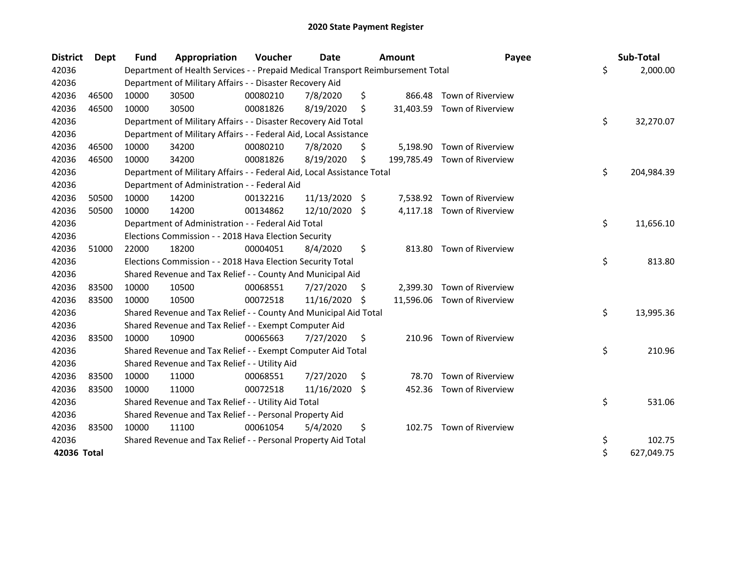# 2020 State Payment Register

| District | Dept | Fund | Appropriation | Voucher | Date | Amount | Payee | Sub-Total |
|---|---|---|---|---|---|---|---|---|
| 42036 | | Department of Health Services - - Prepaid Medical Transport Reimbursement Total | | | | | | $ 2,000.00 |
| 42036 | | Department of Military Affairs - - Disaster Recovery Aid | | | | | | |
| 42036 | 46500 | 10000 | 30500 | 00080210 | 7/8/2020 | $ 866.48 | Town of Riverview | |
| 42036 | 46500 | 10000 | 30500 | 00081826 | 8/19/2020 | $ 31,403.59 | Town of Riverview | |
| 42036 | | Department of Military Affairs - - Disaster Recovery Aid Total | | | | | | $ 32,270.07 |
| 42036 | | Department of Military Affairs - - Federal Aid, Local Assistance | | | | | | |
| 42036 | 46500 | 10000 | 34200 | 00080210 | 7/8/2020 | $ 5,198.90 | Town of Riverview | |
| 42036 | 46500 | 10000 | 34200 | 00081826 | 8/19/2020 | $ 199,785.49 | Town of Riverview | |
| 42036 | | Department of Military Affairs - - Federal Aid, Local Assistance Total | | | | | | $ 204,984.39 |
| 42036 | | Department of Administration - - Federal Aid | | | | | | |
| 42036 | 50500 | 10000 | 14200 | 00132216 | 11/13/2020 | $ 7,538.92 | Town of Riverview | |
| 42036 | 50500 | 10000 | 14200 | 00134862 | 12/10/2020 | $ 4,117.18 | Town of Riverview | |
| 42036 | | Department of Administration - - Federal Aid Total | | | | | | $ 11,656.10 |
| 42036 | | Elections Commission - - 2018 Hava Election Security | | | | | | |
| 42036 | 51000 | 22000 | 18200 | 00004051 | 8/4/2020 | $ 813.80 | Town of Riverview | |
| 42036 | | Elections Commission - - 2018 Hava Election Security Total | | | | | | $ 813.80 |
| 42036 | | Shared Revenue and Tax Relief - - County And Municipal Aid | | | | | | |
| 42036 | 83500 | 10000 | 10500 | 00068551 | 7/27/2020 | $ 2,399.30 | Town of Riverview | |
| 42036 | 83500 | 10000 | 10500 | 00072518 | 11/16/2020 | $ 11,596.06 | Town of Riverview | |
| 42036 | | Shared Revenue and Tax Relief - - County And Municipal Aid Total | | | | | | $ 13,995.36 |
| 42036 | | Shared Revenue and Tax Relief - - Exempt Computer Aid | | | | | | |
| 42036 | 83500 | 10000 | 10900 | 00065663 | 7/27/2020 | $ 210.96 | Town of Riverview | |
| 42036 | | Shared Revenue and Tax Relief - - Exempt Computer Aid Total | | | | | | $ 210.96 |
| 42036 | | Shared Revenue and Tax Relief - - Utility Aid | | | | | | |
| 42036 | 83500 | 10000 | 11000 | 00068551 | 7/27/2020 | $ 78.70 | Town of Riverview | |
| 42036 | 83500 | 10000 | 11000 | 00072518 | 11/16/2020 | $ 452.36 | Town of Riverview | |
| 42036 | | Shared Revenue and Tax Relief - - Utility Aid Total | | | | | | $ 531.06 |
| 42036 | | Shared Revenue and Tax Relief - - Personal Property Aid | | | | | | |
| 42036 | 83500 | 10000 | 11100 | 00061054 | 5/4/2020 | $ 102.75 | Town of Riverview | |
| 42036 | | Shared Revenue and Tax Relief - - Personal Property Aid Total | | | | | | $ 102.75 |
| **42036 Total** | | | | | | | | $ 627,049.75 |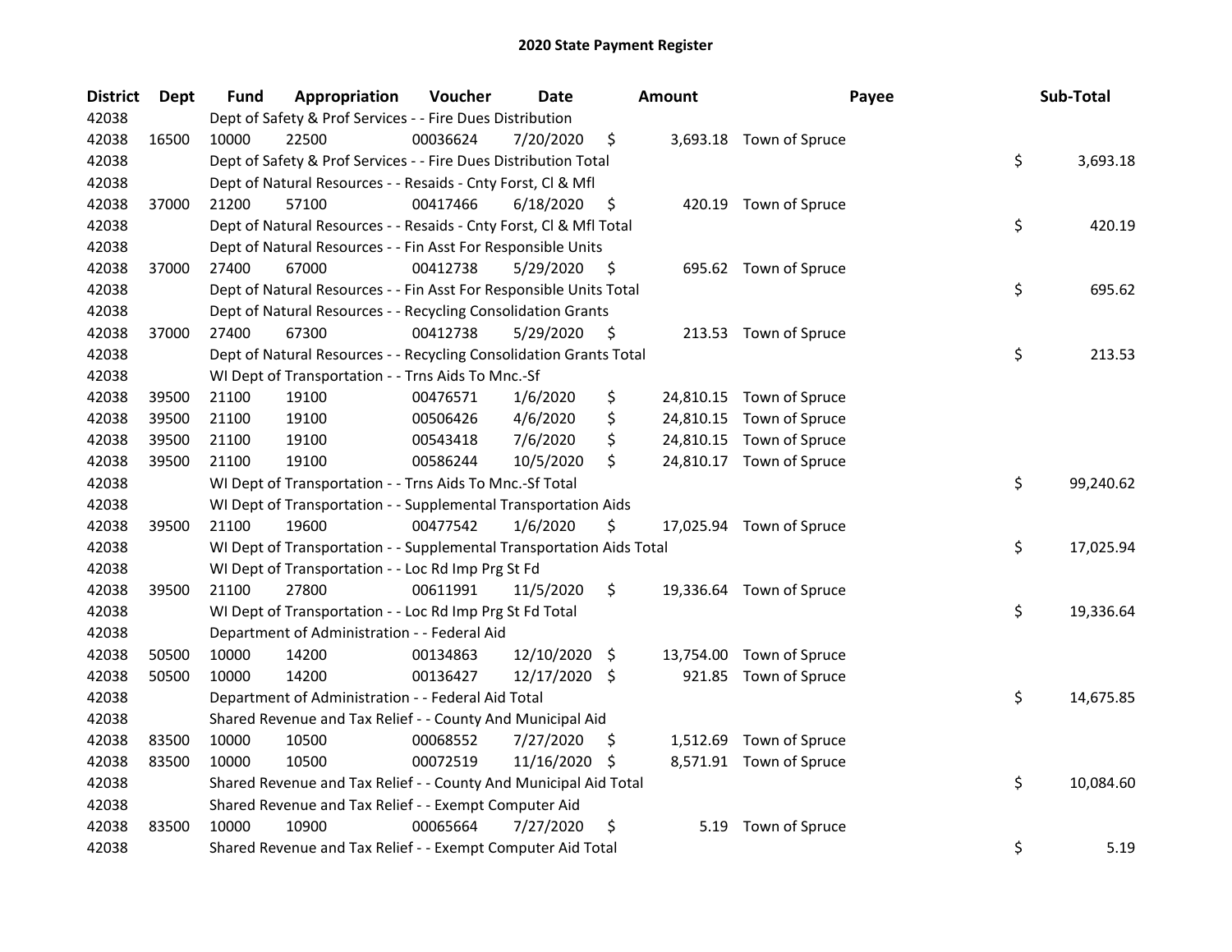# 2020 State Payment Register

| District | Dept | Fund | Appropriation | Voucher | Date | Amount | Payee | Sub-Total |
|---|---|---|---|---|---|---|---|---|
| 42038 | | Dept of Safety & Prof Services - - Fire Dues Distribution | | | | | | |
| 42038 | 16500 | 10000 | 22500 | 00036624 | 7/20/2020 | $ 3,693.18 | Town of Spruce | |
| 42038 | | Dept of Safety & Prof Services - - Fire Dues Distribution Total | | | | | | $ 3,693.18 |
| 42038 | | Dept of Natural Resources - - Resaids - Cnty Forst, Cl & Mfl | | | | | | |
| 42038 | 37000 | 21200 | 57100 | 00417466 | 6/18/2020 | $ 420.19 | Town of Spruce | |
| 42038 | | Dept of Natural Resources - - Resaids - Cnty Forst, Cl & Mfl Total | | | | | | $ 420.19 |
| 42038 | | Dept of Natural Resources - - Fin Asst For Responsible Units | | | | | | |
| 42038 | 37000 | 27400 | 67000 | 00412738 | 5/29/2020 | $ 695.62 | Town of Spruce | |
| 42038 | | Dept of Natural Resources - - Fin Asst For Responsible Units Total | | | | | | $ 695.62 |
| 42038 | | Dept of Natural Resources - - Recycling Consolidation Grants | | | | | | |
| 42038 | 37000 | 27400 | 67300 | 00412738 | 5/29/2020 | $ 213.53 | Town of Spruce | |
| 42038 | | Dept of Natural Resources - - Recycling Consolidation Grants Total | | | | | | $ 213.53 |
| 42038 | | WI Dept of Transportation - - Trns Aids To Mnc.-Sf | | | | | | |
| 42038 | 39500 | 21100 | 19100 | 00476571 | 1/6/2020 | $ 24,810.15 | Town of Spruce | |
| 42038 | 39500 | 21100 | 19100 | 00506426 | 4/6/2020 | $ 24,810.15 | Town of Spruce | |
| 42038 | 39500 | 21100 | 19100 | 00543418 | 7/6/2020 | $ 24,810.15 | Town of Spruce | |
| 42038 | 39500 | 21100 | 19100 | 00586244 | 10/5/2020 | $ 24,810.17 | Town of Spruce | |
| 42038 | | WI Dept of Transportation - - Trns Aids To Mnc.-Sf Total | | | | | | $ 99,240.62 |
| 42038 | | WI Dept of Transportation - - Supplemental Transportation Aids | | | | | | |
| 42038 | 39500 | 21100 | 19600 | 00477542 | 1/6/2020 | $ 17,025.94 | Town of Spruce | |
| 42038 | | WI Dept of Transportation - - Supplemental Transportation Aids Total | | | | | | $ 17,025.94 |
| 42038 | | WI Dept of Transportation - - Loc Rd Imp Prg St Fd | | | | | | |
| 42038 | 39500 | 21100 | 27800 | 00611991 | 11/5/2020 | $ 19,336.64 | Town of Spruce | |
| 42038 | | WI Dept of Transportation - - Loc Rd Imp Prg St Fd Total | | | | | | $ 19,336.64 |
| 42038 | | Department of Administration - - Federal Aid | | | | | | |
| 42038 | 50500 | 10000 | 14200 | 00134863 | 12/10/2020 | $ 13,754.00 | Town of Spruce | |
| 42038 | 50500 | 10000 | 14200 | 00136427 | 12/17/2020 | $ 921.85 | Town of Spruce | |
| 42038 | | Department of Administration - - Federal Aid Total | | | | | | $ 14,675.85 |
| 42038 | | Shared Revenue and Tax Relief - - County And Municipal Aid | | | | | | |
| 42038 | 83500 | 10000 | 10500 | 00068552 | 7/27/2020 | $ 1,512.69 | Town of Spruce | |
| 42038 | 83500 | 10000 | 10500 | 00072519 | 11/16/2020 | $ 8,571.91 | Town of Spruce | |
| 42038 | | Shared Revenue and Tax Relief - - County And Municipal Aid Total | | | | | | $ 10,084.60 |
| 42038 | | Shared Revenue and Tax Relief - - Exempt Computer Aid | | | | | | |
| 42038 | 83500 | 10000 | 10900 | 00065664 | 7/27/2020 | $ 5.19 | Town of Spruce | |
| 42038 | | Shared Revenue and Tax Relief - - Exempt Computer Aid Total | | | | | | $ 5.19 |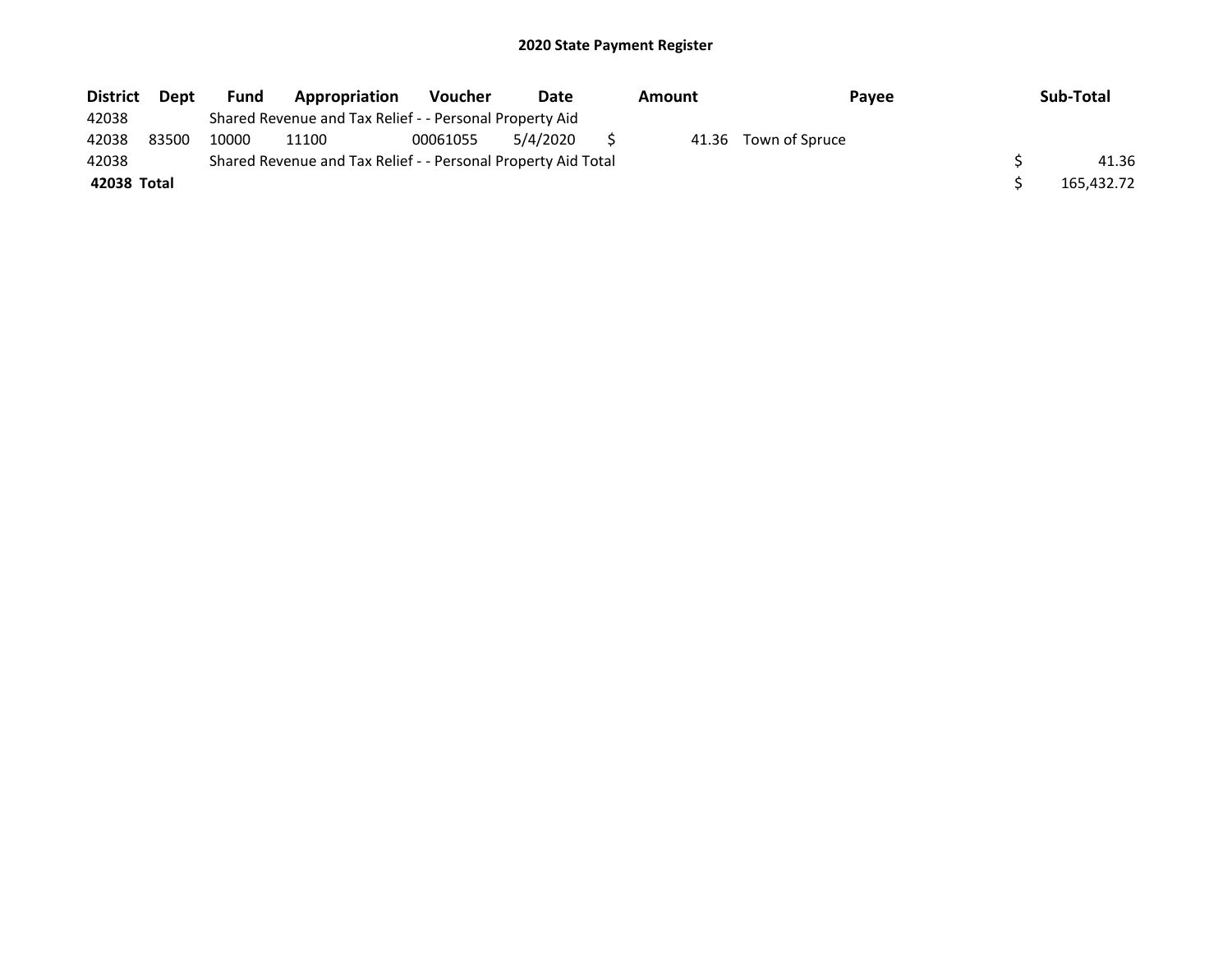# 2020 State Payment Register

| District | Dept | Fund | Appropriation | Voucher | Date | Amount | Payee | Sub-Total |
|---|---|---|---|---|---|---|---|---|
| 42038 | | Shared Revenue and Tax Relief - - Personal Property Aid | | | | | | |
| 42038 | 83500 | 10000 | 11100 | 00061055 | 5/4/2020 | $ 41.36 | Town of Spruce | |
| 42038 | | Shared Revenue and Tax Relief - - Personal Property Aid Total | | | | | | $ 41.36 |
| **42038 Total** | | | | | | | | $ 165,432.72 |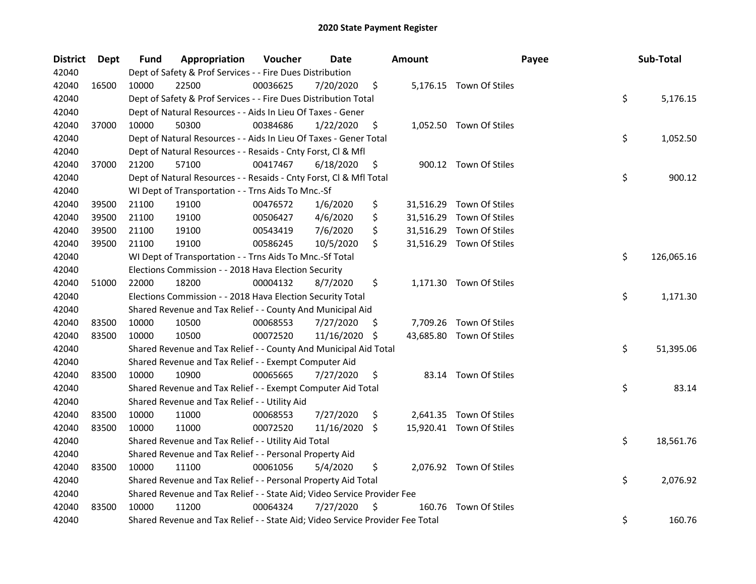# 2020 State Payment Register

| District | Dept | Fund | Appropriation | Voucher | Date | Amount | Payee | Sub-Total |
|---|---|---|---|---|---|---|---|---|
| 42040 | | Dept of Safety & Prof Services - - Fire Dues Distribution | | | | | | |
| 42040 | 16500 | 10000 | 22500 | 00036625 | 7/20/2020 | $ 5,176.15 | Town Of Stiles | |
| 42040 | | Dept of Safety & Prof Services - - Fire Dues Distribution Total | | | | | | $ 5,176.15 |
| 42040 | | Dept of Natural Resources - - Aids In Lieu Of Taxes - Gener | | | | | | |
| 42040 | 37000 | 10000 | 50300 | 00384686 | 1/22/2020 | $ 1,052.50 | Town Of Stiles | |
| 42040 | | Dept of Natural Resources - - Aids In Lieu Of Taxes - Gener Total | | | | | | $ 1,052.50 |
| 42040 | | Dept of Natural Resources - - Resaids - Cnty Forst, Cl & Mfl | | | | | | |
| 42040 | 37000 | 21200 | 57100 | 00417467 | 6/18/2020 | $ 900.12 | Town Of Stiles | |
| 42040 | | Dept of Natural Resources - - Resaids - Cnty Forst, Cl & Mfl Total | | | | | | $ 900.12 |
| 42040 | | WI Dept of Transportation - - Trns Aids To Mnc.-Sf | | | | | | |
| 42040 | 39500 | 21100 | 19100 | 00476572 | 1/6/2020 | $ 31,516.29 | Town Of Stiles | |
| 42040 | 39500 | 21100 | 19100 | 00506427 | 4/6/2020 | $ 31,516.29 | Town Of Stiles | |
| 42040 | 39500 | 21100 | 19100 | 00543419 | 7/6/2020 | $ 31,516.29 | Town Of Stiles | |
| 42040 | 39500 | 21100 | 19100 | 00586245 | 10/5/2020 | $ 31,516.29 | Town Of Stiles | |
| 42040 | | WI Dept of Transportation - - Trns Aids To Mnc.-Sf Total | | | | | | $ 126,065.16 |
| 42040 | | Elections Commission - - 2018 Hava Election Security | | | | | | |
| 42040 | 51000 | 22000 | 18200 | 00004132 | 8/7/2020 | $ 1,171.30 | Town Of Stiles | |
| 42040 | | Elections Commission - - 2018 Hava Election Security Total | | | | | | $ 1,171.30 |
| 42040 | | Shared Revenue and Tax Relief - - County And Municipal Aid | | | | | | |
| 42040 | 83500 | 10000 | 10500 | 00068553 | 7/27/2020 | $ 7,709.26 | Town Of Stiles | |
| 42040 | 83500 | 10000 | 10500 | 00072520 | 11/16/2020 | $ 43,685.80 | Town Of Stiles | |
| 42040 | | Shared Revenue and Tax Relief - - County And Municipal Aid Total | | | | | | $ 51,395.06 |
| 42040 | | Shared Revenue and Tax Relief - - Exempt Computer Aid | | | | | | |
| 42040 | 83500 | 10000 | 10900 | 00065665 | 7/27/2020 | $ 83.14 | Town Of Stiles | |
| 42040 | | Shared Revenue and Tax Relief - - Exempt Computer Aid Total | | | | | | $ 83.14 |
| 42040 | | Shared Revenue and Tax Relief - - Utility Aid | | | | | | |
| 42040 | 83500 | 10000 | 11000 | 00068553 | 7/27/2020 | $ 2,641.35 | Town Of Stiles | |
| 42040 | 83500 | 10000 | 11000 | 00072520 | 11/16/2020 | $ 15,920.41 | Town Of Stiles | |
| 42040 | | Shared Revenue and Tax Relief - - Utility Aid Total | | | | | | $ 18,561.76 |
| 42040 | | Shared Revenue and Tax Relief - - Personal Property Aid | | | | | | |
| 42040 | 83500 | 10000 | 11100 | 00061056 | 5/4/2020 | $ 2,076.92 | Town Of Stiles | |
| 42040 | | Shared Revenue and Tax Relief - - Personal Property Aid Total | | | | | | $ 2,076.92 |
| 42040 | | Shared Revenue and Tax Relief - - State Aid; Video Service Provider Fee | | | | | | |
| 42040 | 83500 | 10000 | 11200 | 00064324 | 7/27/2020 | $ 160.76 | Town Of Stiles | |
| 42040 | | Shared Revenue and Tax Relief - - State Aid; Video Service Provider Fee Total | | | | | | $ 160.76 |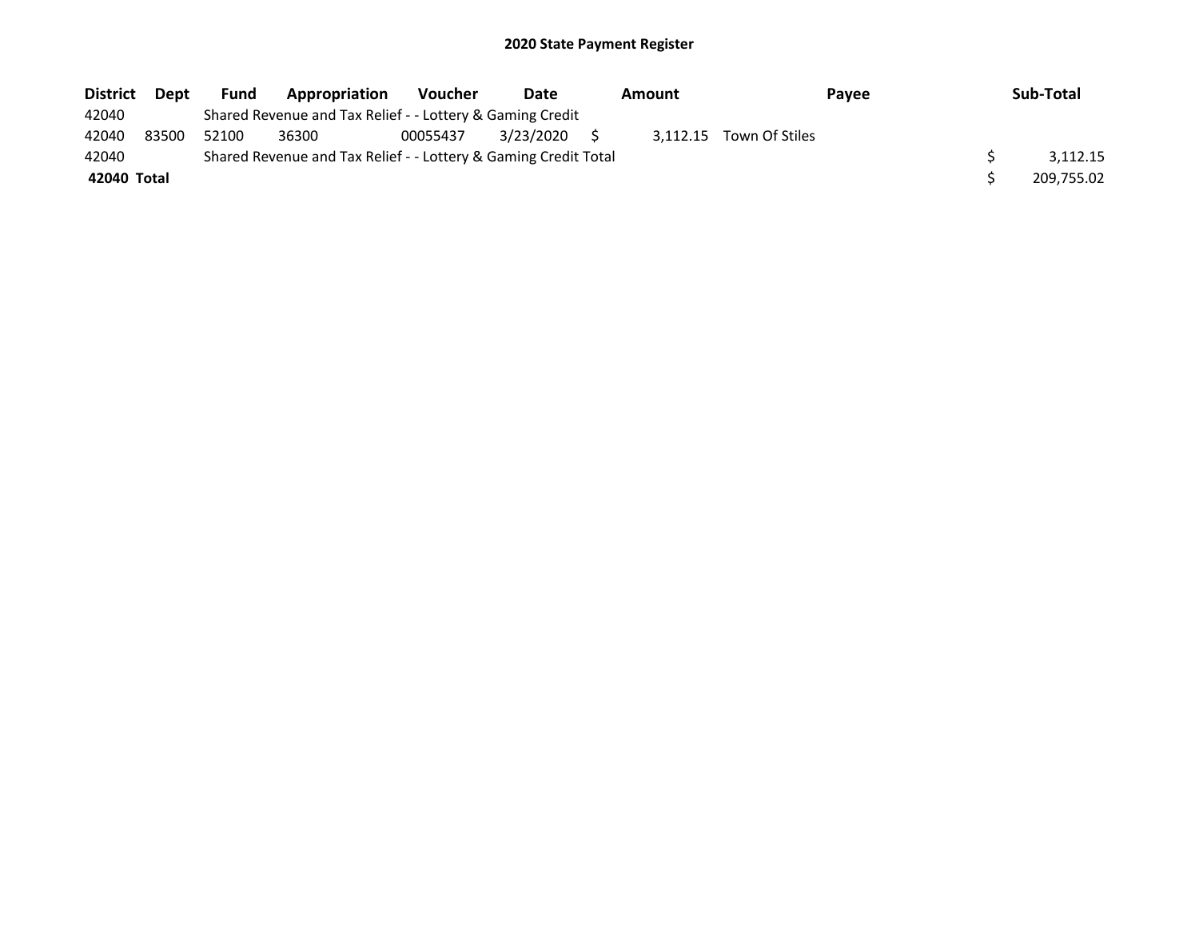## 2020 State Payment Register

| District | Dept | Fund | Appropriation | Voucher | Date | Amount | Payee | Sub-Total |
|---|---|---|---|---|---|---|---|---|
| 42040 | | Shared Revenue and Tax Relief - - Lottery & Gaming Credit | | | | | | |
| 42040 | 83500 | 52100 | 36300 | 00055437 | 3/23/2020 | $ 3,112.15 | Town Of Stiles | |
| 42040 | | Shared Revenue and Tax Relief - - Lottery & Gaming Credit Total | | | | | | $ 3,112.15 |
| **42040 Total** | | | | | | | | $ 209,755.02 |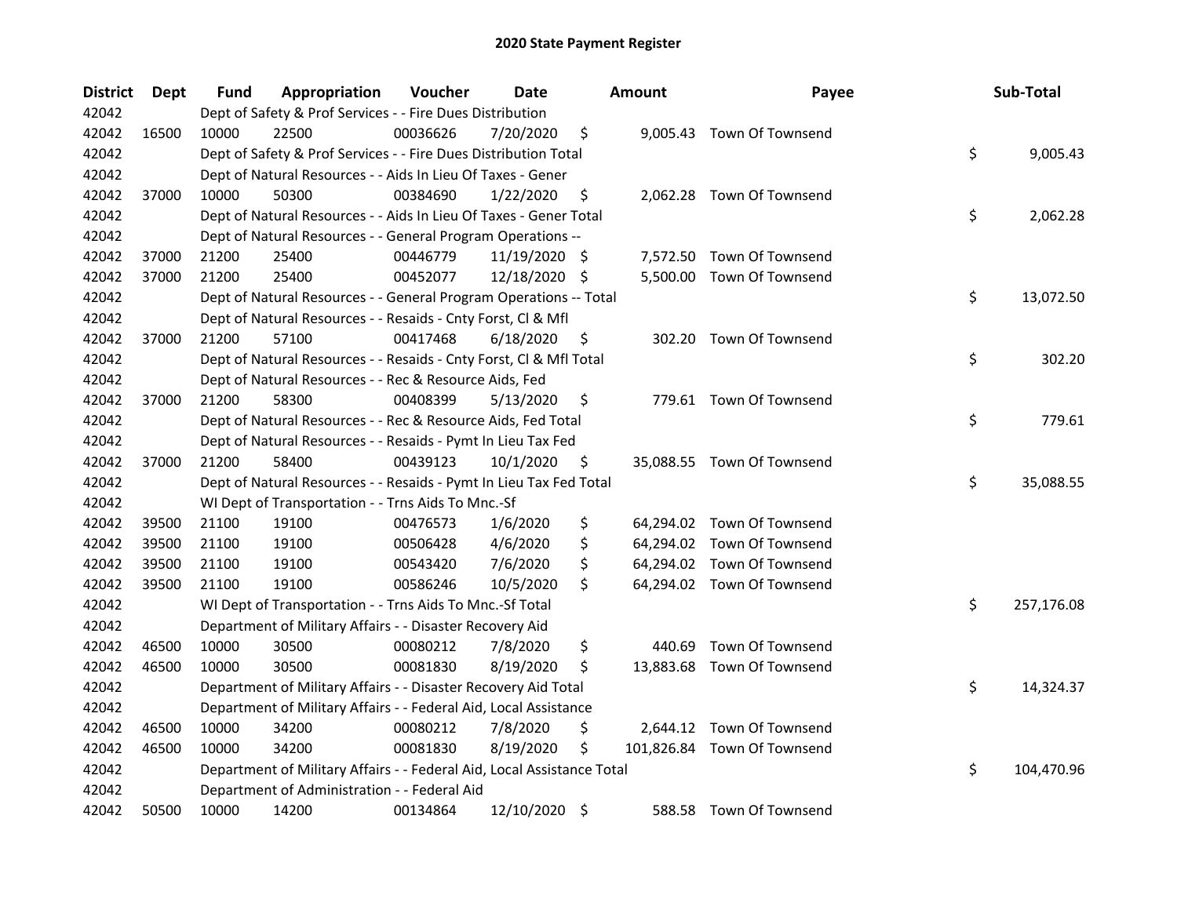# 2020 State Payment Register

| District | Dept | Fund | Appropriation | Voucher | Date | Amount | Payee | Sub-Total |
|---|---|---|---|---|---|---|---|---|
| 42042 | | Dept of Safety & Prof Services - - Fire Dues Distribution | | | | | | |
| 42042 | 16500 | 10000 | 22500 | 00036626 | 7/20/2020 | $ 9,005.43 | Town Of Townsend | |
| 42042 | | Dept of Safety & Prof Services - - Fire Dues Distribution Total | | | | | | $ 9,005.43 |
| 42042 | | Dept of Natural Resources - - Aids In Lieu Of Taxes - Gener | | | | | | |
| 42042 | 37000 | 10000 | 50300 | 00384690 | 1/22/2020 | $ 2,062.28 | Town Of Townsend | |
| 42042 | | Dept of Natural Resources - - Aids In Lieu Of Taxes - Gener Total | | | | | | $ 2,062.28 |
| 42042 | | Dept of Natural Resources - - General Program Operations -- | | | | | | |
| 42042 | 37000 | 21200 | 25400 | 00446779 | 11/19/2020 | $ 7,572.50 | Town Of Townsend | |
| 42042 | 37000 | 21200 | 25400 | 00452077 | 12/18/2020 | $ 5,500.00 | Town Of Townsend | |
| 42042 | | Dept of Natural Resources - - General Program Operations -- Total | | | | | | $ 13,072.50 |
| 42042 | | Dept of Natural Resources - - Resaids - Cnty Forst, Cl & Mfl | | | | | | |
| 42042 | 37000 | 21200 | 57100 | 00417468 | 6/18/2020 | $ 302.20 | Town Of Townsend | |
| 42042 | | Dept of Natural Resources - - Resaids - Cnty Forst, Cl & Mfl Total | | | | | | $ 302.20 |
| 42042 | | Dept of Natural Resources - - Rec & Resource Aids, Fed | | | | | | |
| 42042 | 37000 | 21200 | 58300 | 00408399 | 5/13/2020 | $ 779.61 | Town Of Townsend | |
| 42042 | | Dept of Natural Resources - - Rec & Resource Aids, Fed Total | | | | | | $ 779.61 |
| 42042 | | Dept of Natural Resources - - Resaids - Pymt In Lieu Tax Fed | | | | | | |
| 42042 | 37000 | 21200 | 58400 | 00439123 | 10/1/2020 | $ 35,088.55 | Town Of Townsend | |
| 42042 | | Dept of Natural Resources - - Resaids - Pymt In Lieu Tax Fed Total | | | | | | $ 35,088.55 |
| 42042 | | WI Dept of Transportation - - Trns Aids To Mnc.-Sf | | | | | | |
| 42042 | 39500 | 21100 | 19100 | 00476573 | 1/6/2020 | $ 64,294.02 | Town Of Townsend | |
| 42042 | 39500 | 21100 | 19100 | 00506428 | 4/6/2020 | $ 64,294.02 | Town Of Townsend | |
| 42042 | 39500 | 21100 | 19100 | 00543420 | 7/6/2020 | $ 64,294.02 | Town Of Townsend | |
| 42042 | 39500 | 21100 | 19100 | 00586246 | 10/5/2020 | $ 64,294.02 | Town Of Townsend | |
| 42042 | | WI Dept of Transportation - - Trns Aids To Mnc.-Sf Total | | | | | | $ 257,176.08 |
| 42042 | | Department of Military Affairs - - Disaster Recovery Aid | | | | | | |
| 42042 | 46500 | 10000 | 30500 | 00080212 | 7/8/2020 | $ 440.69 | Town Of Townsend | |
| 42042 | 46500 | 10000 | 30500 | 00081830 | 8/19/2020 | $ 13,883.68 | Town Of Townsend | |
| 42042 | | Department of Military Affairs - - Disaster Recovery Aid Total | | | | | | $ 14,324.37 |
| 42042 | | Department of Military Affairs - - Federal Aid, Local Assistance | | | | | | |
| 42042 | 46500 | 10000 | 34200 | 00080212 | 7/8/2020 | $ 2,644.12 | Town Of Townsend | |
| 42042 | 46500 | 10000 | 34200 | 00081830 | 8/19/2020 | $ 101,826.84 | Town Of Townsend | |
| 42042 | | Department of Military Affairs - - Federal Aid, Local Assistance Total | | | | | | $ 104,470.96 |
| 42042 | | Department of Administration - - Federal Aid | | | | | | |
| 42042 | 50500 | 10000 | 14200 | 00134864 | 12/10/2020 | $ 588.58 | Town Of Townsend | |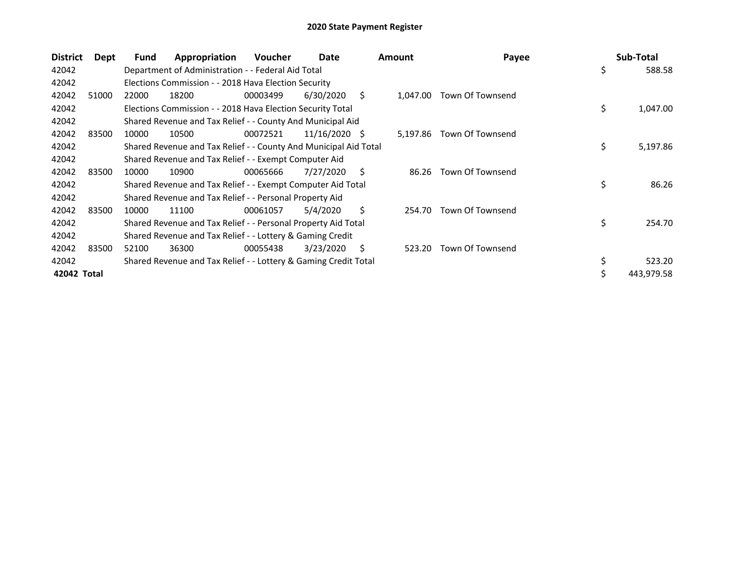# 2020 State Payment Register

| District | Dept | Fund | Appropriation | Voucher | Date | Amount | Payee | Sub-Total |
|---|---|---|---|---|---|---|---|---|
| 42042 | | Department of Administration - - Federal Aid Total | | | | | | $ 588.58 |
| 42042 | | Elections Commission - - 2018 Hava Election Security | | | | | | |
| 42042 | 51000 | 22000 | 18200 | 00003499 | 6/30/2020 | $ 1,047.00 | Town Of Townsend | |
| 42042 | | Elections Commission - - 2018 Hava Election Security Total | | | | | | $ 1,047.00 |
| 42042 | | Shared Revenue and Tax Relief - - County And Municipal Aid | | | | | | |
| 42042 | 83500 | 10000 | 10500 | 00072521 | 11/16/2020 | $ 5,197.86 | Town Of Townsend | |
| 42042 | | Shared Revenue and Tax Relief - - County And Municipal Aid Total | | | | | | $ 5,197.86 |
| 42042 | | Shared Revenue and Tax Relief - - Exempt Computer Aid | | | | | | |
| 42042 | 83500 | 10000 | 10900 | 00065666 | 7/27/2020 | $ 86.26 | Town Of Townsend | |
| 42042 | | Shared Revenue and Tax Relief - - Exempt Computer Aid Total | | | | | | $ 86.26 |
| 42042 | | Shared Revenue and Tax Relief - - Personal Property Aid | | | | | | |
| 42042 | 83500 | 10000 | 11100 | 00061057 | 5/4/2020 | $ 254.70 | Town Of Townsend | |
| 42042 | | Shared Revenue and Tax Relief - - Personal Property Aid Total | | | | | | $ 254.70 |
| 42042 | | Shared Revenue and Tax Relief - - Lottery & Gaming Credit | | | | | | |
| 42042 | 83500 | 52100 | 36300 | 00055438 | 3/23/2020 | $ 523.20 | Town Of Townsend | |
| 42042 | | Shared Revenue and Tax Relief - - Lottery & Gaming Credit Total | | | | | | $ 523.20 |
| **42042 Total** | | | | | | | | $ 443,979.58 |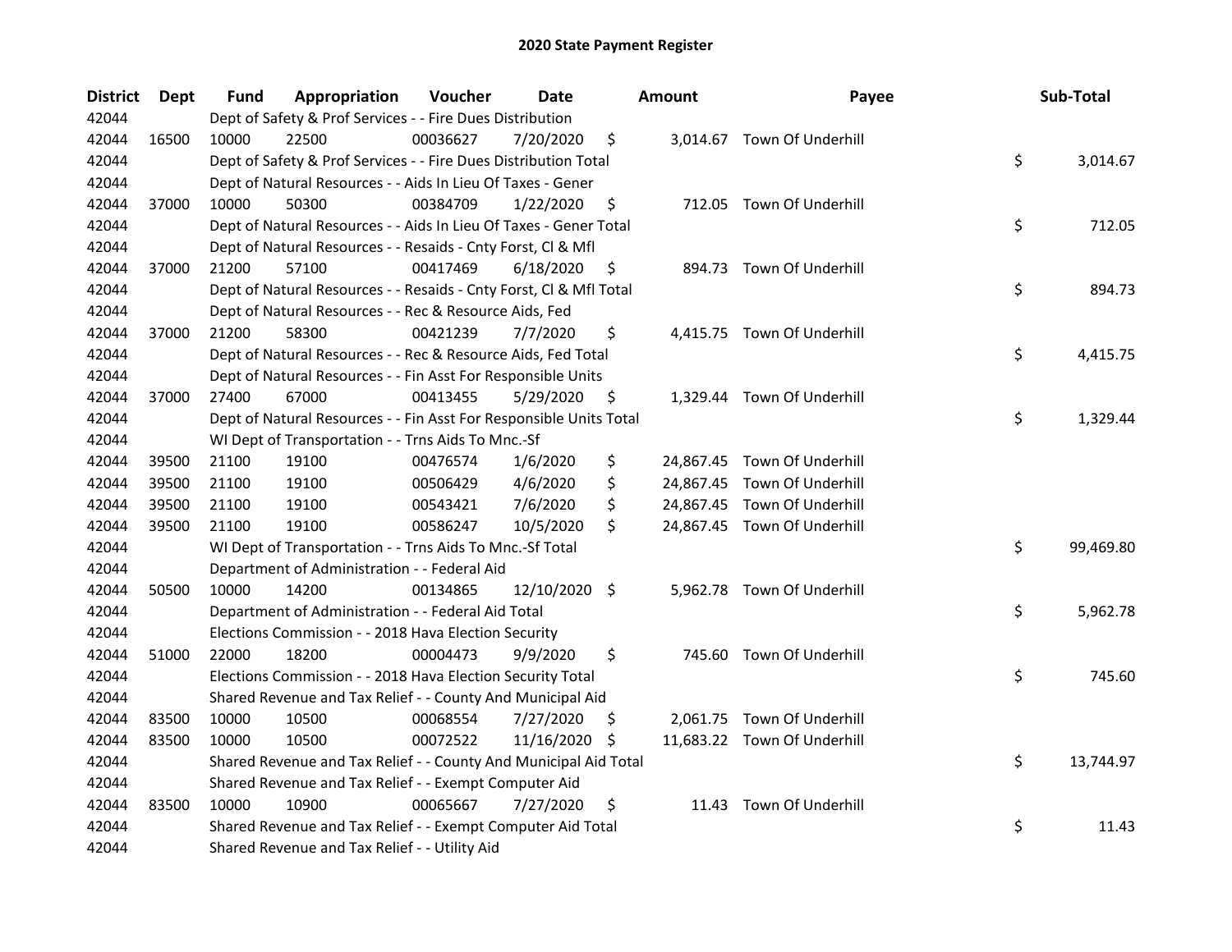# 2020 State Payment Register

| District | Dept | Fund | Appropriation | Voucher | Date | Amount | Payee | Sub-Total |
|---|---|---|---|---|---|---|---|---|
| 42044 | | Dept of Safety & Prof Services - - Fire Dues Distribution | | | | | | |
| 42044 | 16500 | 10000 | 22500 | 00036627 | 7/20/2020 | $ 3,014.67 | Town Of Underhill | |
| 42044 | | Dept of Safety & Prof Services - - Fire Dues Distribution Total | | | | | | $ 3,014.67 |
| 42044 | | Dept of Natural Resources - - Aids In Lieu Of Taxes - Gener | | | | | | |
| 42044 | 37000 | 10000 | 50300 | 00384709 | 1/22/2020 | $ 712.05 | Town Of Underhill | |
| 42044 | | Dept of Natural Resources - - Aids In Lieu Of Taxes - Gener Total | | | | | | $ 712.05 |
| 42044 | | Dept of Natural Resources - - Resaids - Cnty Forst, Cl & Mfl | | | | | | |
| 42044 | 37000 | 21200 | 57100 | 00417469 | 6/18/2020 | $ 894.73 | Town Of Underhill | |
| 42044 | | Dept of Natural Resources - - Resaids - Cnty Forst, Cl & Mfl Total | | | | | | $ 894.73 |
| 42044 | | Dept of Natural Resources - - Rec & Resource Aids, Fed | | | | | | |
| 42044 | 37000 | 21200 | 58300 | 00421239 | 7/7/2020 | $ 4,415.75 | Town Of Underhill | |
| 42044 | | Dept of Natural Resources - - Rec & Resource Aids, Fed Total | | | | | | $ 4,415.75 |
| 42044 | | Dept of Natural Resources - - Fin Asst For Responsible Units | | | | | | |
| 42044 | 37000 | 27400 | 67000 | 00413455 | 5/29/2020 | $ 1,329.44 | Town Of Underhill | |
| 42044 | | Dept of Natural Resources - - Fin Asst For Responsible Units Total | | | | | | $ 1,329.44 |
| 42044 | | WI Dept of Transportation - - Trns Aids To Mnc.-Sf | | | | | | |
| 42044 | 39500 | 21100 | 19100 | 00476574 | 1/6/2020 | $ 24,867.45 | Town Of Underhill | |
| 42044 | 39500 | 21100 | 19100 | 00506429 | 4/6/2020 | $ 24,867.45 | Town Of Underhill | |
| 42044 | 39500 | 21100 | 19100 | 00543421 | 7/6/2020 | $ 24,867.45 | Town Of Underhill | |
| 42044 | 39500 | 21100 | 19100 | 00586247 | 10/5/2020 | $ 24,867.45 | Town Of Underhill | |
| 42044 | | WI Dept of Transportation - - Trns Aids To Mnc.-Sf Total | | | | | | $ 99,469.80 |
| 42044 | | Department of Administration - - Federal Aid | | | | | | |
| 42044 | 50500 | 10000 | 14200 | 00134865 | 12/10/2020 | $ 5,962.78 | Town Of Underhill | |
| 42044 | | Department of Administration - - Federal Aid Total | | | | | | $ 5,962.78 |
| 42044 | | Elections Commission - - 2018 Hava Election Security | | | | | | |
| 42044 | 51000 | 22000 | 18200 | 00004473 | 9/9/2020 | $ 745.60 | Town Of Underhill | |
| 42044 | | Elections Commission - - 2018 Hava Election Security Total | | | | | | $ 745.60 |
| 42044 | | Shared Revenue and Tax Relief - - County And Municipal Aid | | | | | | |
| 42044 | 83500 | 10000 | 10500 | 00068554 | 7/27/2020 | $ 2,061.75 | Town Of Underhill | |
| 42044 | 83500 | 10000 | 10500 | 00072522 | 11/16/2020 | $ 11,683.22 | Town Of Underhill | |
| 42044 | | Shared Revenue and Tax Relief - - County And Municipal Aid Total | | | | | | $ 13,744.97 |
| 42044 | | Shared Revenue and Tax Relief - - Exempt Computer Aid | | | | | | |
| 42044 | 83500 | 10000 | 10900 | 00065667 | 7/27/2020 | $ 11.43 | Town Of Underhill | |
| 42044 | | Shared Revenue and Tax Relief - - Exempt Computer Aid Total | | | | | | $ 11.43 |
| 42044 | | Shared Revenue and Tax Relief - - Utility Aid | | | | | | |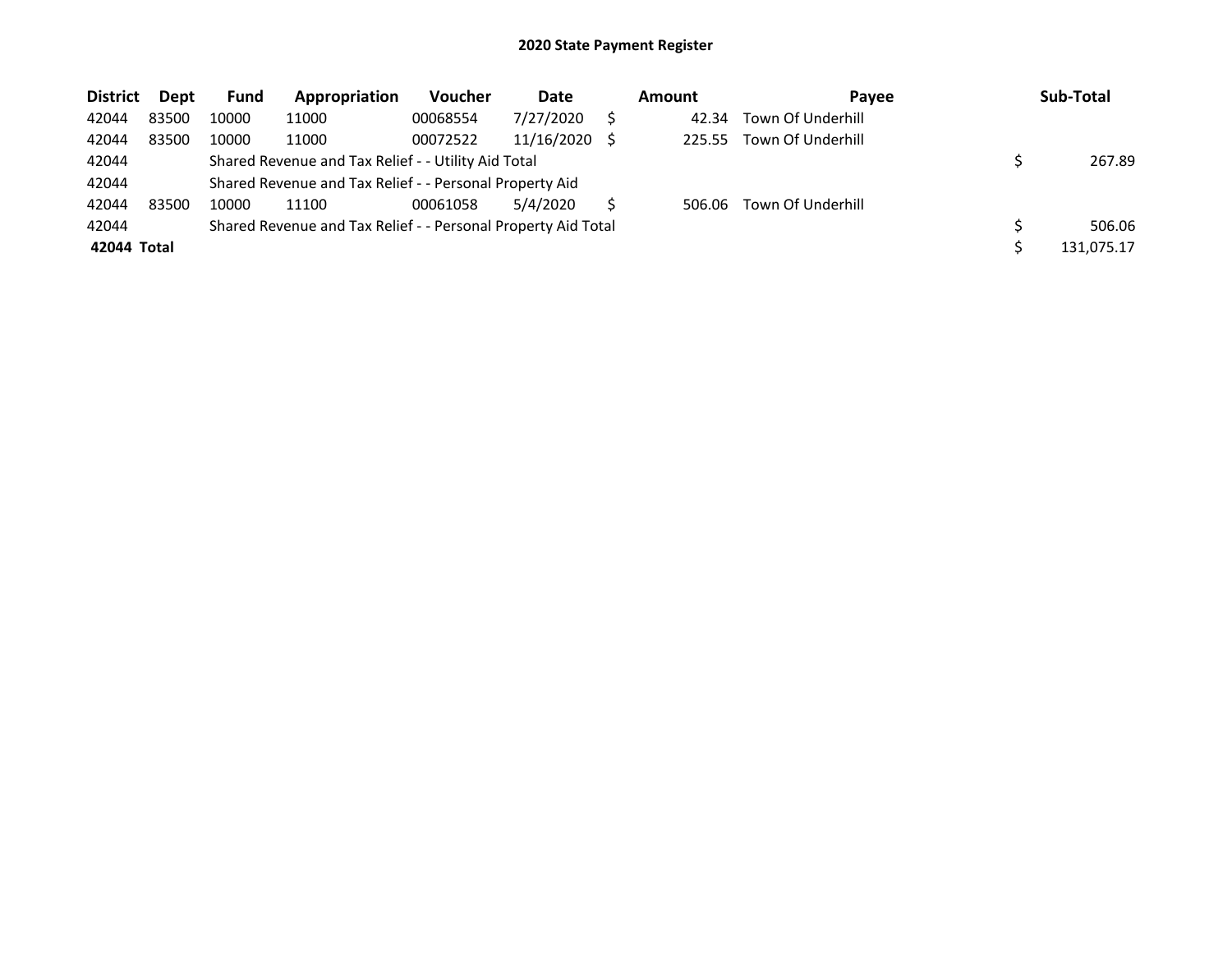# 2020 State Payment Register

| District | Dept | Fund | Appropriation | Voucher | Date | Amount | Payee | Sub-Total |
|---|---|---|---|---|---|---|---|---|
| 42044 | 83500 | 10000 | 11000 | 00068554 | 7/27/2020 | $ 42.34 | Town Of Underhill | |
| 42044 | 83500 | 10000 | 11000 | 00072522 | 11/16/2020 | $ 225.55 | Town Of Underhill | |
| 42044 | | Shared Revenue and Tax Relief - - Utility Aid Total | | | | | | $ 267.89 |
| 42044 | | Shared Revenue and Tax Relief - - Personal Property Aid | | | | | | |
| 42044 | 83500 | 10000 | 11100 | 00061058 | 5/4/2020 | $ 506.06 | Town Of Underhill | |
| 42044 | | Shared Revenue and Tax Relief - - Personal Property Aid Total | | | | | | $ 506.06 |
| **42044 Total** | | | | | | | | $ 131,075.17 |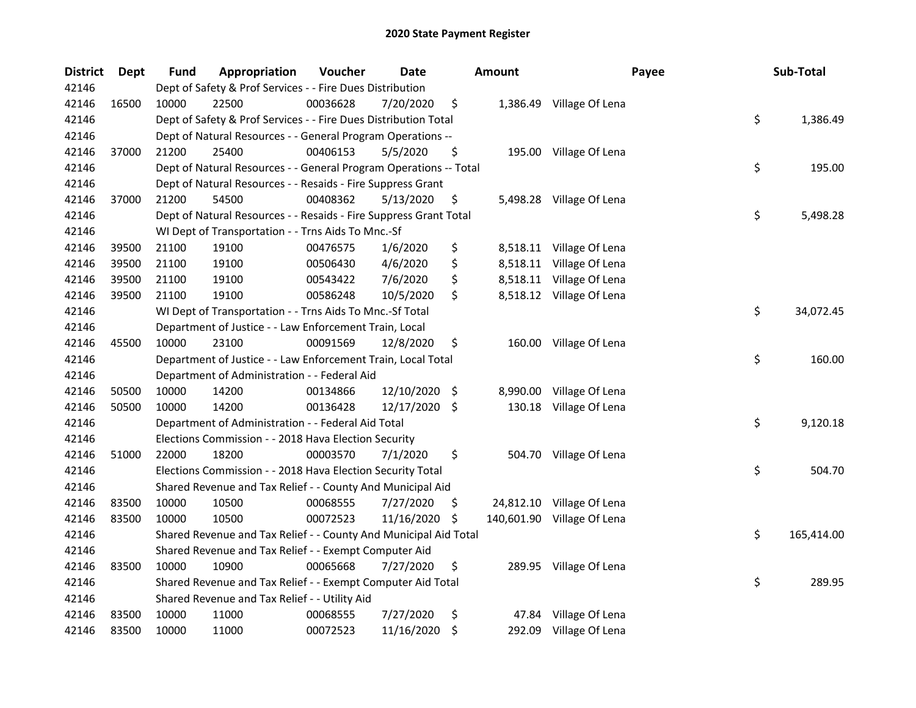## 2020 State Payment Register

| District | Dept | Fund | Appropriation | Voucher | Date | Amount | Payee | Sub-Total |
|---|---|---|---|---|---|---|---|---|
| 42146 | | Dept of Safety & Prof Services - - Fire Dues Distribution | | | | | | |
| 42146 | 16500 | 10000 | 22500 | 00036628 | 7/20/2020 | $ 1,386.49 | Village Of Lena | |
| 42146 | | Dept of Safety & Prof Services - - Fire Dues Distribution Total | | | | | | $ 1,386.49 |
| 42146 | | Dept of Natural Resources - - General Program Operations -- | | | | | | |
| 42146 | 37000 | 21200 | 25400 | 00406153 | 5/5/2020 | $ 195.00 | Village Of Lena | |
| 42146 | | Dept of Natural Resources - - General Program Operations -- Total | | | | | | $ 195.00 |
| 42146 | | Dept of Natural Resources - - Resaids - Fire Suppress Grant | | | | | | |
| 42146 | 37000 | 21200 | 54500 | 00408362 | 5/13/2020 | $ 5,498.28 | Village Of Lena | |
| 42146 | | Dept of Natural Resources - - Resaids - Fire Suppress Grant Total | | | | | | $ 5,498.28 |
| 42146 | | WI Dept of Transportation - - Trns Aids To Mnc.-Sf | | | | | | |
| 42146 | 39500 | 21100 | 19100 | 00476575 | 1/6/2020 | $ 8,518.11 | Village Of Lena | |
| 42146 | 39500 | 21100 | 19100 | 00506430 | 4/6/2020 | $ 8,518.11 | Village Of Lena | |
| 42146 | 39500 | 21100 | 19100 | 00543422 | 7/6/2020 | $ 8,518.11 | Village Of Lena | |
| 42146 | 39500 | 21100 | 19100 | 00586248 | 10/5/2020 | $ 8,518.12 | Village Of Lena | |
| 42146 | | WI Dept of Transportation - - Trns Aids To Mnc.-Sf Total | | | | | | $ 34,072.45 |
| 42146 | | Department of Justice - - Law Enforcement Train, Local | | | | | | |
| 42146 | 45500 | 10000 | 23100 | 00091569 | 12/8/2020 | $ 160.00 | Village Of Lena | |
| 42146 | | Department of Justice - - Law Enforcement Train, Local Total | | | | | | $ 160.00 |
| 42146 | | Department of Administration - - Federal Aid | | | | | | |
| 42146 | 50500 | 10000 | 14200 | 00134866 | 12/10/2020 | $ 8,990.00 | Village Of Lena | |
| 42146 | 50500 | 10000 | 14200 | 00136428 | 12/17/2020 | $ 130.18 | Village Of Lena | |
| 42146 | | Department of Administration - - Federal Aid Total | | | | | | $ 9,120.18 |
| 42146 | | Elections Commission - - 2018 Hava Election Security | | | | | | |
| 42146 | 51000 | 22000 | 18200 | 00003570 | 7/1/2020 | $ 504.70 | Village Of Lena | |
| 42146 | | Elections Commission - - 2018 Hava Election Security Total | | | | | | $ 504.70 |
| 42146 | | Shared Revenue and Tax Relief - - County And Municipal Aid | | | | | | |
| 42146 | 83500 | 10000 | 10500 | 00068555 | 7/27/2020 | $ 24,812.10 | Village Of Lena | |
| 42146 | 83500 | 10000 | 10500 | 00072523 | 11/16/2020 | $ 140,601.90 | Village Of Lena | |
| 42146 | | Shared Revenue and Tax Relief - - County And Municipal Aid Total | | | | | | $ 165,414.00 |
| 42146 | | Shared Revenue and Tax Relief - - Exempt Computer Aid | | | | | | |
| 42146 | 83500 | 10000 | 10900 | 00065668 | 7/27/2020 | $ 289.95 | Village Of Lena | |
| 42146 | | Shared Revenue and Tax Relief - - Exempt Computer Aid Total | | | | | | $ 289.95 |
| 42146 | | Shared Revenue and Tax Relief - - Utility Aid | | | | | | |
| 42146 | 83500 | 10000 | 11000 | 00068555 | 7/27/2020 | $ 47.84 | Village Of Lena | |
| 42146 | 83500 | 10000 | 11000 | 00072523 | 11/16/2020 | $ 292.09 | Village Of Lena | |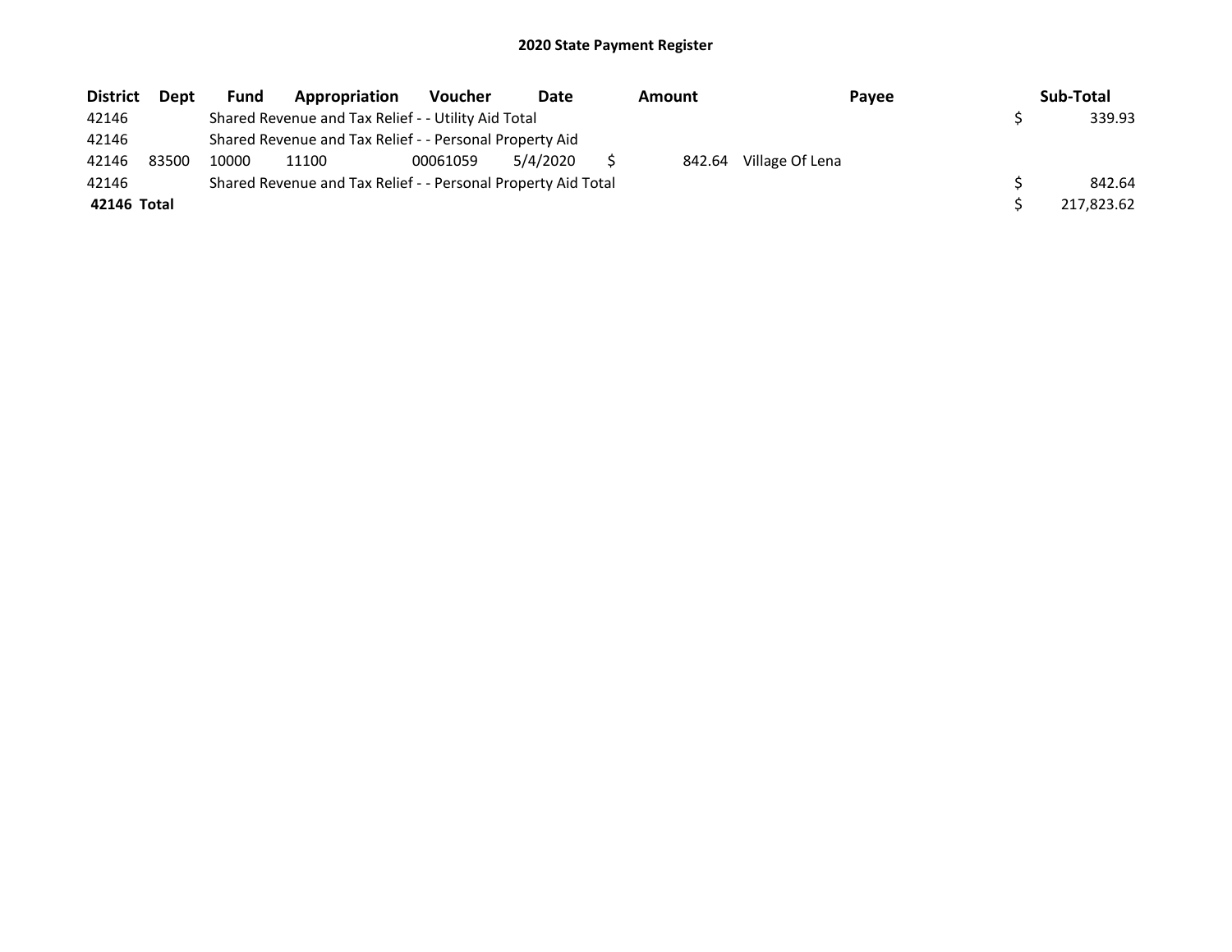# 2020 State Payment Register

| District | Dept | Fund | Appropriation | Voucher | Date | Amount | Payee | Sub-Total |
|---|---|---|---|---|---|---|---|---|
| 42146 | | Shared Revenue and Tax Relief - - Utility Aid Total | | | | | | $ 339.93 |
| 42146 | | Shared Revenue and Tax Relief - - Personal Property Aid | | | | | | |
| 42146 | 83500 | 10000 | 11100 | 00061059 | 5/4/2020 | $ 842.64 | Village Of Lena | |
| 42146 | | Shared Revenue and Tax Relief - - Personal Property Aid Total | | | | | | $ 842.64 |
| **42146 Total** | | | | | | | | $ 217,823.62 |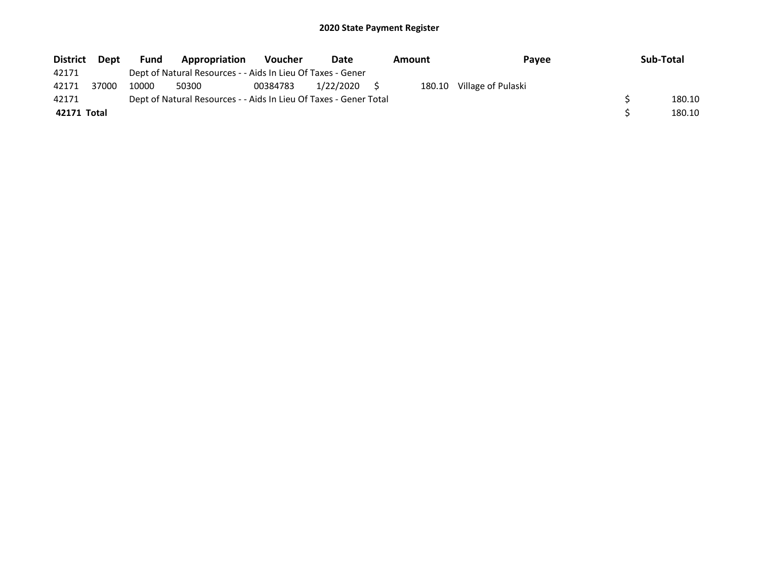# 2020 State Payment Register

| District | Dept | Fund | Appropriation | Voucher | Date | Amount | Payee | Sub-Total |
|---|---|---|---|---|---|---|---|---|
| 42171 | | Dept of Natural Resources - - Aids In Lieu Of Taxes - Gener | | | | | | |
| 42171 | 37000 | 10000 | 50300 | 00384783 | 1/22/2020 | $ 180.10 | Village of Pulaski | |
| 42171 | | Dept of Natural Resources - - Aids In Lieu Of Taxes - Gener Total | | | | | | $ 180.10 |
| **42171 Total** | | | | | | | | $ 180.10 |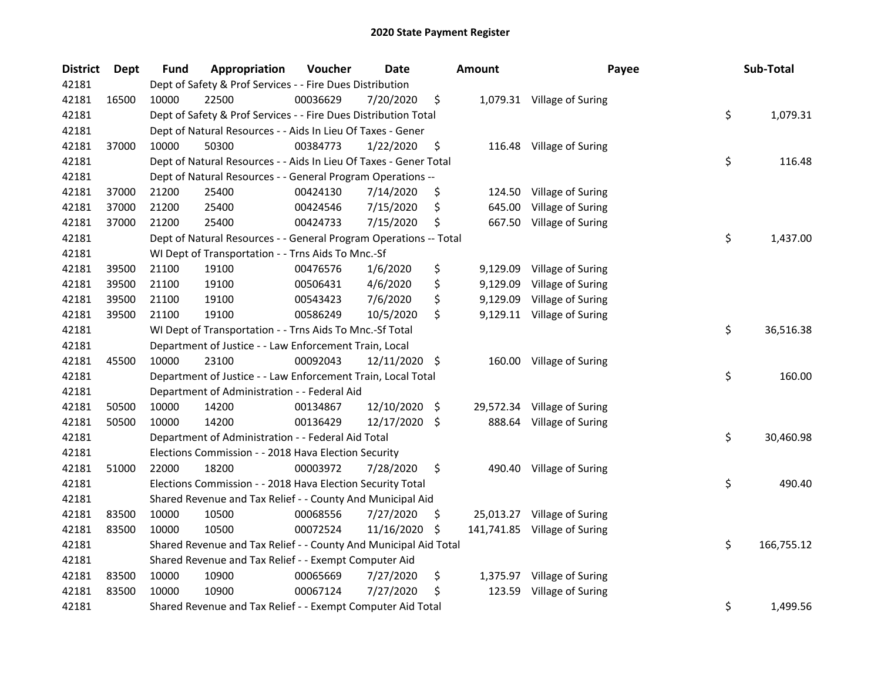# 2020 State Payment Register

| District | Dept | Fund | Appropriation | Voucher | Date | Amount | Payee | Sub-Total |
|---|---|---|---|---|---|---|---|---|
| 42181 | | Dept of Safety & Prof Services - - Fire Dues Distribution | | | | | | |
| 42181 | 16500 | 10000 | 22500 | 00036629 | 7/20/2020 | $ 1,079.31 | Village of Suring | |
| 42181 | | Dept of Safety & Prof Services - - Fire Dues Distribution Total | | | | | | $ 1,079.31 |
| 42181 | | Dept of Natural Resources - - Aids In Lieu Of Taxes - Gener | | | | | | |
| 42181 | 37000 | 10000 | 50300 | 00384773 | 1/22/2020 | $ 116.48 | Village of Suring | |
| 42181 | | Dept of Natural Resources - - Aids In Lieu Of Taxes - Gener Total | | | | | | $ 116.48 |
| 42181 | | Dept of Natural Resources - - General Program Operations -- | | | | | | |
| 42181 | 37000 | 21200 | 25400 | 00424130 | 7/14/2020 | $ 124.50 | Village of Suring | |
| 42181 | 37000 | 21200 | 25400 | 00424546 | 7/15/2020 | $ 645.00 | Village of Suring | |
| 42181 | 37000 | 21200 | 25400 | 00424733 | 7/15/2020 | $ 667.50 | Village of Suring | |
| 42181 | | Dept of Natural Resources - - General Program Operations -- Total | | | | | | $ 1,437.00 |
| 42181 | | WI Dept of Transportation - - Trns Aids To Mnc.-Sf | | | | | | |
| 42181 | 39500 | 21100 | 19100 | 00476576 | 1/6/2020 | $ 9,129.09 | Village of Suring | |
| 42181 | 39500 | 21100 | 19100 | 00506431 | 4/6/2020 | $ 9,129.09 | Village of Suring | |
| 42181 | 39500 | 21100 | 19100 | 00543423 | 7/6/2020 | $ 9,129.09 | Village of Suring | |
| 42181 | 39500 | 21100 | 19100 | 00586249 | 10/5/2020 | $ 9,129.11 | Village of Suring | |
| 42181 | | WI Dept of Transportation - - Trns Aids To Mnc.-Sf Total | | | | | | $ 36,516.38 |
| 42181 | | Department of Justice - - Law Enforcement Train, Local | | | | | | |
| 42181 | 45500 | 10000 | 23100 | 00092043 | 12/11/2020 | $ 160.00 | Village of Suring | |
| 42181 | | Department of Justice - - Law Enforcement Train, Local Total | | | | | | $ 160.00 |
| 42181 | | Department of Administration - - Federal Aid | | | | | | |
| 42181 | 50500 | 10000 | 14200 | 00134867 | 12/10/2020 | $ 29,572.34 | Village of Suring | |
| 42181 | 50500 | 10000 | 14200 | 00136429 | 12/17/2020 | $ 888.64 | Village of Suring | |
| 42181 | | Department of Administration - - Federal Aid Total | | | | | | $ 30,460.98 |
| 42181 | | Elections Commission - - 2018 Hava Election Security | | | | | | |
| 42181 | 51000 | 22000 | 18200 | 00003972 | 7/28/2020 | $ 490.40 | Village of Suring | |
| 42181 | | Elections Commission - - 2018 Hava Election Security Total | | | | | | $ 490.40 |
| 42181 | | Shared Revenue and Tax Relief - - County And Municipal Aid | | | | | | |
| 42181 | 83500 | 10000 | 10500 | 00068556 | 7/27/2020 | $ 25,013.27 | Village of Suring | |
| 42181 | 83500 | 10000 | 10500 | 00072524 | 11/16/2020 | $ 141,741.85 | Village of Suring | |
| 42181 | | Shared Revenue and Tax Relief - - County And Municipal Aid Total | | | | | | $ 166,755.12 |
| 42181 | | Shared Revenue and Tax Relief - - Exempt Computer Aid | | | | | | |
| 42181 | 83500 | 10000 | 10900 | 00065669 | 7/27/2020 | $ 1,375.97 | Village of Suring | |
| 42181 | 83500 | 10000 | 10900 | 00067124 | 7/27/2020 | $ 123.59 | Village of Suring | |
| 42181 | | Shared Revenue and Tax Relief - - Exempt Computer Aid Total | | | | | | $ 1,499.56 |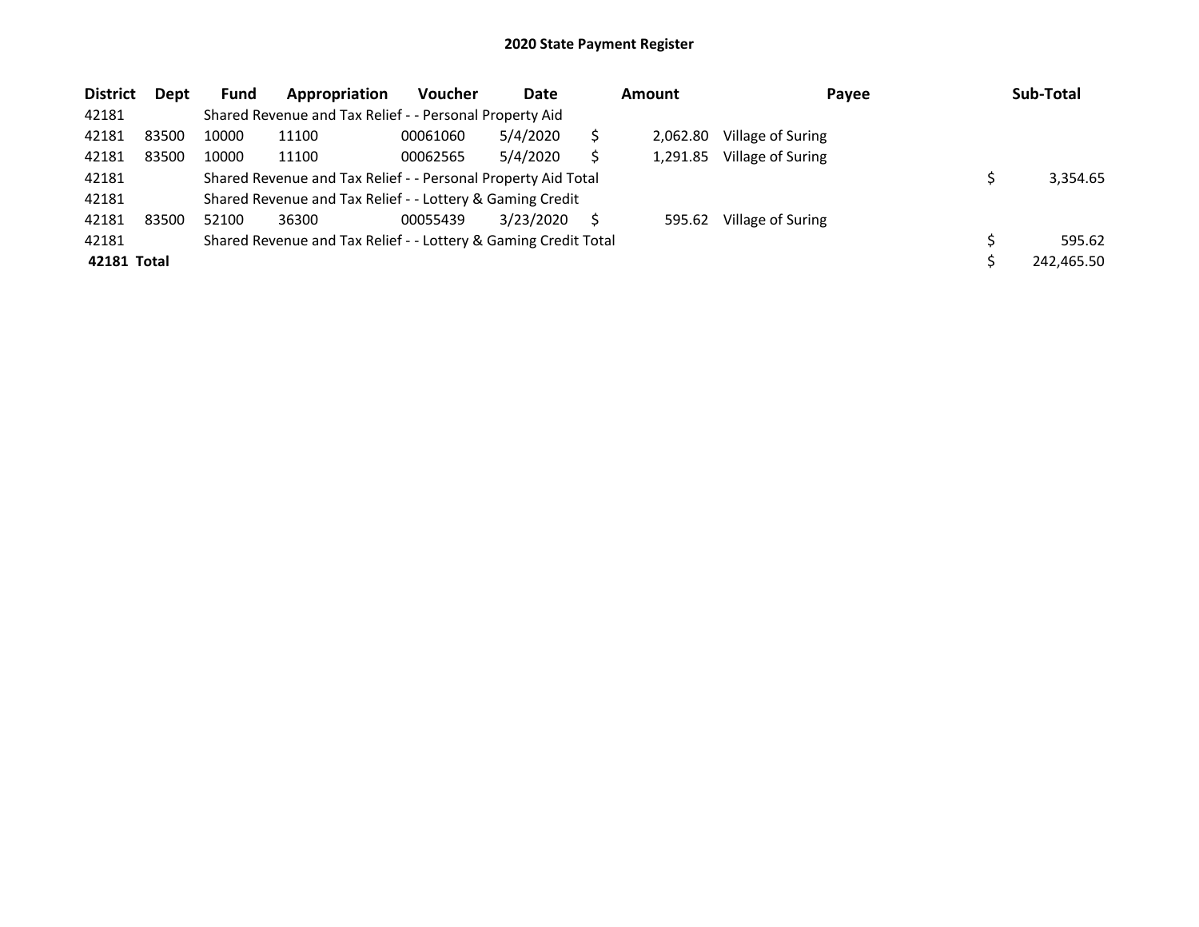## 2020 State Payment Register

| District | Dept | Fund | Appropriation | Voucher | Date | Amount | Payee | Sub-Total |
|---|---|---|---|---|---|---|---|---|
| 42181 | | Shared Revenue and Tax Relief - - Personal Property Aid | | | | | | |
| 42181 | 83500 | 10000 | 11100 | 00061060 | 5/4/2020 | $ 2,062.80 | Village of Suring | |
| 42181 | 83500 | 10000 | 11100 | 00062565 | 5/4/2020 | $ 1,291.85 | Village of Suring | |
| 42181 | | Shared Revenue and Tax Relief - - Personal Property Aid Total | | | | | | $ 3,354.65 |
| 42181 | | Shared Revenue and Tax Relief - - Lottery & Gaming Credit | | | | | | |
| 42181 | 83500 | 52100 | 36300 | 00055439 | 3/23/2020 | $ 595.62 | Village of Suring | |
| 42181 | | Shared Revenue and Tax Relief - - Lottery & Gaming Credit Total | | | | | | $ 595.62 |
| **42181 Total** | | | | | | | | $ 242,465.50 |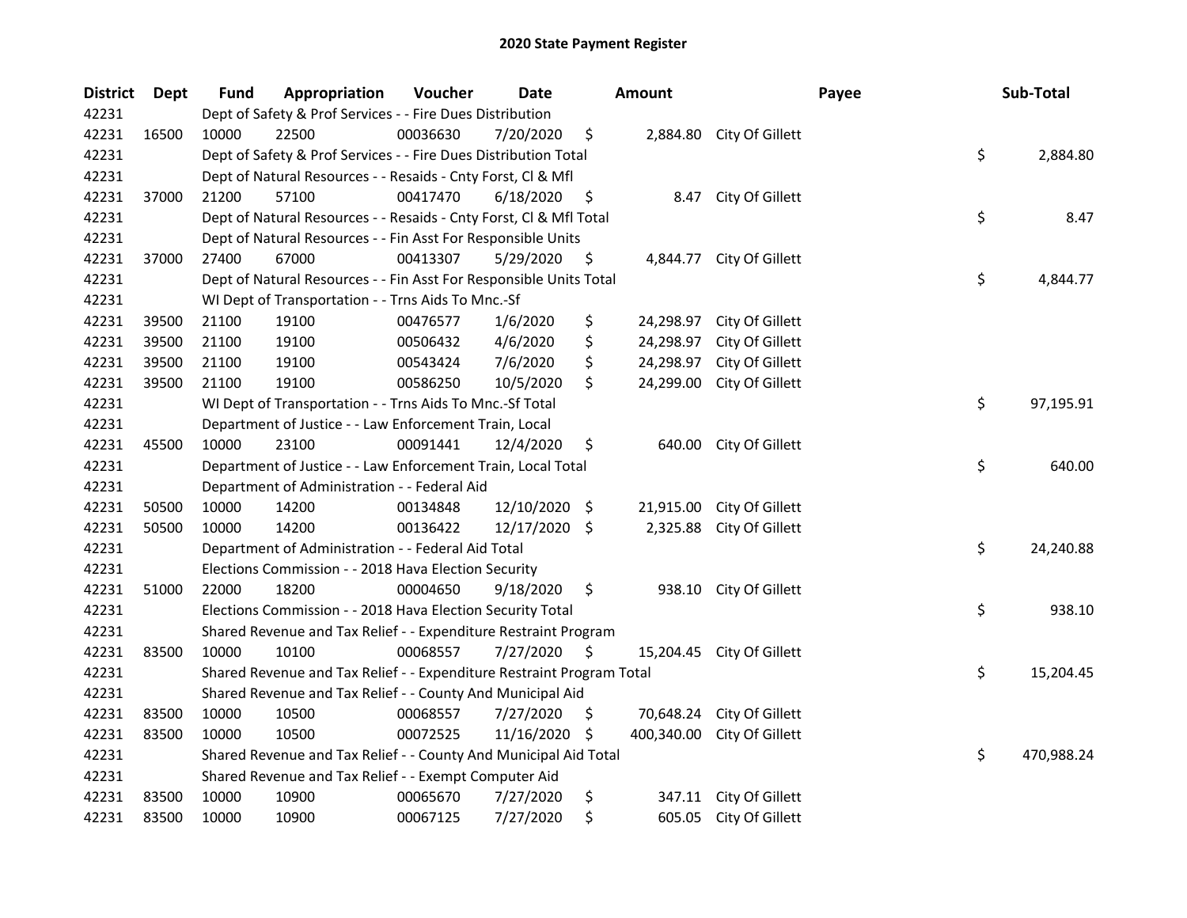## 2020 State Payment Register

| District | Dept | Fund | Appropriation | Voucher | Date | Amount | Payee | Sub-Total |
|---|---|---|---|---|---|---|---|---|
| 42231 | | Dept of Safety & Prof Services - - Fire Dues Distribution | | | | | | |
| 42231 | 16500 | 10000 | 22500 | 00036630 | 7/20/2020 | $ 2,884.80 | City Of Gillett | |
| 42231 | | Dept of Safety & Prof Services - - Fire Dues Distribution Total | | | | | | $ 2,884.80 |
| 42231 | | Dept of Natural Resources - - Resaids - Cnty Forst, Cl & Mfl | | | | | | |
| 42231 | 37000 | 21200 | 57100 | 00417470 | 6/18/2020 | $ 8.47 | City Of Gillett | |
| 42231 | | Dept of Natural Resources - - Resaids - Cnty Forst, Cl & Mfl Total | | | | | | $ 8.47 |
| 42231 | | Dept of Natural Resources - - Fin Asst For Responsible Units | | | | | | |
| 42231 | 37000 | 27400 | 67000 | 00413307 | 5/29/2020 | $ 4,844.77 | City Of Gillett | |
| 42231 | | Dept of Natural Resources - - Fin Asst For Responsible Units Total | | | | | | $ 4,844.77 |
| 42231 | | WI Dept of Transportation - - Trns Aids To Mnc.-Sf | | | | | | |
| 42231 | 39500 | 21100 | 19100 | 00476577 | 1/6/2020 | $ 24,298.97 | City Of Gillett | |
| 42231 | 39500 | 21100 | 19100 | 00506432 | 4/6/2020 | $ 24,298.97 | City Of Gillett | |
| 42231 | 39500 | 21100 | 19100 | 00543424 | 7/6/2020 | $ 24,298.97 | City Of Gillett | |
| 42231 | 39500 | 21100 | 19100 | 00586250 | 10/5/2020 | $ 24,299.00 | City Of Gillett | |
| 42231 | | WI Dept of Transportation - - Trns Aids To Mnc.-Sf Total | | | | | | $ 97,195.91 |
| 42231 | | Department of Justice - - Law Enforcement Train, Local | | | | | | |
| 42231 | 45500 | 10000 | 23100 | 00091441 | 12/4/2020 | $ 640.00 | City Of Gillett | |
| 42231 | | Department of Justice - - Law Enforcement Train, Local Total | | | | | | $ 640.00 |
| 42231 | | Department of Administration - - Federal Aid | | | | | | |
| 42231 | 50500 | 10000 | 14200 | 00134848 | 12/10/2020 | $ 21,915.00 | City Of Gillett | |
| 42231 | 50500 | 10000 | 14200 | 00136422 | 12/17/2020 | $ 2,325.88 | City Of Gillett | |
| 42231 | | Department of Administration - - Federal Aid Total | | | | | | $ 24,240.88 |
| 42231 | | Elections Commission - - 2018 Hava Election Security | | | | | | |
| 42231 | 51000 | 22000 | 18200 | 00004650 | 9/18/2020 | $ 938.10 | City Of Gillett | |
| 42231 | | Elections Commission - - 2018 Hava Election Security Total | | | | | | $ 938.10 |
| 42231 | | Shared Revenue and Tax Relief - - Expenditure Restraint Program | | | | | | |
| 42231 | 83500 | 10000 | 10100 | 00068557 | 7/27/2020 | $ 15,204.45 | City Of Gillett | |
| 42231 | | Shared Revenue and Tax Relief - - Expenditure Restraint Program Total | | | | | | $ 15,204.45 |
| 42231 | | Shared Revenue and Tax Relief - - County And Municipal Aid | | | | | | |
| 42231 | 83500 | 10000 | 10500 | 00068557 | 7/27/2020 | $ 70,648.24 | City Of Gillett | |
| 42231 | 83500 | 10000 | 10500 | 00072525 | 11/16/2020 | $ 400,340.00 | City Of Gillett | |
| 42231 | | Shared Revenue and Tax Relief - - County And Municipal Aid Total | | | | | | $ 470,988.24 |
| 42231 | | Shared Revenue and Tax Relief - - Exempt Computer Aid | | | | | | |
| 42231 | 83500 | 10000 | 10900 | 00065670 | 7/27/2020 | $ 347.11 | City Of Gillett | |
| 42231 | 83500 | 10000 | 10900 | 00067125 | 7/27/2020 | $ 605.05 | City Of Gillett | |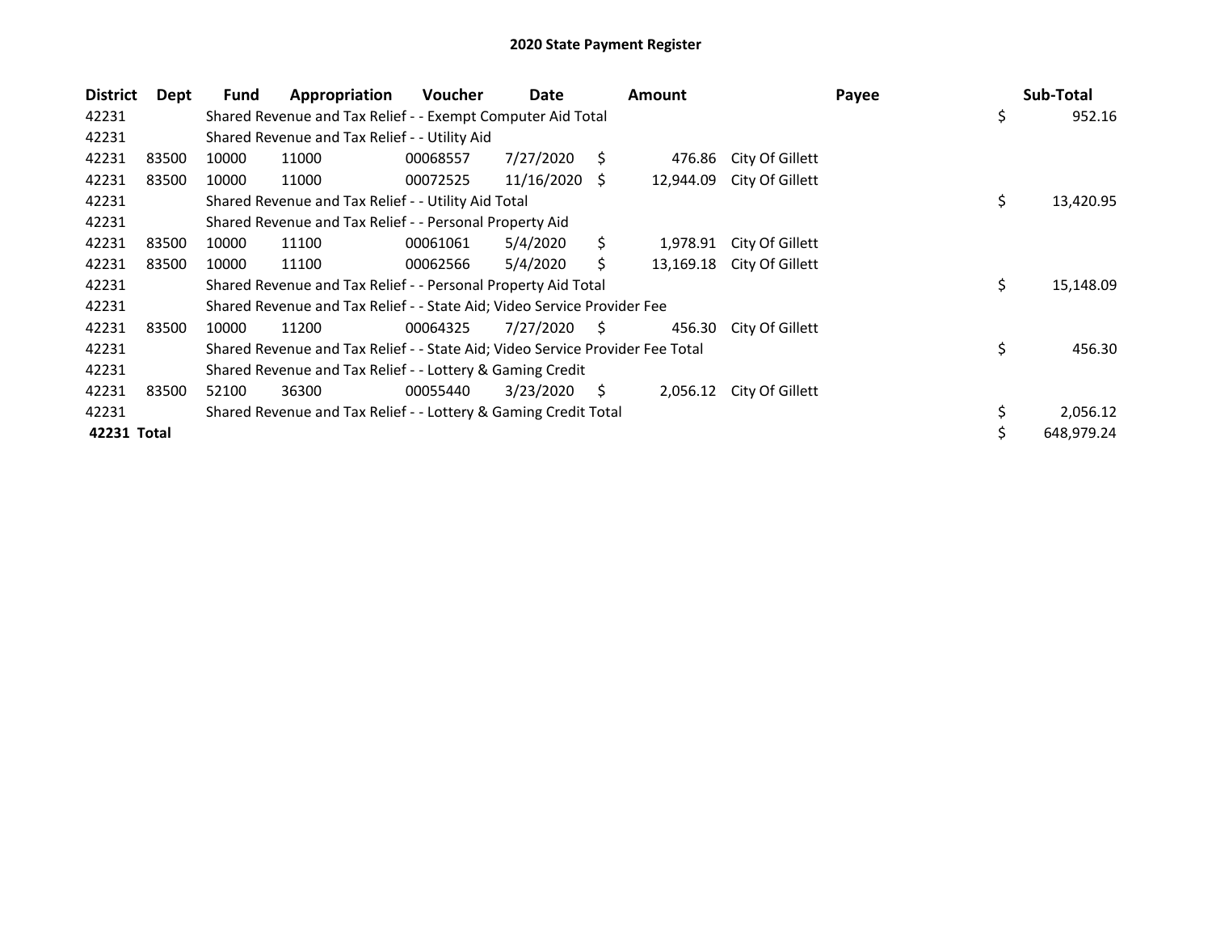## 2020 State Payment Register

| District | Dept | Fund | Appropriation | Voucher | Date | Amount | Payee | Sub-Total |
|---|---|---|---|---|---|---|---|---|
| 42231 | | Shared Revenue and Tax Relief - - Exempt Computer Aid Total | | | | | | $ 952.16 |
| 42231 | | Shared Revenue and Tax Relief - - Utility Aid | | | | | | |
| 42231 | 83500 | 10000 | 11000 | 00068557 | 7/27/2020 | $ 476.86 | City Of Gillett | |
| 42231 | 83500 | 10000 | 11000 | 00072525 | 11/16/2020 | $ 12,944.09 | City Of Gillett | |
| 42231 | | Shared Revenue and Tax Relief - - Utility Aid Total | | | | | | $ 13,420.95 |
| 42231 | | Shared Revenue and Tax Relief - - Personal Property Aid | | | | | | |
| 42231 | 83500 | 10000 | 11100 | 00061061 | 5/4/2020 | $ 1,978.91 | City Of Gillett | |
| 42231 | 83500 | 10000 | 11100 | 00062566 | 5/4/2020 | $ 13,169.18 | City Of Gillett | |
| 42231 | | Shared Revenue and Tax Relief - - Personal Property Aid Total | | | | | | $ 15,148.09 |
| 42231 | | Shared Revenue and Tax Relief - - State Aid; Video Service Provider Fee | | | | | | |
| 42231 | 83500 | 10000 | 11200 | 00064325 | 7/27/2020 | $ 456.30 | City Of Gillett | |
| 42231 | | Shared Revenue and Tax Relief - - State Aid; Video Service Provider Fee Total | | | | | | $ 456.30 |
| 42231 | | Shared Revenue and Tax Relief - - Lottery & Gaming Credit | | | | | | |
| 42231 | 83500 | 52100 | 36300 | 00055440 | 3/23/2020 | $ 2,056.12 | City Of Gillett | |
| 42231 | | Shared Revenue and Tax Relief - - Lottery & Gaming Credit Total | | | | | | $ 2,056.12 |
| **42231 Total** | | | | | | | | $ 648,979.24 |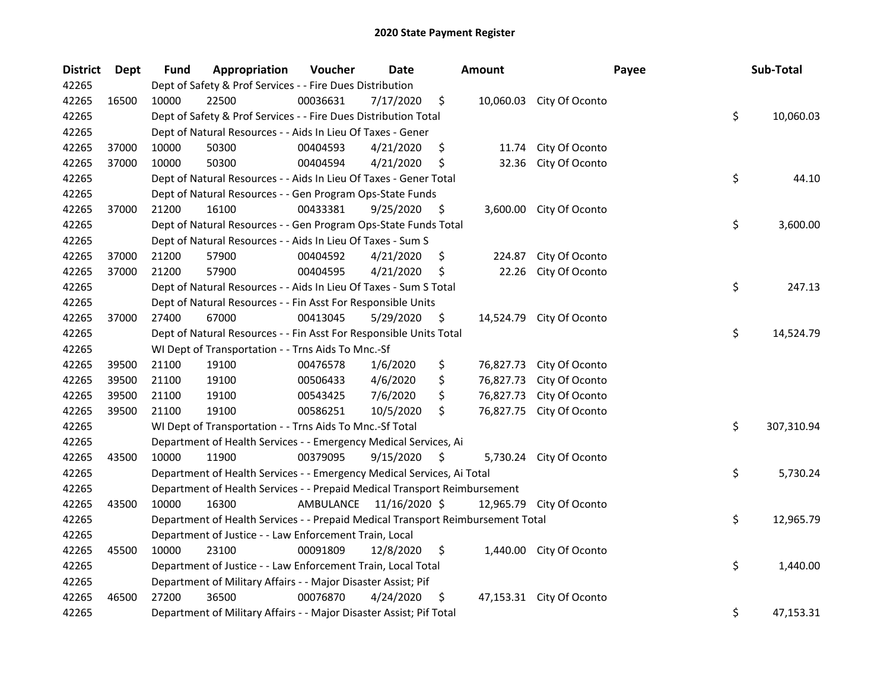# 2020 State Payment Register

| District | Dept | Fund | Appropriation | Voucher | Date | Amount | Payee | Sub-Total |
|---|---|---|---|---|---|---|---|---|
| 42265 | | Dept of Safety & Prof Services - - Fire Dues Distribution | | | | | | |
| 42265 | 16500 | 10000 | 22500 | 00036631 | 7/17/2020 | $ 10,060.03 | City Of Oconto | |
| 42265 | | Dept of Safety & Prof Services - - Fire Dues Distribution Total | | | | | | $ 10,060.03 |
| 42265 | | Dept of Natural Resources - - Aids In Lieu Of Taxes - Gener | | | | | | |
| 42265 | 37000 | 10000 | 50300 | 00404593 | 4/21/2020 | $ 11.74 | City Of Oconto | |
| 42265 | 37000 | 10000 | 50300 | 00404594 | 4/21/2020 | $ 32.36 | City Of Oconto | |
| 42265 | | Dept of Natural Resources - - Aids In Lieu Of Taxes - Gener Total | | | | | | $ 44.10 |
| 42265 | | Dept of Natural Resources - - Gen Program Ops-State Funds | | | | | | |
| 42265 | 37000 | 21200 | 16100 | 00433381 | 9/25/2020 | $ 3,600.00 | City Of Oconto | |
| 42265 | | Dept of Natural Resources - - Gen Program Ops-State Funds Total | | | | | | $ 3,600.00 |
| 42265 | | Dept of Natural Resources - - Aids In Lieu Of Taxes - Sum S | | | | | | |
| 42265 | 37000 | 21200 | 57900 | 00404592 | 4/21/2020 | $ 224.87 | City Of Oconto | |
| 42265 | 37000 | 21200 | 57900 | 00404595 | 4/21/2020 | $ 22.26 | City Of Oconto | |
| 42265 | | Dept of Natural Resources - - Aids In Lieu Of Taxes - Sum S Total | | | | | | $ 247.13 |
| 42265 | | Dept of Natural Resources - - Fin Asst For Responsible Units | | | | | | |
| 42265 | 37000 | 27400 | 67000 | 00413045 | 5/29/2020 | $ 14,524.79 | City Of Oconto | |
| 42265 | | Dept of Natural Resources - - Fin Asst For Responsible Units Total | | | | | | $ 14,524.79 |
| 42265 | | WI Dept of Transportation - - Trns Aids To Mnc.-Sf | | | | | | |
| 42265 | 39500 | 21100 | 19100 | 00476578 | 1/6/2020 | $ 76,827.73 | City Of Oconto | |
| 42265 | 39500 | 21100 | 19100 | 00506433 | 4/6/2020 | $ 76,827.73 | City Of Oconto | |
| 42265 | 39500 | 21100 | 19100 | 00543425 | 7/6/2020 | $ 76,827.73 | City Of Oconto | |
| 42265 | 39500 | 21100 | 19100 | 00586251 | 10/5/2020 | $ 76,827.75 | City Of Oconto | |
| 42265 | | WI Dept of Transportation - - Trns Aids To Mnc.-Sf Total | | | | | | $ 307,310.94 |
| 42265 | | Department of Health Services - - Emergency Medical Services, Ai | | | | | | |
| 42265 | 43500 | 10000 | 11900 | 00379095 | 9/15/2020 | $ 5,730.24 | City Of Oconto | |
| 42265 | | Department of Health Services - - Emergency Medical Services, Ai Total | | | | | | $ 5,730.24 |
| 42265 | | Department of Health Services - - Prepaid Medical Transport Reimbursement | | | | | | |
| 42265 | 43500 | 10000 | 16300 | AMBULANCE | 11/16/2020 | $ 12,965.79 | City Of Oconto | |
| 42265 | | Department of Health Services - - Prepaid Medical Transport Reimbursement Total | | | | | | $ 12,965.79 |
| 42265 | | Department of Justice - - Law Enforcement Train, Local | | | | | | |
| 42265 | 45500 | 10000 | 23100 | 00091809 | 12/8/2020 | $ 1,440.00 | City Of Oconto | |
| 42265 | | Department of Justice - - Law Enforcement Train, Local Total | | | | | | $ 1,440.00 |
| 42265 | | Department of Military Affairs - - Major Disaster Assist; Pif | | | | | | |
| 42265 | 46500 | 27200 | 36500 | 00076870 | 4/24/2020 | $ 47,153.31 | City Of Oconto | |
| 42265 | | Department of Military Affairs - - Major Disaster Assist; Pif Total | | | | | | $ 47,153.31 |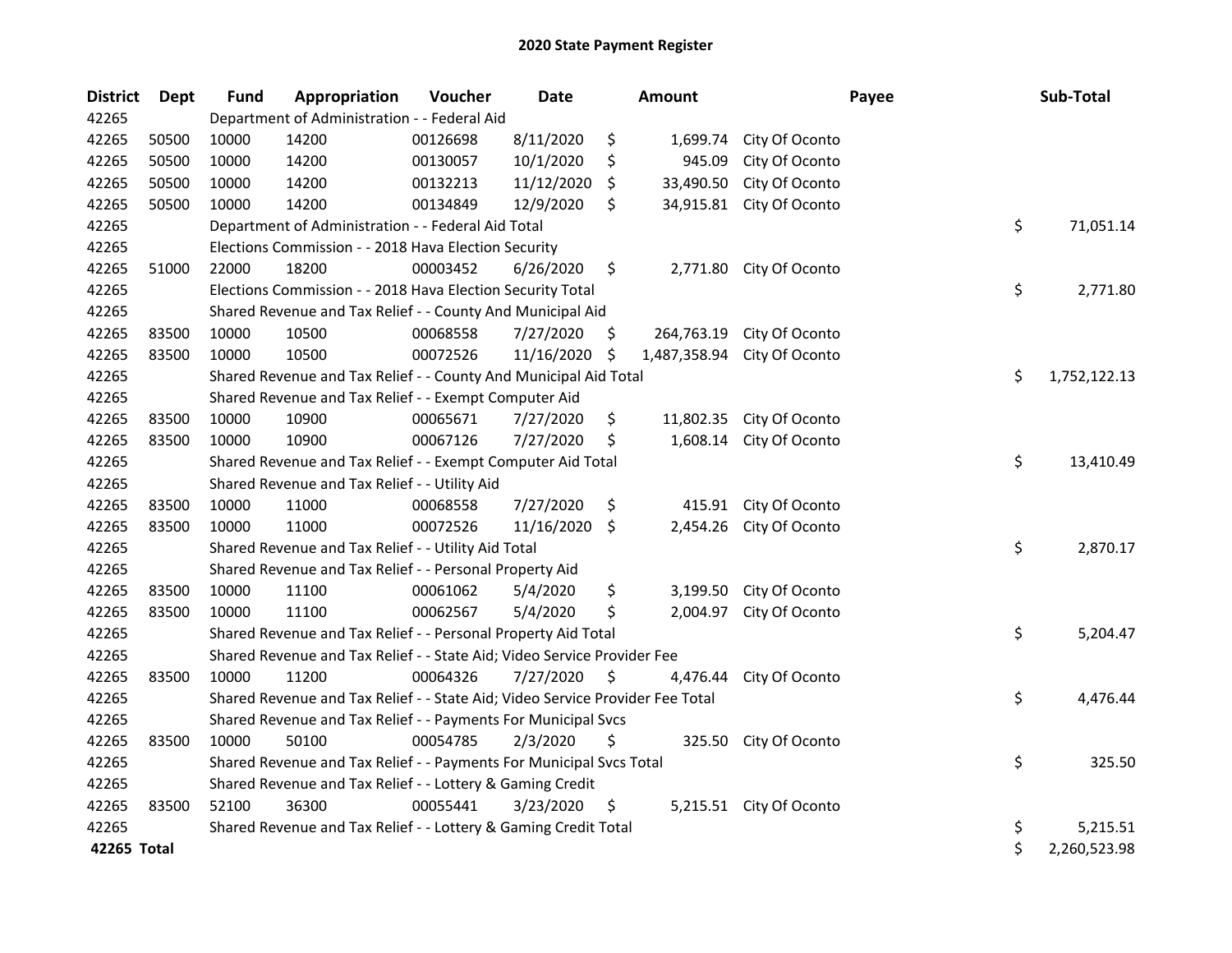## 2020 State Payment Register

| District | Dept | Fund | Appropriation | Voucher | Date | Amount | Payee | Sub-Total |
|---|---|---|---|---|---|---|---|---|
| 42265 | | Department of Administration - - Federal Aid | | | | | | |
| 42265 | 50500 | 10000 | 14200 | 00126698 | 8/11/2020 | $ 1,699.74 | City Of Oconto | |
| 42265 | 50500 | 10000 | 14200 | 00130057 | 10/1/2020 | $ 945.09 | City Of Oconto | |
| 42265 | 50500 | 10000 | 14200 | 00132213 | 11/12/2020 | $ 33,490.50 | City Of Oconto | |
| 42265 | 50500 | 10000 | 14200 | 00134849 | 12/9/2020 | $ 34,915.81 | City Of Oconto | |
| 42265 | | Department of Administration - - Federal Aid Total | | | | | | $ 71,051.14 |
| 42265 | | Elections Commission - - 2018 Hava Election Security | | | | | | |
| 42265 | 51000 | 22000 | 18200 | 00003452 | 6/26/2020 | $ 2,771.80 | City Of Oconto | |
| 42265 | | Elections Commission - - 2018 Hava Election Security Total | | | | | | $ 2,771.80 |
| 42265 | | Shared Revenue and Tax Relief - - County And Municipal Aid | | | | | | |
| 42265 | 83500 | 10000 | 10500 | 00068558 | 7/27/2020 | $ 264,763.19 | City Of Oconto | |
| 42265 | 83500 | 10000 | 10500 | 00072526 | 11/16/2020 | $ 1,487,358.94 | City Of Oconto | |
| 42265 | | Shared Revenue and Tax Relief - - County And Municipal Aid Total | | | | | | $ 1,752,122.13 |
| 42265 | | Shared Revenue and Tax Relief - - Exempt Computer Aid | | | | | | |
| 42265 | 83500 | 10000 | 10900 | 00065671 | 7/27/2020 | $ 11,802.35 | City Of Oconto | |
| 42265 | 83500 | 10000 | 10900 | 00067126 | 7/27/2020 | $ 1,608.14 | City Of Oconto | |
| 42265 | | Shared Revenue and Tax Relief - - Exempt Computer Aid Total | | | | | | $ 13,410.49 |
| 42265 | | Shared Revenue and Tax Relief - - Utility Aid | | | | | | |
| 42265 | 83500 | 10000 | 11000 | 00068558 | 7/27/2020 | $ 415.91 | City Of Oconto | |
| 42265 | 83500 | 10000 | 11000 | 00072526 | 11/16/2020 | $ 2,454.26 | City Of Oconto | |
| 42265 | | Shared Revenue and Tax Relief - - Utility Aid Total | | | | | | $ 2,870.17 |
| 42265 | | Shared Revenue and Tax Relief - - Personal Property Aid | | | | | | |
| 42265 | 83500 | 10000 | 11100 | 00061062 | 5/4/2020 | $ 3,199.50 | City Of Oconto | |
| 42265 | 83500 | 10000 | 11100 | 00062567 | 5/4/2020 | $ 2,004.97 | City Of Oconto | |
| 42265 | | Shared Revenue and Tax Relief - - Personal Property Aid Total | | | | | | $ 5,204.47 |
| 42265 | | Shared Revenue and Tax Relief - - State Aid; Video Service Provider Fee | | | | | | |
| 42265 | 83500 | 10000 | 11200 | 00064326 | 7/27/2020 | $ 4,476.44 | City Of Oconto | |
| 42265 | | Shared Revenue and Tax Relief - - State Aid; Video Service Provider Fee Total | | | | | | $ 4,476.44 |
| 42265 | | Shared Revenue and Tax Relief - - Payments For Municipal Svcs | | | | | | |
| 42265 | 83500 | 10000 | 50100 | 00054785 | 2/3/2020 | $ 325.50 | City Of Oconto | |
| 42265 | | Shared Revenue and Tax Relief - - Payments For Municipal Svcs Total | | | | | | $ 325.50 |
| 42265 | | Shared Revenue and Tax Relief - - Lottery & Gaming Credit | | | | | | |
| 42265 | 83500 | 52100 | 36300 | 00055441 | 3/23/2020 | $ 5,215.51 | City Of Oconto | |
| 42265 | | Shared Revenue and Tax Relief - - Lottery & Gaming Credit Total | | | | | | $ 5,215.51 |
| **42265 Total** | | | | | | | | $ 2,260,523.98 |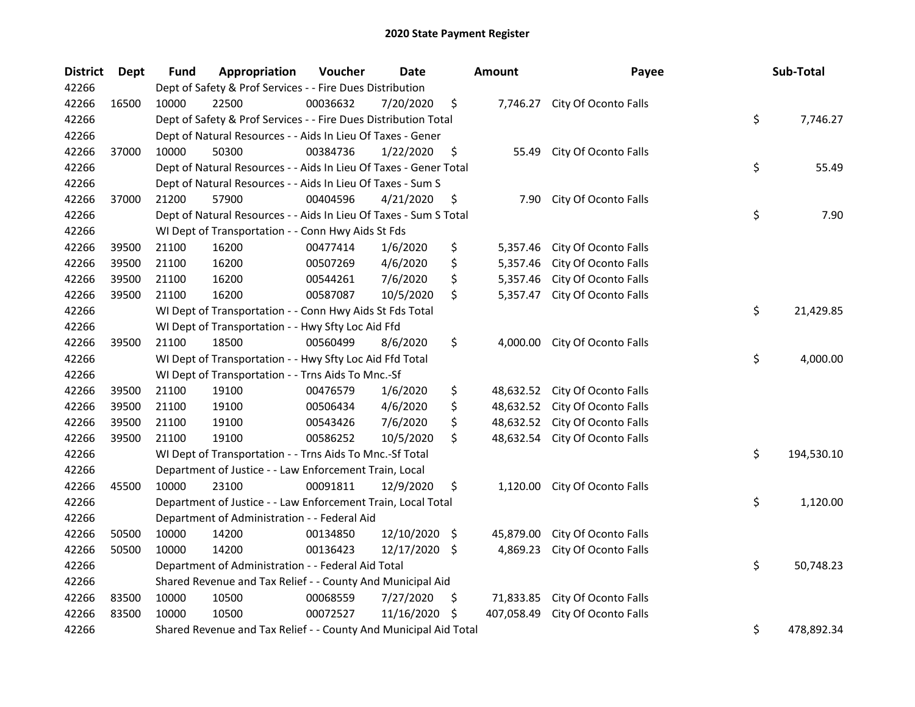# 2020 State Payment Register

| District | Dept | Fund | Appropriation | Voucher | Date | Amount | Payee | Sub-Total |
|---|---|---|---|---|---|---|---|---|
| 42266 | | Dept of Safety & Prof Services - - Fire Dues Distribution | | | | | | |
| 42266 | 16500 | 10000 | 22500 | 00036632 | 7/20/2020 | $ 7,746.27 | City Of Oconto Falls | |
| 42266 | | Dept of Safety & Prof Services - - Fire Dues Distribution Total | | | | | | $ 7,746.27 |
| 42266 | | Dept of Natural Resources - - Aids In Lieu Of Taxes - Gener | | | | | | |
| 42266 | 37000 | 10000 | 50300 | 00384736 | 1/22/2020 | $ 55.49 | City Of Oconto Falls | |
| 42266 | | Dept of Natural Resources - - Aids In Lieu Of Taxes - Gener Total | | | | | | $ 55.49 |
| 42266 | | Dept of Natural Resources - - Aids In Lieu Of Taxes - Sum S | | | | | | |
| 42266 | 37000 | 21200 | 57900 | 00404596 | 4/21/2020 | $ 7.90 | City Of Oconto Falls | |
| 42266 | | Dept of Natural Resources - - Aids In Lieu Of Taxes - Sum S Total | | | | | | $ 7.90 |
| 42266 | | WI Dept of Transportation - - Conn Hwy Aids St Fds | | | | | | |
| 42266 | 39500 | 21100 | 16200 | 00477414 | 1/6/2020 | $ 5,357.46 | City Of Oconto Falls | |
| 42266 | 39500 | 21100 | 16200 | 00507269 | 4/6/2020 | $ 5,357.46 | City Of Oconto Falls | |
| 42266 | 39500 | 21100 | 16200 | 00544261 | 7/6/2020 | $ 5,357.46 | City Of Oconto Falls | |
| 42266 | 39500 | 21100 | 16200 | 00587087 | 10/5/2020 | $ 5,357.47 | City Of Oconto Falls | |
| 42266 | | WI Dept of Transportation - - Conn Hwy Aids St Fds Total | | | | | | $ 21,429.85 |
| 42266 | | WI Dept of Transportation - - Hwy Sfty Loc Aid Ffd | | | | | | |
| 42266 | 39500 | 21100 | 18500 | 00560499 | 8/6/2020 | $ 4,000.00 | City Of Oconto Falls | |
| 42266 | | WI Dept of Transportation - - Hwy Sfty Loc Aid Ffd Total | | | | | | $ 4,000.00 |
| 42266 | | WI Dept of Transportation - - Trns Aids To Mnc.-Sf | | | | | | |
| 42266 | 39500 | 21100 | 19100 | 00476579 | 1/6/2020 | $ 48,632.52 | City Of Oconto Falls | |
| 42266 | 39500 | 21100 | 19100 | 00506434 | 4/6/2020 | $ 48,632.52 | City Of Oconto Falls | |
| 42266 | 39500 | 21100 | 19100 | 00543426 | 7/6/2020 | $ 48,632.52 | City Of Oconto Falls | |
| 42266 | 39500 | 21100 | 19100 | 00586252 | 10/5/2020 | $ 48,632.54 | City Of Oconto Falls | |
| 42266 | | WI Dept of Transportation - - Trns Aids To Mnc.-Sf Total | | | | | | $ 194,530.10 |
| 42266 | | Department of Justice - - Law Enforcement Train, Local | | | | | | |
| 42266 | 45500 | 10000 | 23100 | 00091811 | 12/9/2020 | $ 1,120.00 | City Of Oconto Falls | |
| 42266 | | Department of Justice - - Law Enforcement Train, Local Total | | | | | | $ 1,120.00 |
| 42266 | | Department of Administration - - Federal Aid | | | | | | |
| 42266 | 50500 | 10000 | 14200 | 00134850 | 12/10/2020 | $ 45,879.00 | City Of Oconto Falls | |
| 42266 | 50500 | 10000 | 14200 | 00136423 | 12/17/2020 | $ 4,869.23 | City Of Oconto Falls | |
| 42266 | | Department of Administration - - Federal Aid Total | | | | | | $ 50,748.23 |
| 42266 | | Shared Revenue and Tax Relief - - County And Municipal Aid | | | | | | |
| 42266 | 83500 | 10000 | 10500 | 00068559 | 7/27/2020 | $ 71,833.85 | City Of Oconto Falls | |
| 42266 | 83500 | 10000 | 10500 | 00072527 | 11/16/2020 | $ 407,058.49 | City Of Oconto Falls | |
| 42266 | | Shared Revenue and Tax Relief - - County And Municipal Aid Total | | | | | | $ 478,892.34 |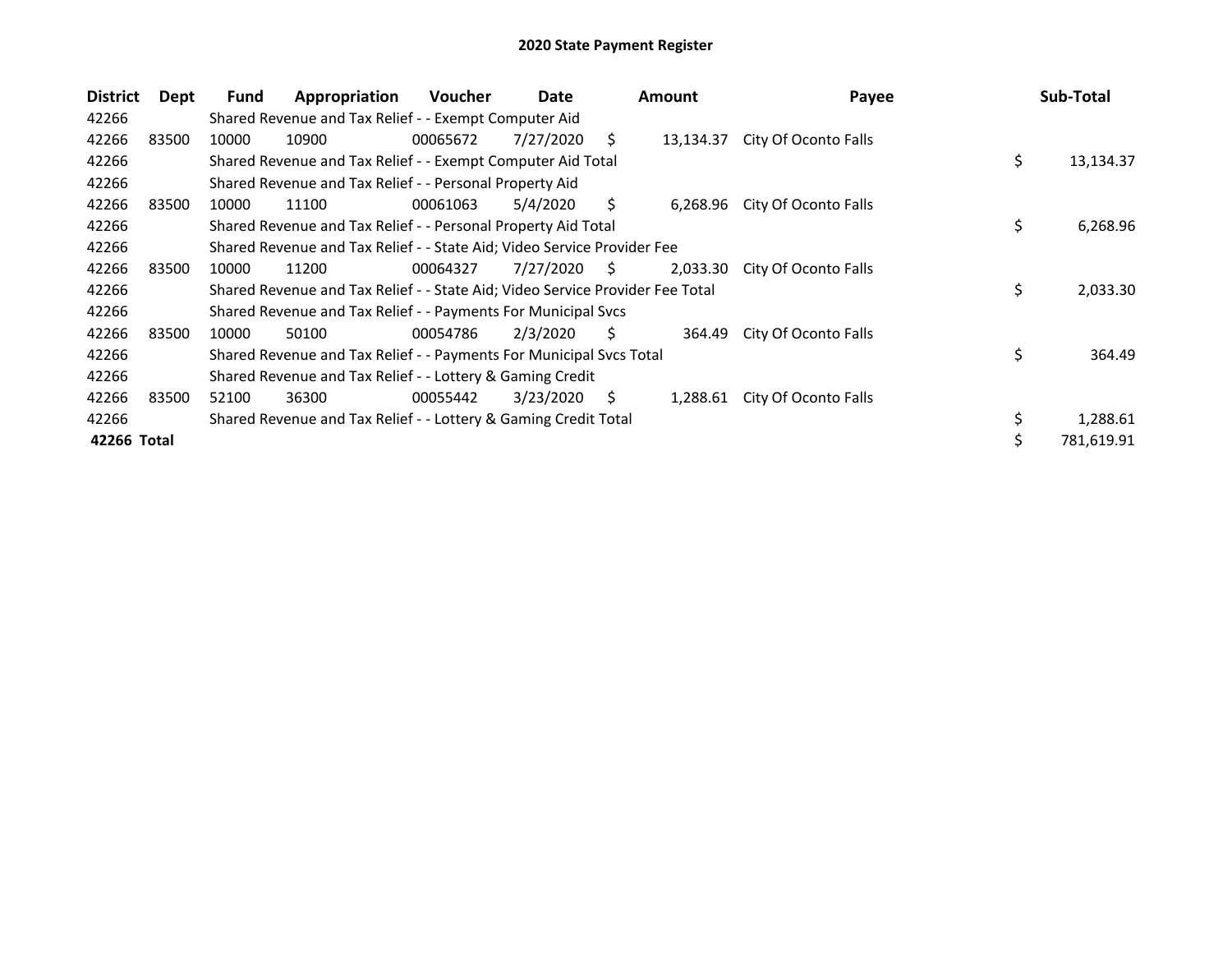# 2020 State Payment Register

| District | Dept | Fund | Appropriation | Voucher | Date | Amount | Payee | Sub-Total |
|---|---|---|---|---|---|---|---|---|
| 42266 | | Shared Revenue and Tax Relief - - Exempt Computer Aid | | | | | | |
| 42266 | 83500 | 10000 | 10900 | 00065672 | 7/27/2020 | $ 13,134.37 | City Of Oconto Falls | |
| 42266 | | Shared Revenue and Tax Relief - - Exempt Computer Aid Total | | | | | | $ 13,134.37 |
| 42266 | | Shared Revenue and Tax Relief - - Personal Property Aid | | | | | | |
| 42266 | 83500 | 10000 | 11100 | 00061063 | 5/4/2020 | $ 6,268.96 | City Of Oconto Falls | |
| 42266 | | Shared Revenue and Tax Relief - - Personal Property Aid Total | | | | | | $ 6,268.96 |
| 42266 | | Shared Revenue and Tax Relief - - State Aid; Video Service Provider Fee | | | | | | |
| 42266 | 83500 | 10000 | 11200 | 00064327 | 7/27/2020 | $ 2,033.30 | City Of Oconto Falls | |
| 42266 | | Shared Revenue and Tax Relief - - State Aid; Video Service Provider Fee Total | | | | | | $ 2,033.30 |
| 42266 | | Shared Revenue and Tax Relief - - Payments For Municipal Svcs | | | | | | |
| 42266 | 83500 | 10000 | 50100 | 00054786 | 2/3/2020 | $ 364.49 | City Of Oconto Falls | |
| 42266 | | Shared Revenue and Tax Relief - - Payments For Municipal Svcs Total | | | | | | $ 364.49 |
| 42266 | | Shared Revenue and Tax Relief - - Lottery & Gaming Credit | | | | | | |
| 42266 | 83500 | 52100 | 36300 | 00055442 | 3/23/2020 | $ 1,288.61 | City Of Oconto Falls | |
| 42266 | | Shared Revenue and Tax Relief - - Lottery & Gaming Credit Total | | | | | | $ 1,288.61 |
| **42266 Total** | | | | | | | | $ 781,619.91 |